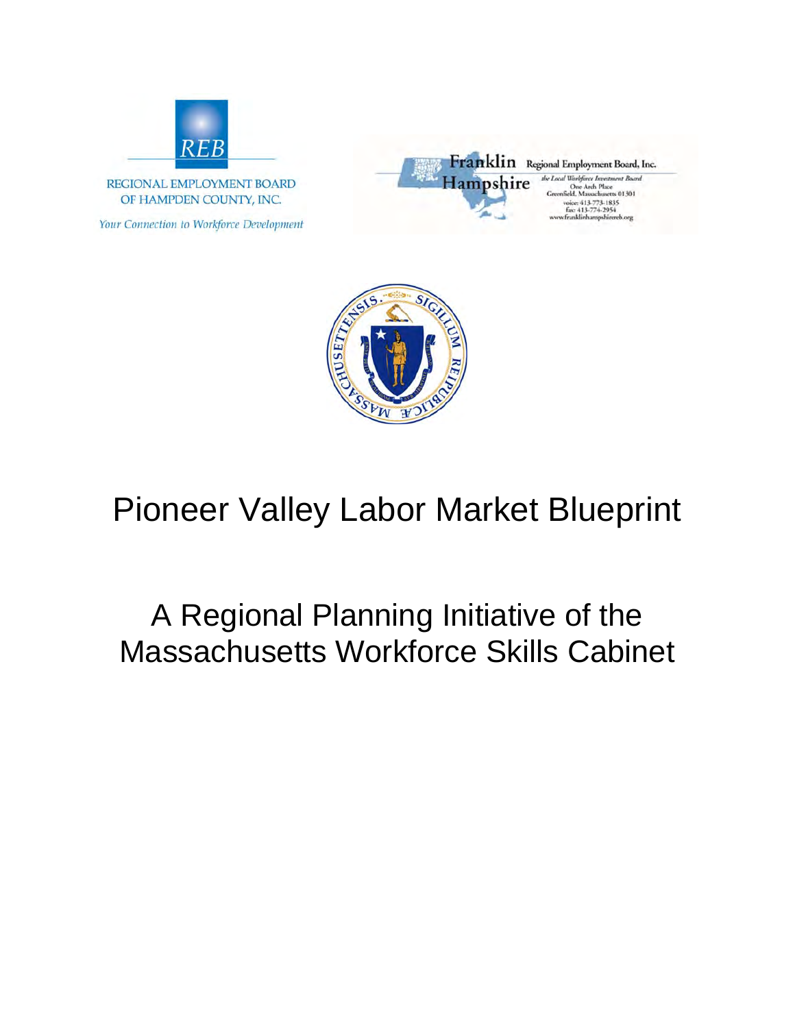REB

REGIONAL EMPLOYMENT BOARD OF HAMPDEN COUNTY, INC.

*Your Connection to Workforce Development*

Franklin Hampshire Regional Employment Board, Inc.

*the Local Workforce Investment Board*
One Arch Place
Greenfield, Massachusetts 01301
voice: 413-773-1835
fax: 413-774-2954
www.franklinhampshirereb.org

# Pioneer Valley Labor Market Blueprint

## A Regional Planning Initiative of the Massachusetts Workforce Skills Cabinet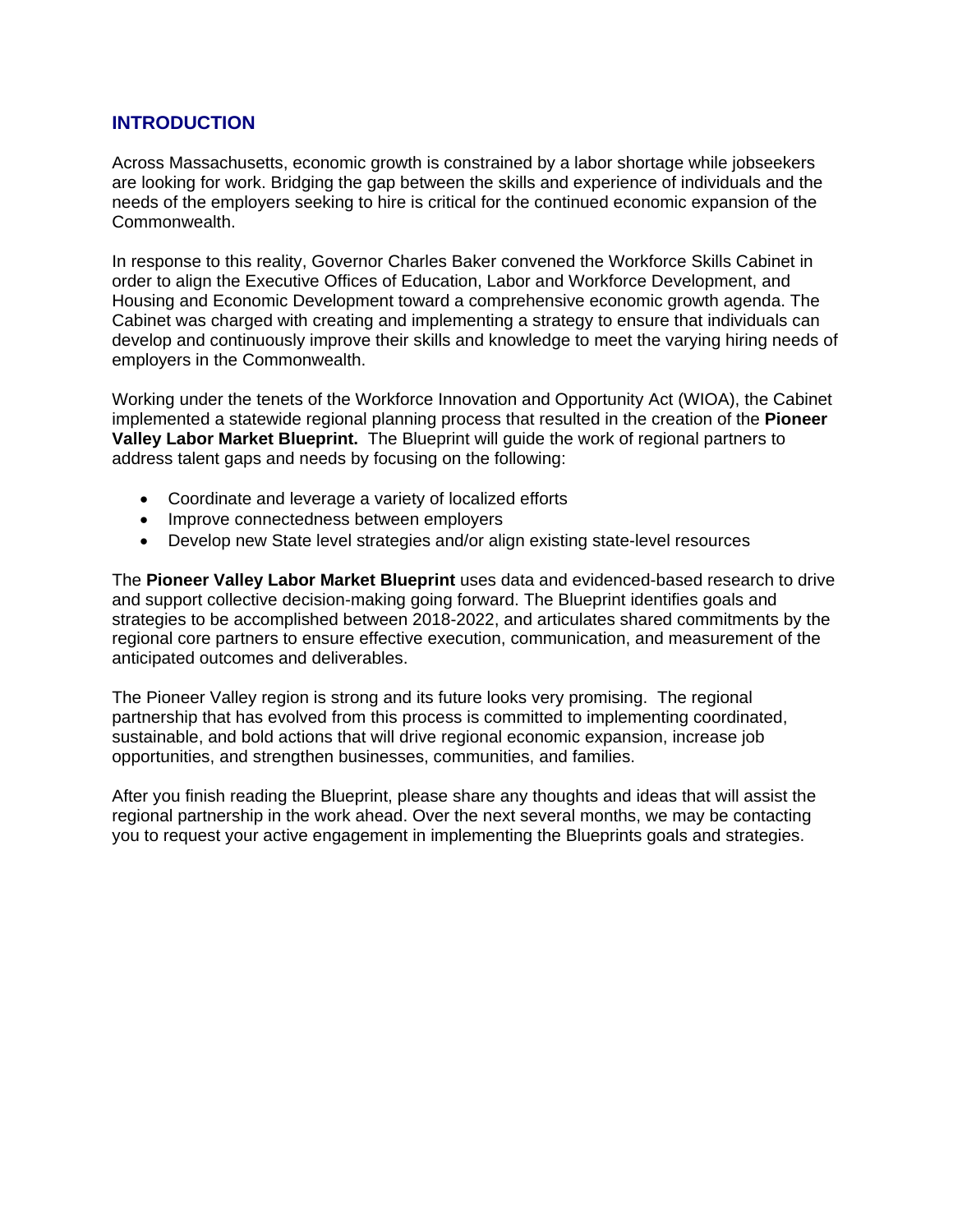## INTRODUCTION

Across Massachusetts, economic growth is constrained by a labor shortage while jobseekers are looking for work. Bridging the gap between the skills and experience of individuals and the needs of the employers seeking to hire is critical for the continued economic expansion of the Commonwealth.

In response to this reality, Governor Charles Baker convened the Workforce Skills Cabinet in order to align the Executive Offices of Education, Labor and Workforce Development, and Housing and Economic Development toward a comprehensive economic growth agenda. The Cabinet was charged with creating and implementing a strategy to ensure that individuals can develop and continuously improve their skills and knowledge to meet the varying hiring needs of employers in the Commonwealth.

Working under the tenets of the Workforce Innovation and Opportunity Act (WIOA), the Cabinet implemented a statewide regional planning process that resulted in the creation of the **Pioneer Valley Labor Market Blueprint.** The Blueprint will guide the work of regional partners to address talent gaps and needs by focusing on the following:

- Coordinate and leverage a variety of localized efforts
- Improve connectedness between employers
- Develop new State level strategies and/or align existing state-level resources

The **Pioneer Valley Labor Market Blueprint** uses data and evidenced-based research to drive and support collective decision-making going forward. The Blueprint identifies goals and strategies to be accomplished between 2018-2022, and articulates shared commitments by the regional core partners to ensure effective execution, communication, and measurement of the anticipated outcomes and deliverables.

The Pioneer Valley region is strong and its future looks very promising. The regional partnership that has evolved from this process is committed to implementing coordinated, sustainable, and bold actions that will drive regional economic expansion, increase job opportunities, and strengthen businesses, communities, and families.

After you finish reading the Blueprint, please share any thoughts and ideas that will assist the regional partnership in the work ahead. Over the next several months, we may be contacting you to request your active engagement in implementing the Blueprints goals and strategies.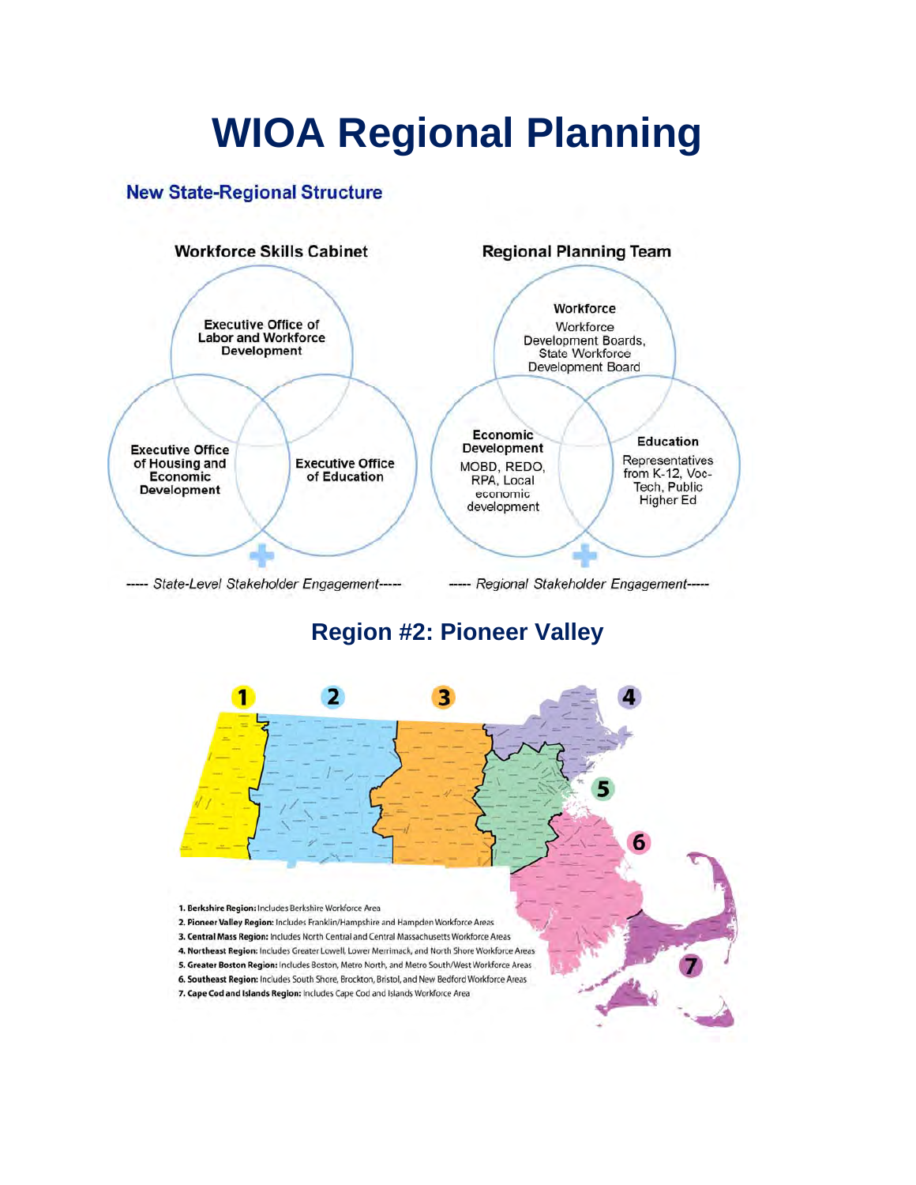# WIOA Regional Planning

## New State-Regional Structure

**Workforce Skills Cabinet**

- Executive Office of Labor and Workforce Development
- Executive Office of Housing and Economic Development
- Executive Office of Education

----- *State-Level Stakeholder Engagement* -----

**Regional Planning Team**

- **Workforce:** Workforce Development Boards, State Workforce Development Board
- **Economic Development:** MOBD, REDO, RPA, Local economic development
- **Education:** Representatives from K-12, Voc-Tech, Public Higher Ed

----- *Regional Stakeholder Engagement* -----

## Region #2: Pioneer Valley

1. **Berkshire Region:** Includes Berkshire Workforce Area
2. **Pioneer Valley Region:** Includes Franklin/Hampshire and Hampden Workforce Areas
3. **Central Mass Region:** Includes North Central and Central Massachusetts Workforce Areas
4. **Northeast Region:** Includes Greater Lowell, Lower Merrimack, and North Shore Workforce Areas
5. **Greater Boston Region:** Includes Boston, Metro North, and Metro South/West Workforce Areas
6. **Southeast Region:** Includes South Shore, Brockton, Bristol, and New Bedford Workforce Areas
7. **Cape Cod and Islands Region:** Includes Cape Cod and Islands Workforce Area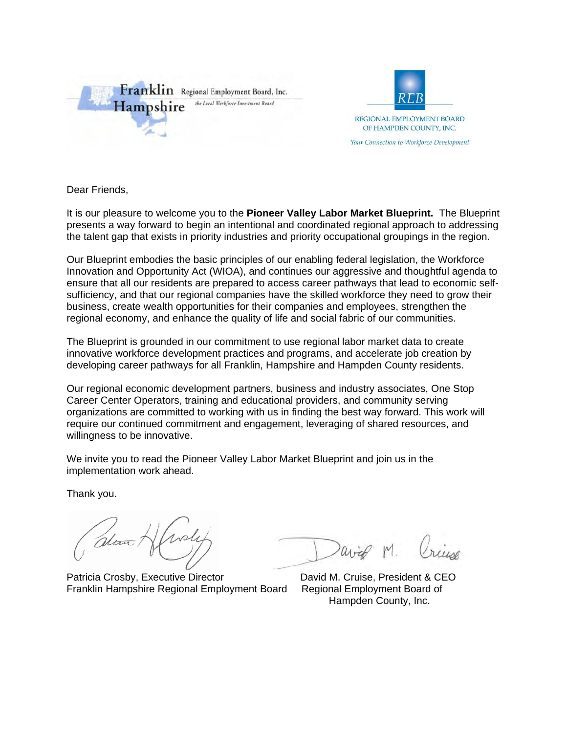Franklin Hampshire Regional Employment Board, Inc.
*the Local Workforce Investment Board*

REB
REGIONAL EMPLOYMENT BOARD OF HAMPDEN COUNTY, INC.
*Your Connection to Workforce Development*

Dear Friends,

It is our pleasure to welcome you to the **Pioneer Valley Labor Market Blueprint.** The Blueprint presents a way forward to begin an intentional and coordinated regional approach to addressing the talent gap that exists in priority industries and priority occupational groupings in the region.

Our Blueprint embodies the basic principles of our enabling federal legislation, the Workforce Innovation and Opportunity Act (WIOA), and continues our aggressive and thoughtful agenda to ensure that all our residents are prepared to access career pathways that lead to economic self-sufficiency, and that our regional companies have the skilled workforce they need to grow their business, create wealth opportunities for their companies and employees, strengthen the regional economy, and enhance the quality of life and social fabric of our communities.

The Blueprint is grounded in our commitment to use regional labor market data to create innovative workforce development practices and programs, and accelerate job creation by developing career pathways for all Franklin, Hampshire and Hampden County residents.

Our regional economic development partners, business and industry associates, One Stop Career Center Operators, training and educational providers, and community serving organizations are committed to working with us in finding the best way forward. This work will require our continued commitment and engagement, leveraging of shared resources, and willingness to be innovative.

We invite you to read the Pioneer Valley Labor Market Blueprint and join us in the implementation work ahead.

Thank you.

Patricia Crosby, Executive Director
Franklin Hampshire Regional Employment Board

David M. Cruise, President & CEO
Regional Employment Board of Hampden County, Inc.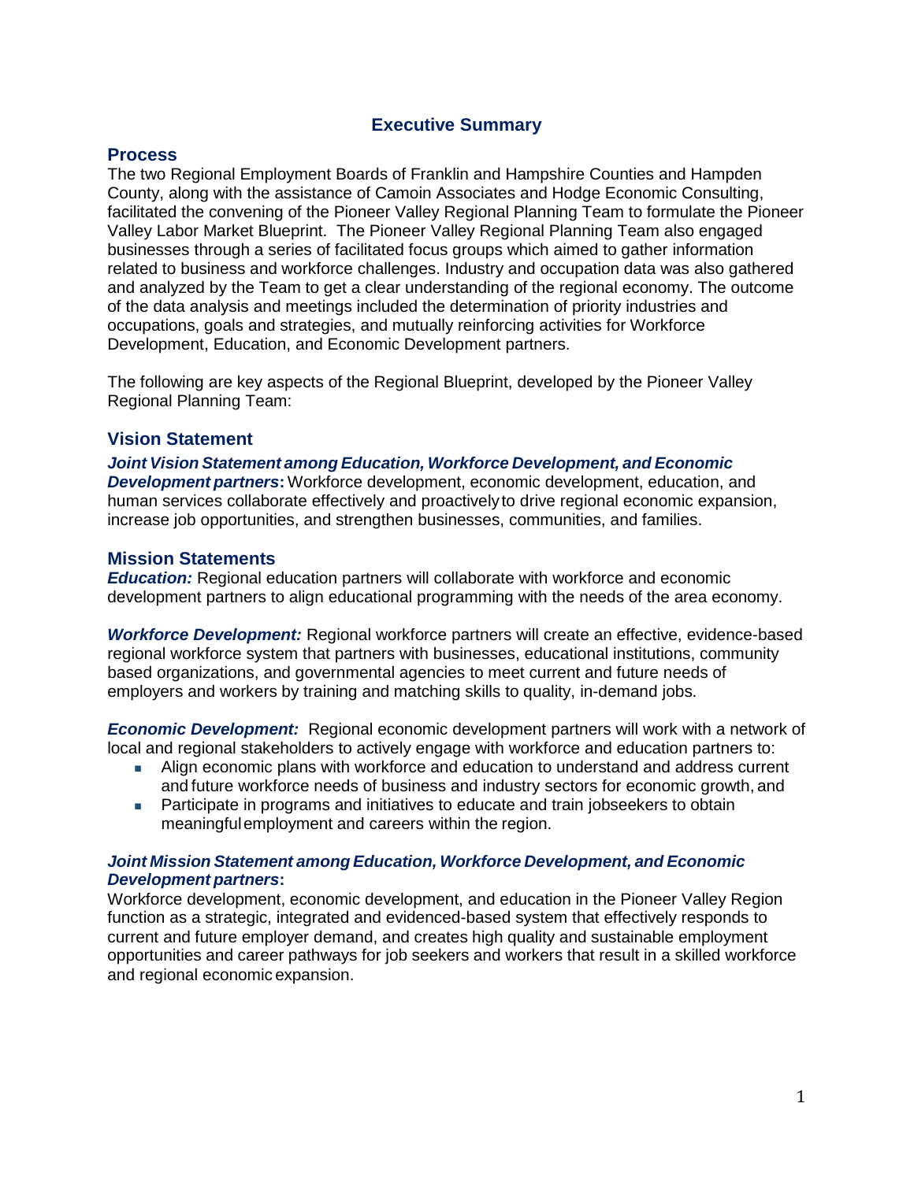# Executive Summary

## Process

The two Regional Employment Boards of Franklin and Hampshire Counties and Hampden County, along with the assistance of Camoin Associates and Hodge Economic Consulting, facilitated the convening of the Pioneer Valley Regional Planning Team to formulate the Pioneer Valley Labor Market Blueprint. The Pioneer Valley Regional Planning Team also engaged businesses through a series of facilitated focus groups which aimed to gather information related to business and workforce challenges. Industry and occupation data was also gathered and analyzed by the Team to get a clear understanding of the regional economy. The outcome of the data analysis and meetings included the determination of priority industries and occupations, goals and strategies, and mutually reinforcing activities for Workforce Development, Education, and Economic Development partners.

The following are key aspects of the Regional Blueprint, developed by the Pioneer Valley Regional Planning Team:

## Vision Statement

***Joint Vision Statement among Education, Workforce Development, and Economic Development partners*:** Workforce development, economic development, education, and human services collaborate effectively and proactively to drive regional economic expansion, increase job opportunities, and strengthen businesses, communities, and families.

## Mission Statements

***Education:*** Regional education partners will collaborate with workforce and economic development partners to align educational programming with the needs of the area economy.

***Workforce Development:*** Regional workforce partners will create an effective, evidence-based regional workforce system that partners with businesses, educational institutions, community based organizations, and governmental agencies to meet current and future needs of employers and workers by training and matching skills to quality, in-demand jobs.

***Economic Development:*** Regional economic development partners will work with a network of local and regional stakeholders to actively engage with workforce and education partners to:

- Align economic plans with workforce and education to understand and address current and future workforce needs of business and industry sectors for economic growth, and
- Participate in programs and initiatives to educate and train jobseekers to obtain meaningful employment and careers within the region.

***Joint Mission Statement among Education, Workforce Development, and Economic Development partners*:**

Workforce development, economic development, and education in the Pioneer Valley Region function as a strategic, integrated and evidenced-based system that effectively responds to current and future employer demand, and creates high quality and sustainable employment opportunities and career pathways for job seekers and workers that result in a skilled workforce and regional economic expansion.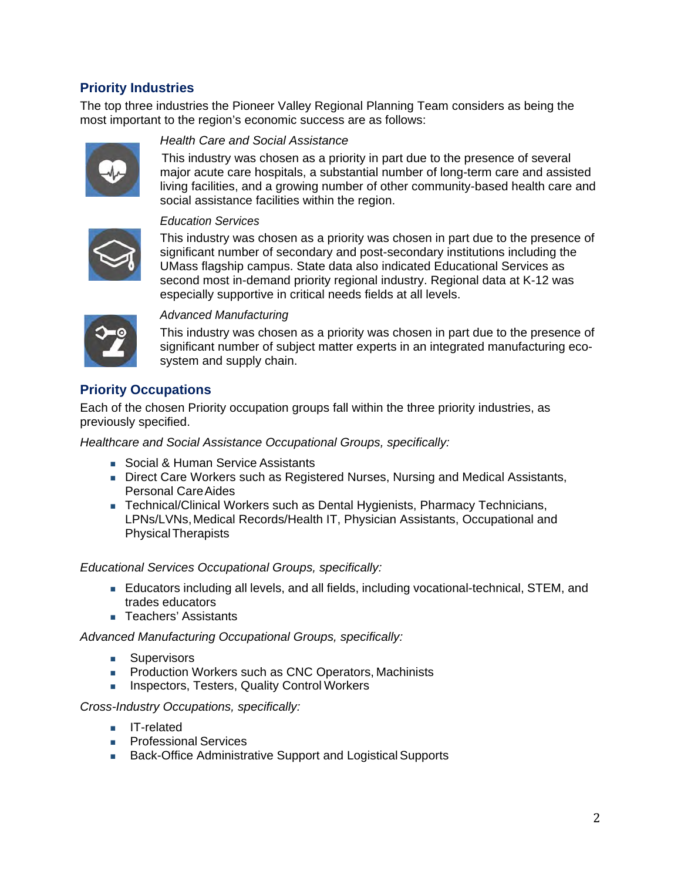## Priority Industries

The top three industries the Pioneer Valley Regional Planning Team considers as being the most important to the region's economic success are as follows:

*Health Care and Social Assistance*

This industry was chosen as a priority in part due to the presence of several major acute care hospitals, a substantial number of long-term care and assisted living facilities, and a growing number of other community-based health care and social assistance facilities within the region.

*Education Services*

This industry was chosen as a priority was chosen in part due to the presence of significant number of secondary and post-secondary institutions including the UMass flagship campus. State data also indicated Educational Services as second most in-demand priority regional industry. Regional data at K-12 was especially supportive in critical needs fields at all levels.

*Advanced Manufacturing*

This industry was chosen as a priority was chosen in part due to the presence of significant number of subject matter experts in an integrated manufacturing eco-system and supply chain.

## Priority Occupations

Each of the chosen Priority occupation groups fall within the three priority industries, as previously specified.

*Healthcare and Social Assistance Occupational Groups, specifically:*

- Social & Human Service Assistants
- Direct Care Workers such as Registered Nurses, Nursing and Medical Assistants, Personal Care Aides
- Technical/Clinical Workers such as Dental Hygienists, Pharmacy Technicians, LPNs/LVNs, Medical Records/Health IT, Physician Assistants, Occupational and Physical Therapists

*Educational Services Occupational Groups, specifically:*

- Educators including all levels, and all fields, including vocational-technical, STEM, and trades educators
- Teachers' Assistants

*Advanced Manufacturing Occupational Groups, specifically:*

- Supervisors
- Production Workers such as CNC Operators, Machinists
- Inspectors, Testers, Quality Control Workers

*Cross-Industry Occupations, specifically:*

- IT-related
- Professional Services
- Back-Office Administrative Support and Logistical Supports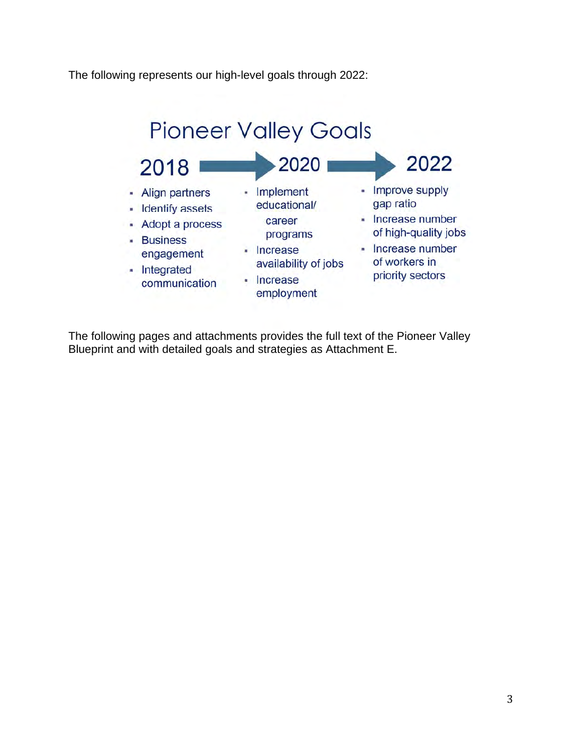The following represents our high-level goals through 2022:

## Pioneer Valley Goals

| 2018 | 2020 | 2022 |
|---|---|---|
| • Align partners<br>• Identify assets<br>• Adopt a process<br>• Business engagement<br>• Integrated communication | • Implement educational/ career programs<br>• Increase availability of jobs<br>• Increase employment | • Improve supply gap ratio<br>• Increase number of high-quality jobs<br>• Increase number of workers in priority sectors |

The following pages and attachments provides the full text of the Pioneer Valley Blueprint and with detailed goals and strategies as Attachment E.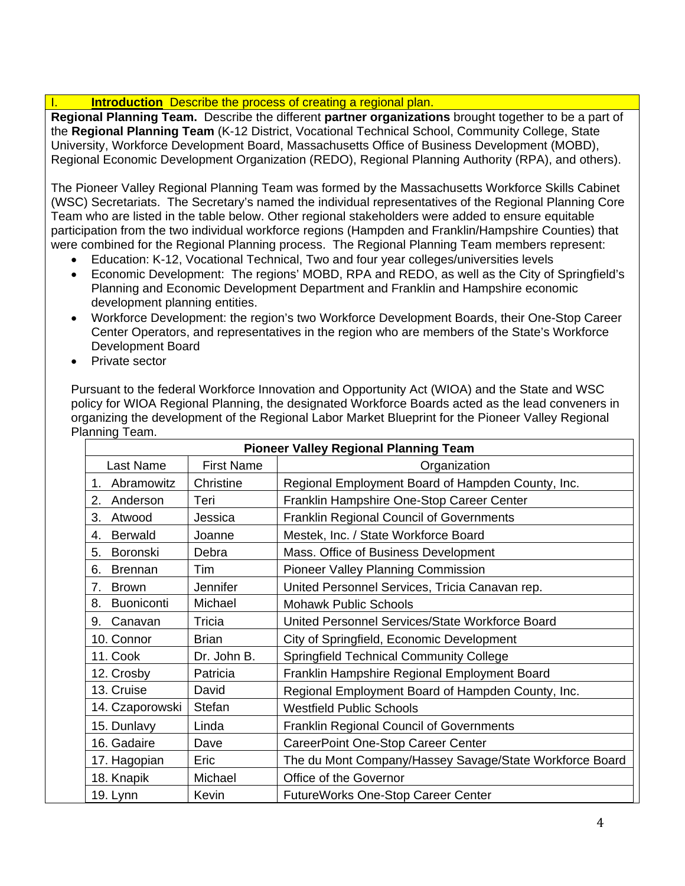## I. **Introduction** Describe the process of creating a regional plan.

**Regional Planning Team.** Describe the different **partner organizations** brought together to be a part of the **Regional Planning Team** (K-12 District, Vocational Technical School, Community College, State University, Workforce Development Board, Massachusetts Office of Business Development (MOBD), Regional Economic Development Organization (REDO), Regional Planning Authority (RPA), and others).

The Pioneer Valley Regional Planning Team was formed by the Massachusetts Workforce Skills Cabinet (WSC) Secretariats. The Secretary's named the individual representatives of the Regional Planning Core Team who are listed in the table below. Other regional stakeholders were added to ensure equitable participation from the two individual workforce regions (Hampden and Franklin/Hampshire Counties) that were combined for the Regional Planning process. The Regional Planning Team members represent:

- Education: K-12, Vocational Technical, Two and four year colleges/universities levels
- Economic Development: The regions' MOBD, RPA and REDO, as well as the City of Springfield's Planning and Economic Development Department and Franklin and Hampshire economic development planning entities.
- Workforce Development: the region's two Workforce Development Boards, their One-Stop Career Center Operators, and representatives in the region who are members of the State's Workforce Development Board
- Private sector

Pursuant to the federal Workforce Innovation and Opportunity Act (WIOA) and the State and WSC policy for WIOA Regional Planning, the designated Workforce Boards acted as the lead conveners in organizing the development of the Regional Labor Market Blueprint for the Pioneer Valley Regional Planning Team.

| Pioneer Valley Regional Planning Team | | |
|---|---|---|
| Last Name | First Name | Organization |
| 1. Abramowitz | Christine | Regional Employment Board of Hampden County, Inc. |
| 2. Anderson | Teri | Franklin Hampshire One-Stop Career Center |
| 3. Atwood | Jessica | Franklin Regional Council of Governments |
| 4. Berwald | Joanne | Mestek, Inc. / State Workforce Board |
| 5. Boronski | Debra | Mass. Office of Business Development |
| 6. Brennan | Tim | Pioneer Valley Planning Commission |
| 7. Brown | Jennifer | United Personnel Services, Tricia Canavan rep. |
| 8. Buoniconti | Michael | Mohawk Public Schools |
| 9. Canavan | Tricia | United Personnel Services/State Workforce Board |
| 10. Connor | Brian | City of Springfield, Economic Development |
| 11. Cook | Dr. John B. | Springfield Technical Community College |
| 12. Crosby | Patricia | Franklin Hampshire Regional Employment Board |
| 13. Cruise | David | Regional Employment Board of Hampden County, Inc. |
| 14. Czaporowski | Stefan | Westfield Public Schools |
| 15. Dunlavy | Linda | Franklin Regional Council of Governments |
| 16. Gadaire | Dave | CareerPoint One-Stop Career Center |
| 17. Hagopian | Eric | The du Mont Company/Hassey Savage/State Workforce Board |
| 18. Knapik | Michael | Office of the Governor |
| 19. Lynn | Kevin | FutureWorks One-Stop Career Center |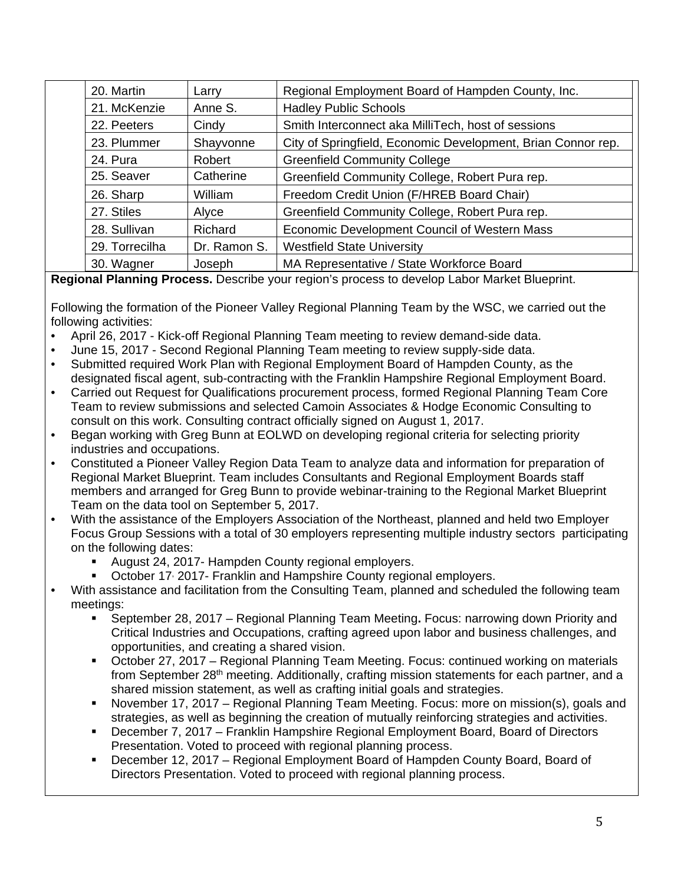| | | |
|---|---|---|
| 20. Martin | Larry | Regional Employment Board of Hampden County, Inc. |
| 21. McKenzie | Anne S. | Hadley Public Schools |
| 22. Peeters | Cindy | Smith Interconnect aka MilliTech, host of sessions |
| 23. Plummer | Shayvonne | City of Springfield, Economic Development, Brian Connor rep. |
| 24. Pura | Robert | Greenfield Community College |
| 25. Seaver | Catherine | Greenfield Community College, Robert Pura rep. |
| 26. Sharp | William | Freedom Credit Union (F/HREB Board Chair) |
| 27. Stiles | Alyce | Greenfield Community College, Robert Pura rep. |
| 28. Sullivan | Richard | Economic Development Council of Western Mass |
| 29. Torrecilha | Dr. Ramon S. | Westfield State University |
| 30. Wagner | Joseph | MA Representative / State Workforce Board |

**Regional Planning Process.** Describe your region's process to develop Labor Market Blueprint.

Following the formation of the Pioneer Valley Regional Planning Team by the WSC, we carried out the following activities:

- April 26, 2017 - Kick-off Regional Planning Team meeting to review demand-side data.
- June 15, 2017 - Second Regional Planning Team meeting to review supply-side data.
- Submitted required Work Plan with Regional Employment Board of Hampden County, as the designated fiscal agent, sub-contracting with the Franklin Hampshire Regional Employment Board.
- Carried out Request for Qualifications procurement process, formed Regional Planning Team Core Team to review submissions and selected Camoin Associates & Hodge Economic Consulting to consult on this work. Consulting contract officially signed on August 1, 2017.
- Began working with Greg Bunn at EOLWD on developing regional criteria for selecting priority industries and occupations.
- Constituted a Pioneer Valley Region Data Team to analyze data and information for preparation of Regional Market Blueprint. Team includes Consultants and Regional Employment Boards staff members and arranged for Greg Bunn to provide webinar-training to the Regional Market Blueprint Team on the data tool on September 5, 2017.
- With the assistance of the Employers Association of the Northeast, planned and held two Employer Focus Group Sessions with a total of 30 employers representing multiple industry sectors participating on the following dates:
  - August 24, 2017- Hampden County regional employers.
  - October 17, 2017- Franklin and Hampshire County regional employers.
- With assistance and facilitation from the Consulting Team, planned and scheduled the following team meetings:
  - September 28, 2017 – Regional Planning Team Meeting**.** Focus: narrowing down Priority and Critical Industries and Occupations, crafting agreed upon labor and business challenges, and opportunities, and creating a shared vision.
  - October 27, 2017 – Regional Planning Team Meeting. Focus: continued working on materials from September 28th meeting. Additionally, crafting mission statements for each partner, and a shared mission statement, as well as crafting initial goals and strategies.
  - November 17, 2017 – Regional Planning Team Meeting. Focus: more on mission(s), goals and strategies, as well as beginning the creation of mutually reinforcing strategies and activities.
  - December 7, 2017 – Franklin Hampshire Regional Employment Board, Board of Directors Presentation. Voted to proceed with regional planning process.
  - December 12, 2017 – Regional Employment Board of Hampden County Board, Board of Directors Presentation. Voted to proceed with regional planning process.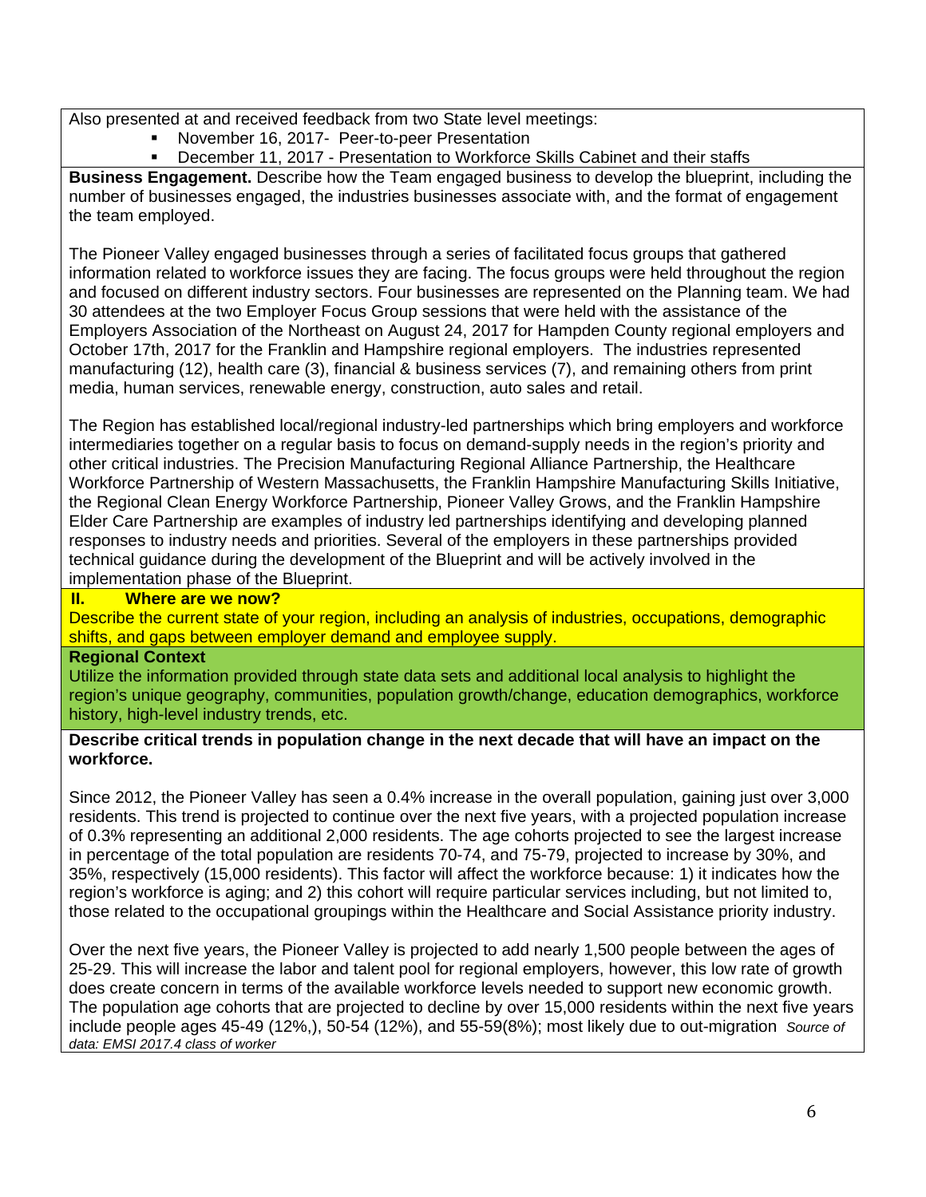Also presented at and received feedback from two State level meetings:

- November 16, 2017- Peer-to-peer Presentation
- December 11, 2017 - Presentation to Workforce Skills Cabinet and their staffs

**Business Engagement.** Describe how the Team engaged business to develop the blueprint, including the number of businesses engaged, the industries businesses associate with, and the format of engagement the team employed.

The Pioneer Valley engaged businesses through a series of facilitated focus groups that gathered information related to workforce issues they are facing. The focus groups were held throughout the region and focused on different industry sectors. Four businesses are represented on the Planning team. We had 30 attendees at the two Employer Focus Group sessions that were held with the assistance of the Employers Association of the Northeast on August 24, 2017 for Hampden County regional employers and October 17th, 2017 for the Franklin and Hampshire regional employers. The industries represented manufacturing (12), health care (3), financial & business services (7), and remaining others from print media, human services, renewable energy, construction, auto sales and retail.

The Region has established local/regional industry-led partnerships which bring employers and workforce intermediaries together on a regular basis to focus on demand-supply needs in the region's priority and other critical industries. The Precision Manufacturing Regional Alliance Partnership, the Healthcare Workforce Partnership of Western Massachusetts, the Franklin Hampshire Manufacturing Skills Initiative, the Regional Clean Energy Workforce Partnership, Pioneer Valley Grows, and the Franklin Hampshire Elder Care Partnership are examples of industry led partnerships identifying and developing planned responses to industry needs and priorities. Several of the employers in these partnerships provided technical guidance during the development of the Blueprint and will be actively involved in the implementation phase of the Blueprint.

## II. Where are we now?

Describe the current state of your region, including an analysis of industries, occupations, demographic shifts, and gaps between employer demand and employee supply.

### Regional Context

Utilize the information provided through state data sets and additional local analysis to highlight the region's unique geography, communities, population growth/change, education demographics, workforce history, high-level industry trends, etc.

**Describe critical trends in population change in the next decade that will have an impact on the workforce.**

Since 2012, the Pioneer Valley has seen a 0.4% increase in the overall population, gaining just over 3,000 residents. This trend is projected to continue over the next five years, with a projected population increase of 0.3% representing an additional 2,000 residents. The age cohorts projected to see the largest increase in percentage of the total population are residents 70-74, and 75-79, projected to increase by 30%, and 35%, respectively (15,000 residents). This factor will affect the workforce because: 1) it indicates how the region's workforce is aging; and 2) this cohort will require particular services including, but not limited to, those related to the occupational groupings within the Healthcare and Social Assistance priority industry.

Over the next five years, the Pioneer Valley is projected to add nearly 1,500 people between the ages of 25-29. This will increase the labor and talent pool for regional employers, however, this low rate of growth does create concern in terms of the available workforce levels needed to support new economic growth. The population age cohorts that are projected to decline by over 15,000 residents within the next five years include people ages 45-49 (12%,), 50-54 (12%), and 55-59(8%); most likely due to out-migration *Source of data: EMSI 2017.4 class of worker*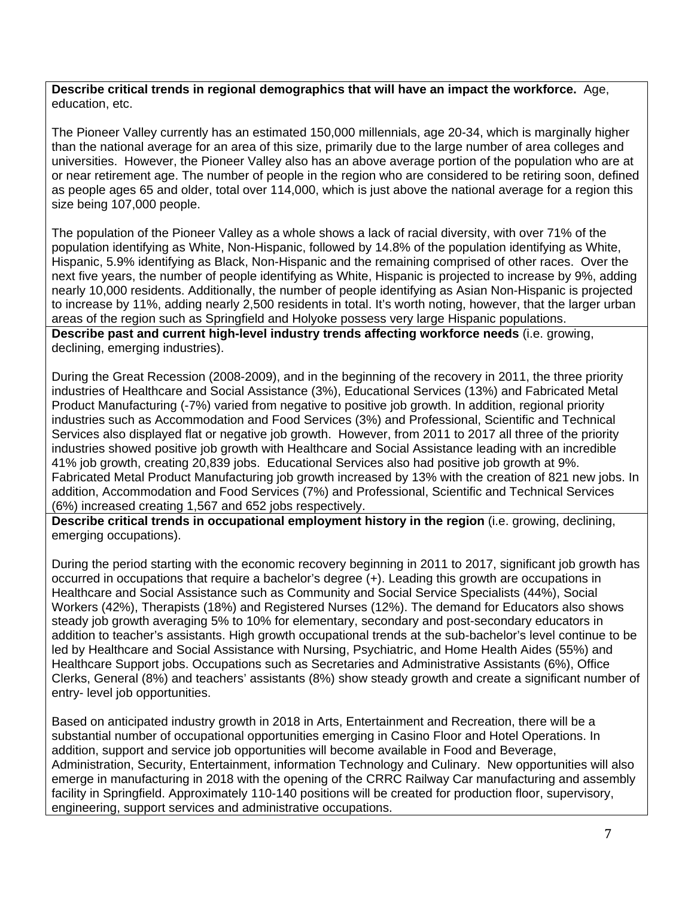**Describe critical trends in regional demographics that will have an impact the workforce.** Age, education, etc.

The Pioneer Valley currently has an estimated 150,000 millennials, age 20-34, which is marginally higher than the national average for an area of this size, primarily due to the large number of area colleges and universities. However, the Pioneer Valley also has an above average portion of the population who are at or near retirement age. The number of people in the region who are considered to be retiring soon, defined as people ages 65 and older, total over 114,000, which is just above the national average for a region this size being 107,000 people.

The population of the Pioneer Valley as a whole shows a lack of racial diversity, with over 71% of the population identifying as White, Non-Hispanic, followed by 14.8% of the population identifying as White, Hispanic, 5.9% identifying as Black, Non-Hispanic and the remaining comprised of other races. Over the next five years, the number of people identifying as White, Hispanic is projected to increase by 9%, adding nearly 10,000 residents. Additionally, the number of people identifying as Asian Non-Hispanic is projected to increase by 11%, adding nearly 2,500 residents in total. It's worth noting, however, that the larger urban areas of the region such as Springfield and Holyoke possess very large Hispanic populations.

**Describe past and current high-level industry trends affecting workforce needs** (i.e. growing, declining, emerging industries).

During the Great Recession (2008-2009), and in the beginning of the recovery in 2011, the three priority industries of Healthcare and Social Assistance (3%), Educational Services (13%) and Fabricated Metal Product Manufacturing (-7%) varied from negative to positive job growth. In addition, regional priority industries such as Accommodation and Food Services (3%) and Professional, Scientific and Technical Services also displayed flat or negative job growth. However, from 2011 to 2017 all three of the priority industries showed positive job growth with Healthcare and Social Assistance leading with an incredible 41% job growth, creating 20,839 jobs. Educational Services also had positive job growth at 9%. Fabricated Metal Product Manufacturing job growth increased by 13% with the creation of 821 new jobs. In addition, Accommodation and Food Services (7%) and Professional, Scientific and Technical Services (6%) increased creating 1,567 and 652 jobs respectively.

**Describe critical trends in occupational employment history in the region** (i.e. growing, declining, emerging occupations).

During the period starting with the economic recovery beginning in 2011 to 2017, significant job growth has occurred in occupations that require a bachelor's degree (+). Leading this growth are occupations in Healthcare and Social Assistance such as Community and Social Service Specialists (44%), Social Workers (42%), Therapists (18%) and Registered Nurses (12%). The demand for Educators also shows steady job growth averaging 5% to 10% for elementary, secondary and post-secondary educators in addition to teacher's assistants. High growth occupational trends at the sub-bachelor's level continue to be led by Healthcare and Social Assistance with Nursing, Psychiatric, and Home Health Aides (55%) and Healthcare Support jobs. Occupations such as Secretaries and Administrative Assistants (6%), Office Clerks, General (8%) and teachers' assistants (8%) show steady growth and create a significant number of entry- level job opportunities.

Based on anticipated industry growth in 2018 in Arts, Entertainment and Recreation, there will be a substantial number of occupational opportunities emerging in Casino Floor and Hotel Operations. In addition, support and service job opportunities will become available in Food and Beverage, Administration, Security, Entertainment, information Technology and Culinary. New opportunities will also emerge in manufacturing in 2018 with the opening of the CRRC Railway Car manufacturing and assembly facility in Springfield. Approximately 110-140 positions will be created for production floor, supervisory, engineering, support services and administrative occupations.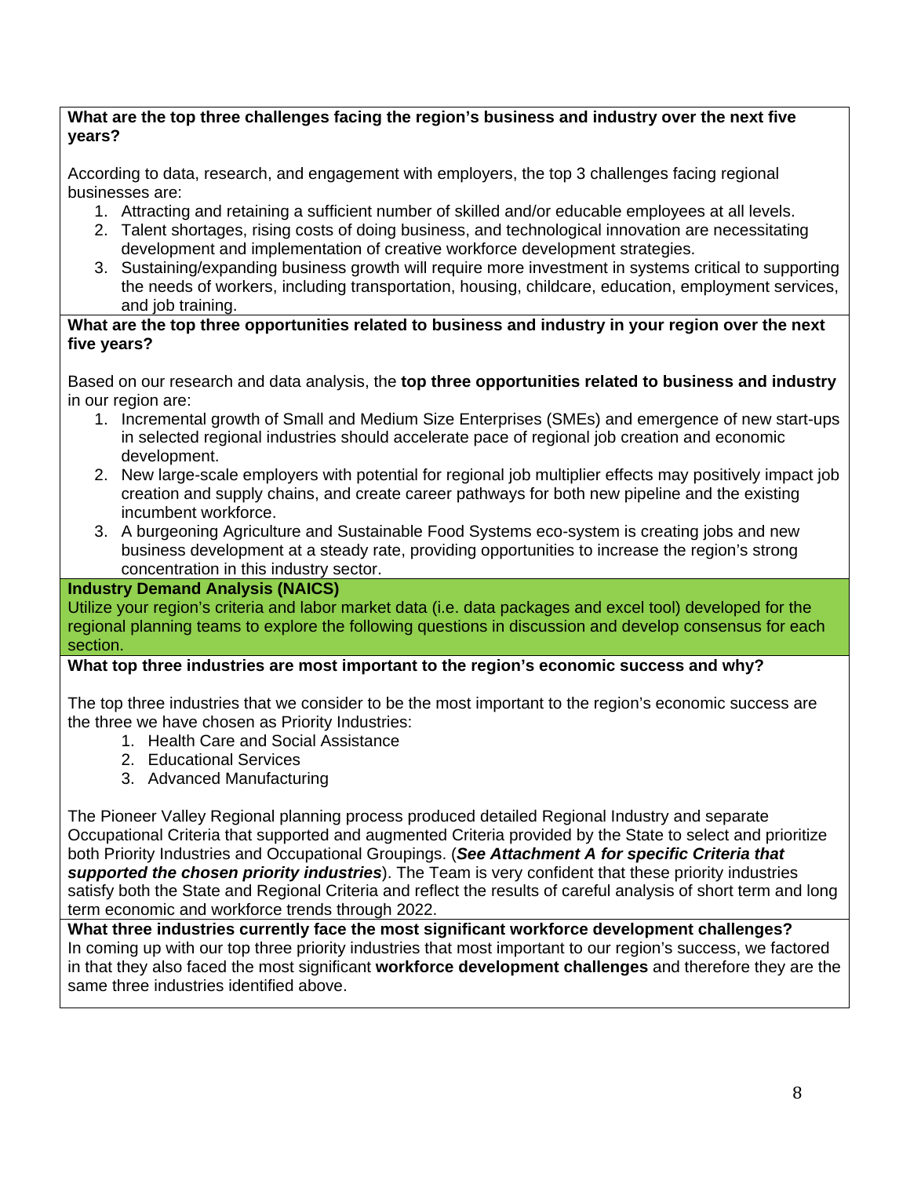**What are the top three challenges facing the region's business and industry over the next five years?**

According to data, research, and engagement with employers, the top 3 challenges facing regional businesses are:

1. Attracting and retaining a sufficient number of skilled and/or educable employees at all levels.
2. Talent shortages, rising costs of doing business, and technological innovation are necessitating development and implementation of creative workforce development strategies.
3. Sustaining/expanding business growth will require more investment in systems critical to supporting the needs of workers, including transportation, housing, childcare, education, employment services, and job training.

**What are the top three opportunities related to business and industry in your region over the next five years?**

Based on our research and data analysis, the **top three opportunities related to business and industry** in our region are:

1. Incremental growth of Small and Medium Size Enterprises (SMEs) and emergence of new start-ups in selected regional industries should accelerate pace of regional job creation and economic development.
2. New large-scale employers with potential for regional job multiplier effects may positively impact job creation and supply chains, and create career pathways for both new pipeline and the existing incumbent workforce.
3. A burgeoning Agriculture and Sustainable Food Systems eco-system is creating jobs and new business development at a steady rate, providing opportunities to increase the region's strong concentration in this industry sector.

**Industry Demand Analysis (NAICS)**

Utilize your region's criteria and labor market data (i.e. data packages and excel tool) developed for the regional planning teams to explore the following questions in discussion and develop consensus for each section.

**What top three industries are most important to the region's economic success and why?**

The top three industries that we consider to be the most important to the region's economic success are the three we have chosen as Priority Industries:

1. Health Care and Social Assistance
2. Educational Services
3. Advanced Manufacturing

The Pioneer Valley Regional planning process produced detailed Regional Industry and separate Occupational Criteria that supported and augmented Criteria provided by the State to select and prioritize both Priority Industries and Occupational Groupings. (***See Attachment A for specific Criteria that supported the chosen priority industries***). The Team is very confident that these priority industries satisfy both the State and Regional Criteria and reflect the results of careful analysis of short term and long term economic and workforce trends through 2022.

**What three industries currently face the most significant workforce development challenges?**

In coming up with our top three priority industries that most important to our region's success, we factored in that they also faced the most significant **workforce development challenges** and therefore they are the same three industries identified above.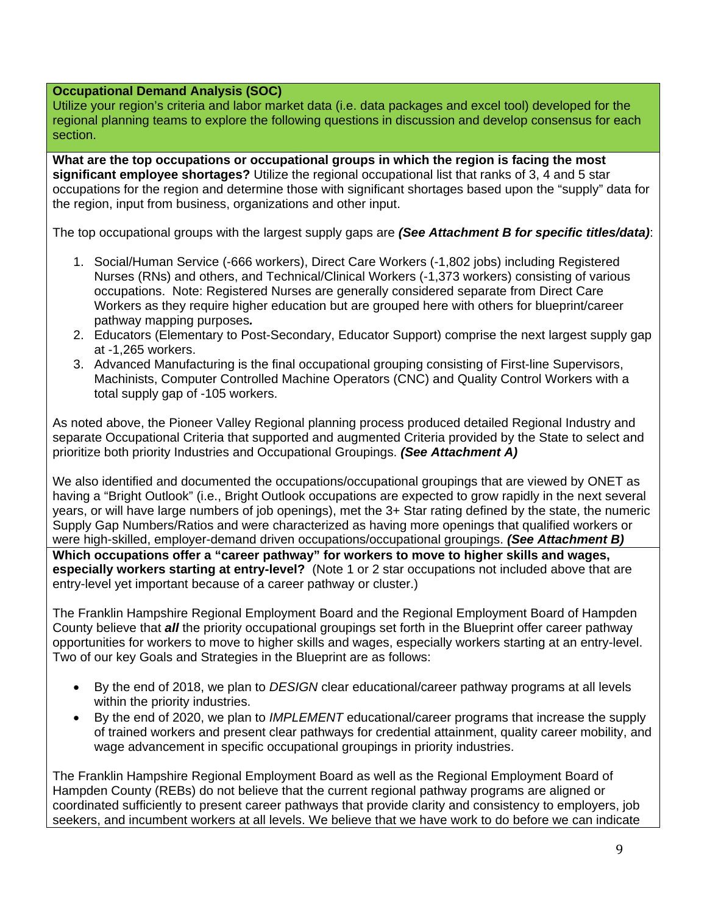**Occupational Demand Analysis (SOC)**
Utilize your region's criteria and labor market data (i.e. data packages and excel tool) developed for the regional planning teams to explore the following questions in discussion and develop consensus for each section.

**What are the top occupations or occupational groups in which the region is facing the most significant employee shortages?** Utilize the regional occupational list that ranks of 3, 4 and 5 star occupations for the region and determine those with significant shortages based upon the "supply" data for the region, input from business, organizations and other input.

The top occupational groups with the largest supply gaps are ***(See Attachment B for specific titles/data)***:

1. Social/Human Service (-666 workers), Direct Care Workers (-1,802 jobs) including Registered Nurses (RNs) and others, and Technical/Clinical Workers (-1,373 workers) consisting of various occupations. Note: Registered Nurses are generally considered separate from Direct Care Workers as they require higher education but are grouped here with others for blueprint/career pathway mapping purposes***.***
2. Educators (Elementary to Post-Secondary, Educator Support) comprise the next largest supply gap at -1,265 workers.
3. Advanced Manufacturing is the final occupational grouping consisting of First-line Supervisors, Machinists, Computer Controlled Machine Operators (CNC) and Quality Control Workers with a total supply gap of -105 workers.

As noted above, the Pioneer Valley Regional planning process produced detailed Regional Industry and separate Occupational Criteria that supported and augmented Criteria provided by the State to select and prioritize both priority Industries and Occupational Groupings. ***(See Attachment A)***

We also identified and documented the occupations/occupational groupings that are viewed by ONET as having a "Bright Outlook" (i.e., Bright Outlook occupations are expected to grow rapidly in the next several years, or will have large numbers of job openings), met the 3+ Star rating defined by the state, the numeric Supply Gap Numbers/Ratios and were characterized as having more openings that qualified workers or were high-skilled, employer-demand driven occupations/occupational groupings. ***(See Attachment B)***

**Which occupations offer a "career pathway" for workers to move to higher skills and wages, especially workers starting at entry-level?** (Note 1 or 2 star occupations not included above that are entry-level yet important because of a career pathway or cluster.)

The Franklin Hampshire Regional Employment Board and the Regional Employment Board of Hampden County believe that ***all*** the priority occupational groupings set forth in the Blueprint offer career pathway opportunities for workers to move to higher skills and wages, especially workers starting at an entry-level. Two of our key Goals and Strategies in the Blueprint are as follows:

- By the end of 2018, we plan to *DESIGN* clear educational/career pathway programs at all levels within the priority industries.
- By the end of 2020, we plan to *IMPLEMENT* educational/career programs that increase the supply of trained workers and present clear pathways for credential attainment, quality career mobility, and wage advancement in specific occupational groupings in priority industries.

The Franklin Hampshire Regional Employment Board as well as the Regional Employment Board of Hampden County (REBs) do not believe that the current regional pathway programs are aligned or coordinated sufficiently to present career pathways that provide clarity and consistency to employers, job seekers, and incumbent workers at all levels. We believe that we have work to do before we can indicate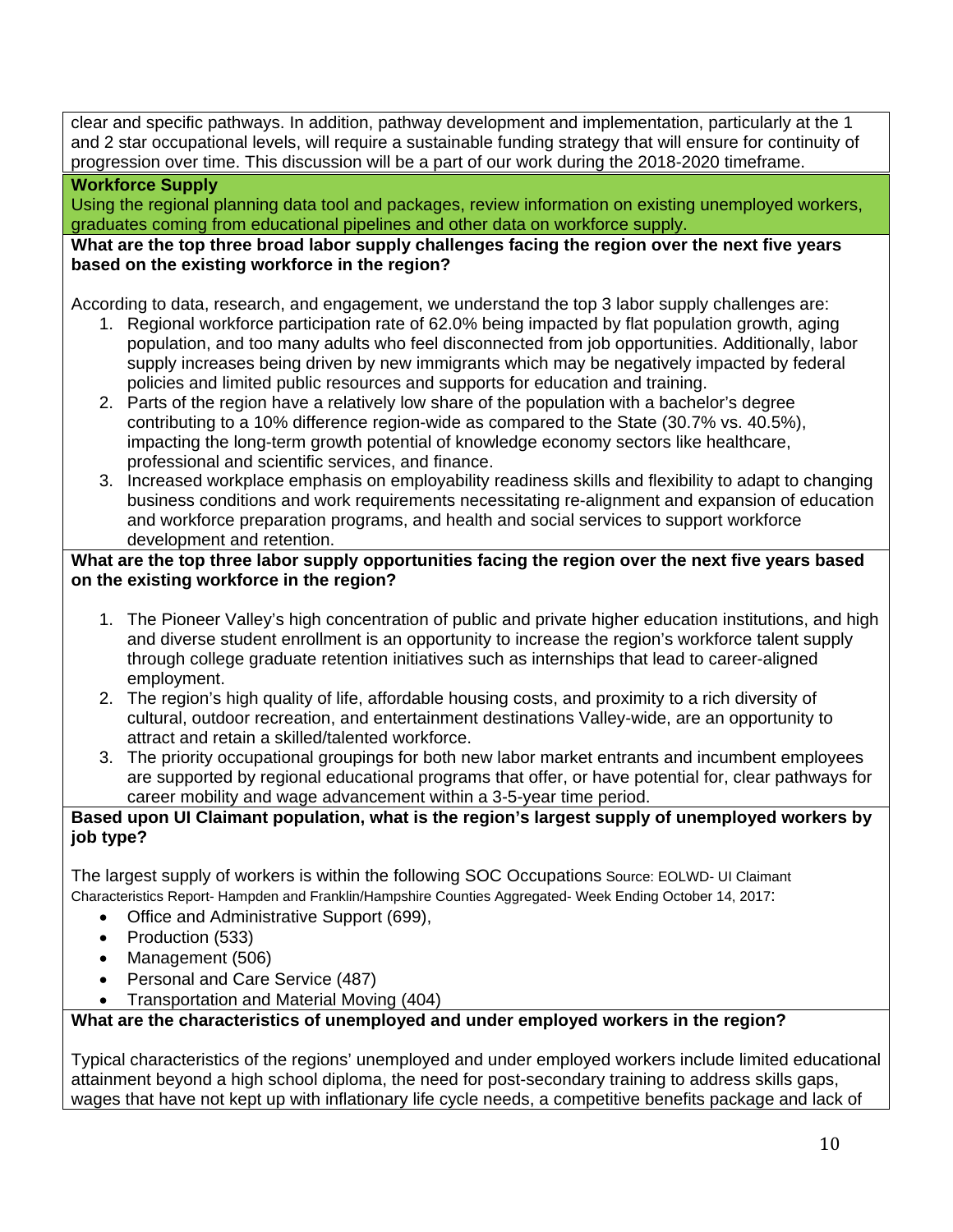clear and specific pathways. In addition, pathway development and implementation, particularly at the 1 and 2 star occupational levels, will require a sustainable funding strategy that will ensure for continuity of progression over time. This discussion will be a part of our work during the 2018-2020 timeframe.

**Workforce Supply**

Using the regional planning data tool and packages, review information on existing unemployed workers, graduates coming from educational pipelines and other data on workforce supply.

**What are the top three broad labor supply challenges facing the region over the next five years based on the existing workforce in the region?**

According to data, research, and engagement, we understand the top 3 labor supply challenges are:

1. Regional workforce participation rate of 62.0% being impacted by flat population growth, aging population, and too many adults who feel disconnected from job opportunities. Additionally, labor supply increases being driven by new immigrants which may be negatively impacted by federal policies and limited public resources and supports for education and training.
2. Parts of the region have a relatively low share of the population with a bachelor's degree contributing to a 10% difference region-wide as compared to the State (30.7% vs. 40.5%), impacting the long-term growth potential of knowledge economy sectors like healthcare, professional and scientific services, and finance.
3. Increased workplace emphasis on employability readiness skills and flexibility to adapt to changing business conditions and work requirements necessitating re-alignment and expansion of education and workforce preparation programs, and health and social services to support workforce development and retention.

**What are the top three labor supply opportunities facing the region over the next five years based on the existing workforce in the region?**

1. The Pioneer Valley's high concentration of public and private higher education institutions, and high and diverse student enrollment is an opportunity to increase the region's workforce talent supply through college graduate retention initiatives such as internships that lead to career-aligned employment.
2. The region's high quality of life, affordable housing costs, and proximity to a rich diversity of cultural, outdoor recreation, and entertainment destinations Valley-wide, are an opportunity to attract and retain a skilled/talented workforce.
3. The priority occupational groupings for both new labor market entrants and incumbent employees are supported by regional educational programs that offer, or have potential for, clear pathways for career mobility and wage advancement within a 3-5-year time period.

**Based upon UI Claimant population, what is the region's largest supply of unemployed workers by job type?**

The largest supply of workers is within the following SOC Occupations Source: EOLWD- UI Claimant Characteristics Report- Hampden and Franklin/Hampshire Counties Aggregated- Week Ending October 14, 2017:

- Office and Administrative Support (699),
- Production (533)
- Management (506)
- Personal and Care Service (487)
- Transportation and Material Moving (404)

**What are the characteristics of unemployed and under employed workers in the region?**

Typical characteristics of the regions' unemployed and under employed workers include limited educational attainment beyond a high school diploma, the need for post-secondary training to address skills gaps, wages that have not kept up with inflationary life cycle needs, a competitive benefits package and lack of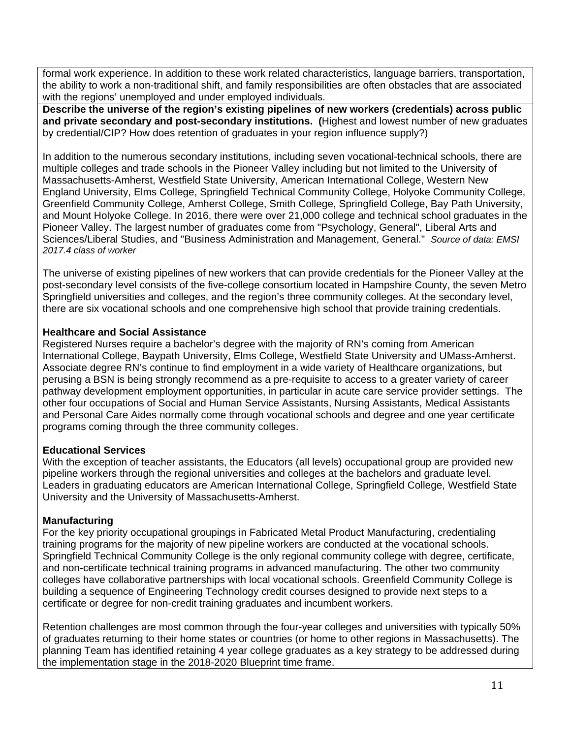formal work experience. In addition to these work related characteristics, language barriers, transportation, the ability to work a non-traditional shift, and family responsibilities are often obstacles that are associated with the regions' unemployed and under employed individuals.

**Describe the universe of the region's existing pipelines of new workers (credentials) across public and private secondary and post-secondary institutions. (**Highest and lowest number of new graduates by credential/CIP? How does retention of graduates in your region influence supply?)

In addition to the numerous secondary institutions, including seven vocational-technical schools, there are multiple colleges and trade schools in the Pioneer Valley including but not limited to the University of Massachusetts-Amherst, Westfield State University, American International College, Western New England University, Elms College, Springfield Technical Community College, Holyoke Community College, Greenfield Community College, Amherst College, Smith College, Springfield College, Bay Path University, and Mount Holyoke College. In 2016, there were over 21,000 college and technical school graduates in the Pioneer Valley. The largest number of graduates come from "Psychology, General", Liberal Arts and Sciences/Liberal Studies, and "Business Administration and Management, General." *Source of data: EMSI 2017.4 class of worker*

The universe of existing pipelines of new workers that can provide credentials for the Pioneer Valley at the post-secondary level consists of the five-college consortium located in Hampshire County, the seven Metro Springfield universities and colleges, and the region's three community colleges. At the secondary level, there are six vocational schools and one comprehensive high school that provide training credentials.

**Healthcare and Social Assistance**

Registered Nurses require a bachelor's degree with the majority of RN's coming from American International College, Baypath University, Elms College, Westfield State University and UMass-Amherst. Associate degree RN's continue to find employment in a wide variety of Healthcare organizations, but perusing a BSN is being strongly recommend as a pre-requisite to access to a greater variety of career pathway development employment opportunities, in particular in acute care service provider settings. The other four occupations of Social and Human Service Assistants, Nursing Assistants, Medical Assistants and Personal Care Aides normally come through vocational schools and degree and one year certificate programs coming through the three community colleges.

**Educational Services**

With the exception of teacher assistants, the Educators (all levels) occupational group are provided new pipeline workers through the regional universities and colleges at the bachelors and graduate level. Leaders in graduating educators are American International College, Springfield College, Westfield State University and the University of Massachusetts-Amherst.

**Manufacturing**

For the key priority occupational groupings in Fabricated Metal Product Manufacturing, credentialing training programs for the majority of new pipeline workers are conducted at the vocational schools. Springfield Technical Community College is the only regional community college with degree, certificate, and non-certificate technical training programs in advanced manufacturing. The other two community colleges have collaborative partnerships with local vocational schools. Greenfield Community College is building a sequence of Engineering Technology credit courses designed to provide next steps to a certificate or degree for non-credit training graduates and incumbent workers.

<u>Retention challenges</u> are most common through the four-year colleges and universities with typically 50% of graduates returning to their home states or countries (or home to other regions in Massachusetts). The planning Team has identified retaining 4 year college graduates as a key strategy to be addressed during the implementation stage in the 2018-2020 Blueprint time frame.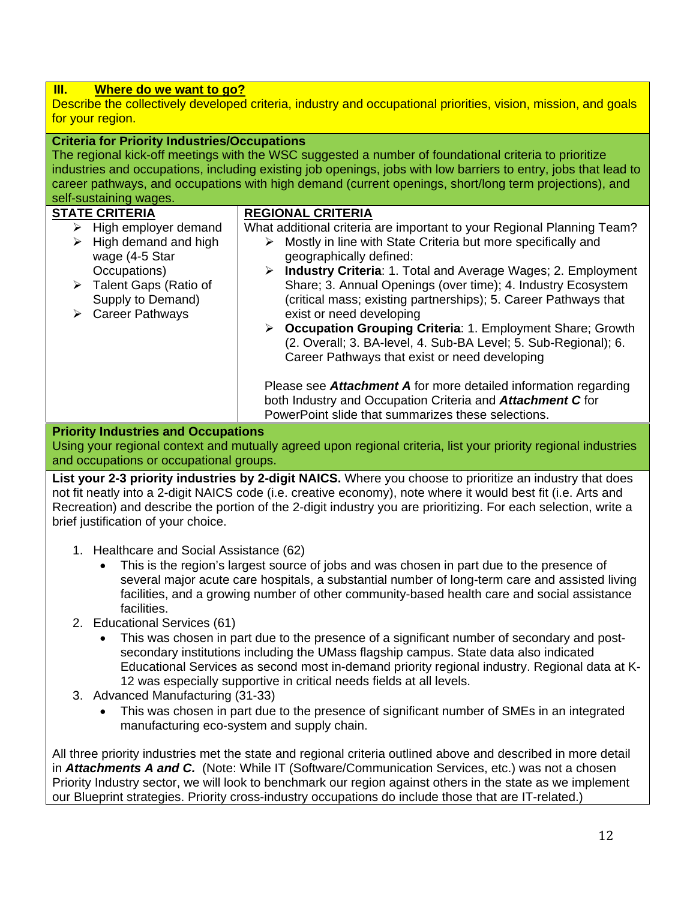## III. Where do we want to go?

Describe the collectively developed criteria, industry and occupational priorities, vision, mission, and goals for your region.

### Criteria for Priority Industries/Occupations

The regional kick-off meetings with the WSC suggested a number of foundational criteria to prioritize industries and occupations, including existing job openings, jobs with low barriers to entry, jobs that lead to career pathways, and occupations with high demand (current openings, short/long term projections), and self-sustaining wages.

| STATE CRITERIA | REGIONAL CRITERIA |
| --- | --- |
| ➢ High employer demand<br>➢ High demand and high wage (4-5 Star Occupations)<br>➢ Talent Gaps (Ratio of Supply to Demand)<br>➢ Career Pathways | What additional criteria are important to your Regional Planning Team?<br>➢ Mostly in line with State Criteria but more specifically and geographically defined:<br>➢ **Industry Criteria**: 1. Total and Average Wages; 2. Employment Share; 3. Annual Openings (over time); 4. Industry Ecosystem (critical mass; existing partnerships); 5. Career Pathways that exist or need developing<br>➢ **Occupation Grouping Criteria**: 1. Employment Share; Growth (2. Overall; 3. BA-level, 4. Sub-BA Level; 5. Sub-Regional); 6. Career Pathways that exist or need developing<br><br>Please see ***Attachment A*** for more detailed information regarding both Industry and Occupation Criteria and ***Attachment C*** for PowerPoint slide that summarizes these selections. |

### Priority Industries and Occupations

Using your regional context and mutually agreed upon regional criteria, list your priority regional industries and occupations or occupational groups.

**List your 2-3 priority industries by 2-digit NAICS.** Where you choose to prioritize an industry that does not fit neatly into a 2-digit NAICS code (i.e. creative economy), note where it would best fit (i.e. Arts and Recreation) and describe the portion of the 2-digit industry you are prioritizing. For each selection, write a brief justification of your choice.

1. Healthcare and Social Assistance (62)
   - This is the region's largest source of jobs and was chosen in part due to the presence of several major acute care hospitals, a substantial number of long-term care and assisted living facilities, and a growing number of other community-based health care and social assistance facilities.
2. Educational Services (61)
   - This was chosen in part due to the presence of a significant number of secondary and post-secondary institutions including the UMass flagship campus. State data also indicated Educational Services as second most in-demand priority regional industry. Regional data at K-12 was especially supportive in critical needs fields at all levels.
3. Advanced Manufacturing (31-33)
   - This was chosen in part due to the presence of significant number of SMEs in an integrated manufacturing eco-system and supply chain.

All three priority industries met the state and regional criteria outlined above and described in more detail in ***Attachments A and C.*** (Note: While IT (Software/Communication Services, etc.) was not a chosen Priority Industry sector, we will look to benchmark our region against others in the state as we implement our Blueprint strategies. Priority cross-industry occupations do include those that are IT-related.)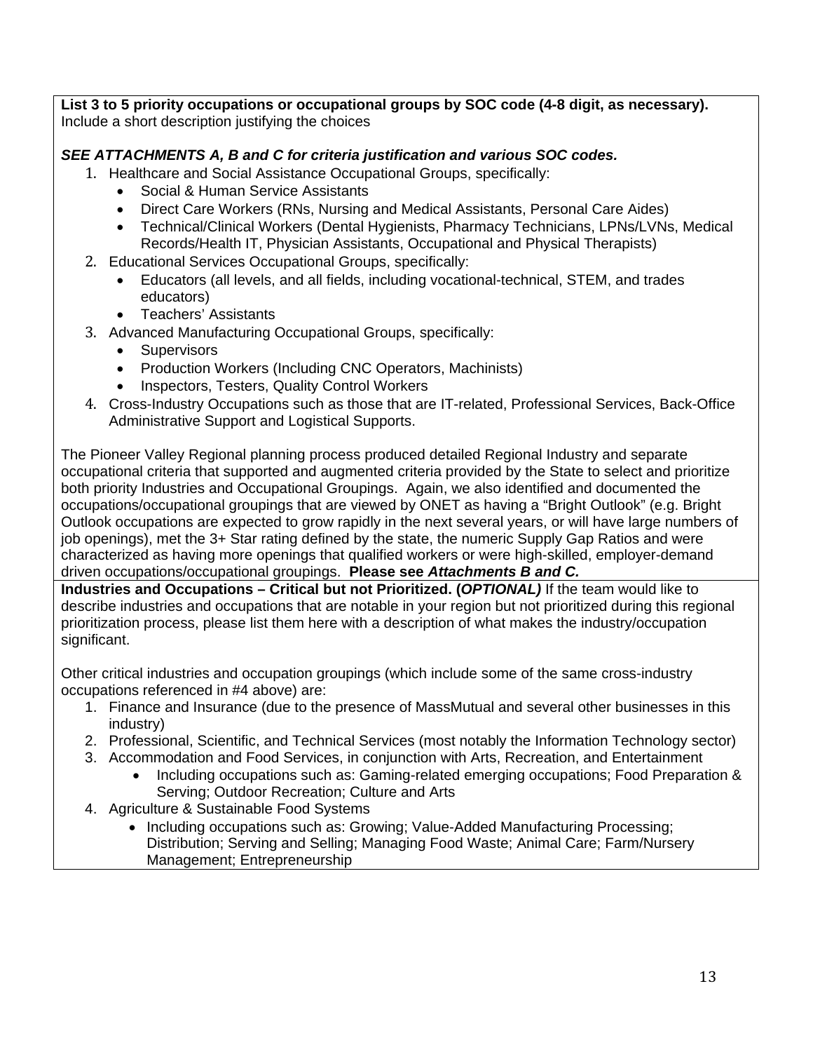**List 3 to 5 priority occupations or occupational groups by SOC code (4-8 digit, as necessary).** Include a short description justifying the choices

***SEE ATTACHMENTS A, B and C for criteria justification and various SOC codes.***

1. Healthcare and Social Assistance Occupational Groups, specifically:
   - Social & Human Service Assistants
   - Direct Care Workers (RNs, Nursing and Medical Assistants, Personal Care Aides)
   - Technical/Clinical Workers (Dental Hygienists, Pharmacy Technicians, LPNs/LVNs, Medical Records/Health IT, Physician Assistants, Occupational and Physical Therapists)
2. Educational Services Occupational Groups, specifically:
   - Educators (all levels, and all fields, including vocational-technical, STEM, and trades educators)
   - Teachers' Assistants
3. Advanced Manufacturing Occupational Groups, specifically:
   - Supervisors
   - Production Workers (Including CNC Operators, Machinists)
   - Inspectors, Testers, Quality Control Workers
4. Cross-Industry Occupations such as those that are IT-related, Professional Services, Back-Office Administrative Support and Logistical Supports.

The Pioneer Valley Regional planning process produced detailed Regional Industry and separate occupational criteria that supported and augmented criteria provided by the State to select and prioritize both priority Industries and Occupational Groupings. Again, we also identified and documented the occupations/occupational groupings that are viewed by ONET as having a "Bright Outlook" (e.g. Bright Outlook occupations are expected to grow rapidly in the next several years, or will have large numbers of job openings), met the 3+ Star rating defined by the state, the numeric Supply Gap Ratios and were characterized as having more openings that qualified workers or were high-skilled, employer-demand driven occupations/occupational groupings. **Please see *Attachments B and C.***

**Industries and Occupations – Critical but not Prioritized. (*OPTIONAL)*** If the team would like to describe industries and occupations that are notable in your region but not prioritized during this regional prioritization process, please list them here with a description of what makes the industry/occupation significant.

Other critical industries and occupation groupings (which include some of the same cross-industry occupations referenced in #4 above) are:

1. Finance and Insurance (due to the presence of MassMutual and several other businesses in this industry)
2. Professional, Scientific, and Technical Services (most notably the Information Technology sector)
3. Accommodation and Food Services, in conjunction with Arts, Recreation, and Entertainment
   - Including occupations such as: Gaming-related emerging occupations; Food Preparation & Serving; Outdoor Recreation; Culture and Arts
4. Agriculture & Sustainable Food Systems
   - Including occupations such as: Growing; Value-Added Manufacturing Processing; Distribution; Serving and Selling; Managing Food Waste; Animal Care; Farm/Nursery Management; Entrepreneurship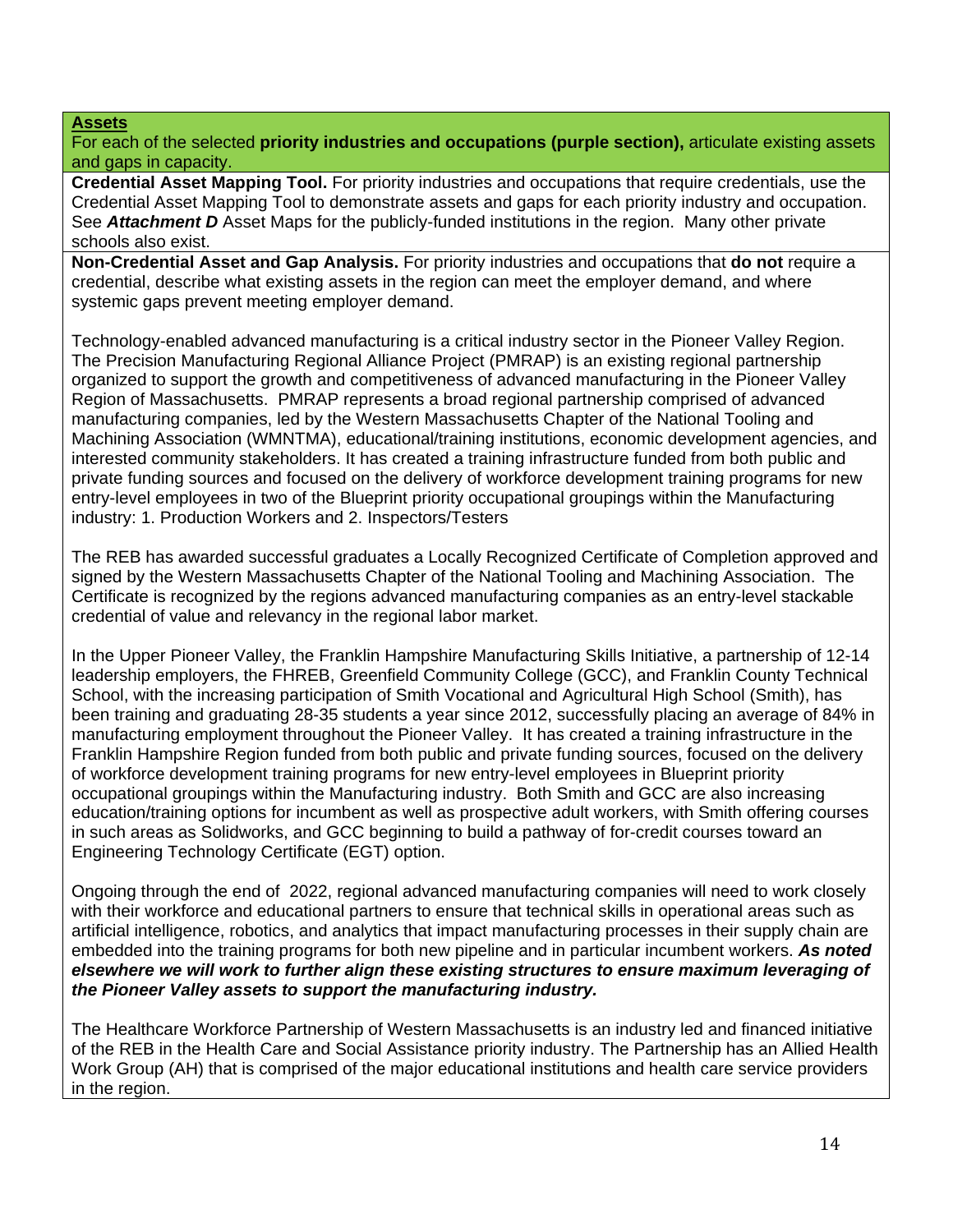**Assets**

For each of the selected **priority industries and occupations (purple section),** articulate existing assets and gaps in capacity.

**Credential Asset Mapping Tool.** For priority industries and occupations that require credentials, use the Credential Asset Mapping Tool to demonstrate assets and gaps for each priority industry and occupation. See ***Attachment D*** Asset Maps for the publicly-funded institutions in the region. Many other private schools also exist.

**Non-Credential Asset and Gap Analysis.** For priority industries and occupations that **do not** require a credential, describe what existing assets in the region can meet the employer demand, and where systemic gaps prevent meeting employer demand.

Technology-enabled advanced manufacturing is a critical industry sector in the Pioneer Valley Region. The Precision Manufacturing Regional Alliance Project (PMRAP) is an existing regional partnership organized to support the growth and competitiveness of advanced manufacturing in the Pioneer Valley Region of Massachusetts. PMRAP represents a broad regional partnership comprised of advanced manufacturing companies, led by the Western Massachusetts Chapter of the National Tooling and Machining Association (WMNTMA), educational/training institutions, economic development agencies, and interested community stakeholders. It has created a training infrastructure funded from both public and private funding sources and focused on the delivery of workforce development training programs for new entry-level employees in two of the Blueprint priority occupational groupings within the Manufacturing industry: 1. Production Workers and 2. Inspectors/Testers

The REB has awarded successful graduates a Locally Recognized Certificate of Completion approved and signed by the Western Massachusetts Chapter of the National Tooling and Machining Association. The Certificate is recognized by the regions advanced manufacturing companies as an entry-level stackable credential of value and relevancy in the regional labor market.

In the Upper Pioneer Valley, the Franklin Hampshire Manufacturing Skills Initiative, a partnership of 12-14 leadership employers, the FHREB, Greenfield Community College (GCC), and Franklin County Technical School, with the increasing participation of Smith Vocational and Agricultural High School (Smith), has been training and graduating 28-35 students a year since 2012, successfully placing an average of 84% in manufacturing employment throughout the Pioneer Valley. It has created a training infrastructure in the Franklin Hampshire Region funded from both public and private funding sources, focused on the delivery of workforce development training programs for new entry-level employees in Blueprint priority occupational groupings within the Manufacturing industry. Both Smith and GCC are also increasing education/training options for incumbent as well as prospective adult workers, with Smith offering courses in such areas as Solidworks, and GCC beginning to build a pathway of for-credit courses toward an Engineering Technology Certificate (EGT) option.

Ongoing through the end of 2022, regional advanced manufacturing companies will need to work closely with their workforce and educational partners to ensure that technical skills in operational areas such as artificial intelligence, robotics, and analytics that impact manufacturing processes in their supply chain are embedded into the training programs for both new pipeline and in particular incumbent workers. ***As noted elsewhere we will work to further align these existing structures to ensure maximum leveraging of the Pioneer Valley assets to support the manufacturing industry.***

The Healthcare Workforce Partnership of Western Massachusetts is an industry led and financed initiative of the REB in the Health Care and Social Assistance priority industry. The Partnership has an Allied Health Work Group (AH) that is comprised of the major educational institutions and health care service providers in the region.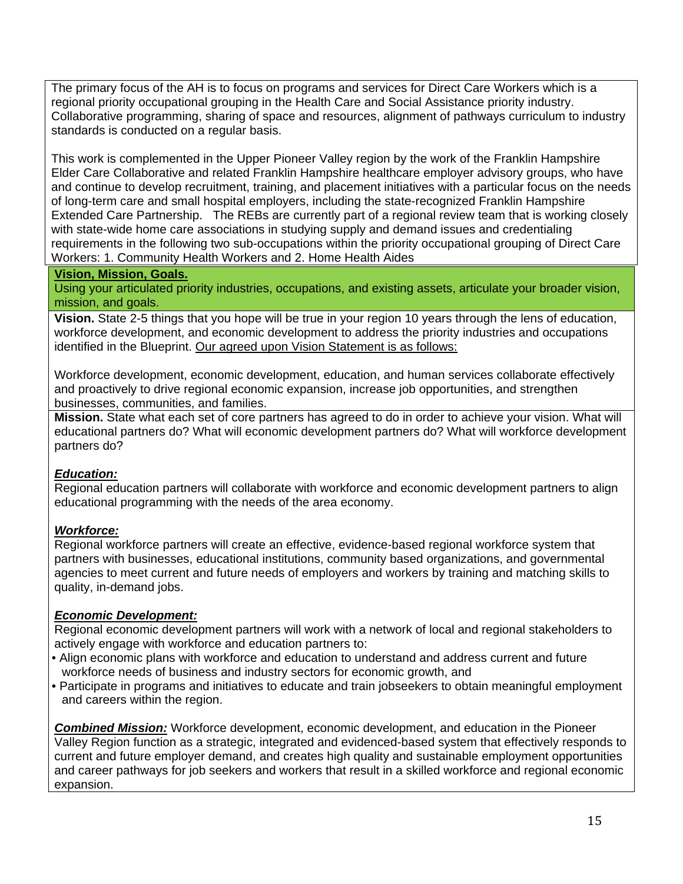The primary focus of the AH is to focus on programs and services for Direct Care Workers which is a regional priority occupational grouping in the Health Care and Social Assistance priority industry. Collaborative programming, sharing of space and resources, alignment of pathways curriculum to industry standards is conducted on a regular basis.

This work is complemented in the Upper Pioneer Valley region by the work of the Franklin Hampshire Elder Care Collaborative and related Franklin Hampshire healthcare employer advisory groups, who have and continue to develop recruitment, training, and placement initiatives with a particular focus on the needs of long-term care and small hospital employers, including the state-recognized Franklin Hampshire Extended Care Partnership. The REBs are currently part of a regional review team that is working closely with state-wide home care associations in studying supply and demand issues and credentialing requirements in the following two sub-occupations within the priority occupational grouping of Direct Care Workers: 1. Community Health Workers and 2. Home Health Aides

**Vision, Mission, Goals.**

Using your articulated priority industries, occupations, and existing assets, articulate your broader vision, mission, and goals.

**Vision.** State 2-5 things that you hope will be true in your region 10 years through the lens of education, workforce development, and economic development to address the priority industries and occupations identified in the Blueprint. Our agreed upon Vision Statement is as follows:

Workforce development, economic development, education, and human services collaborate effectively and proactively to drive regional economic expansion, increase job opportunities, and strengthen businesses, communities, and families.

**Mission.** State what each set of core partners has agreed to do in order to achieve your vision. What will educational partners do? What will economic development partners do? What will workforce development partners do?

***Education:***

Regional education partners will collaborate with workforce and economic development partners to align educational programming with the needs of the area economy.

***Workforce:***

Regional workforce partners will create an effective, evidence-based regional workforce system that partners with businesses, educational institutions, community based organizations, and governmental agencies to meet current and future needs of employers and workers by training and matching skills to quality, in-demand jobs.

***Economic Development:***

Regional economic development partners will work with a network of local and regional stakeholders to actively engage with workforce and education partners to:

- Align economic plans with workforce and education to understand and address current and future workforce needs of business and industry sectors for economic growth, and
- Participate in programs and initiatives to educate and train jobseekers to obtain meaningful employment and careers within the region.

***Combined Mission:*** Workforce development, economic development, and education in the Pioneer Valley Region function as a strategic, integrated and evidenced-based system that effectively responds to current and future employer demand, and creates high quality and sustainable employment opportunities and career pathways for job seekers and workers that result in a skilled workforce and regional economic expansion.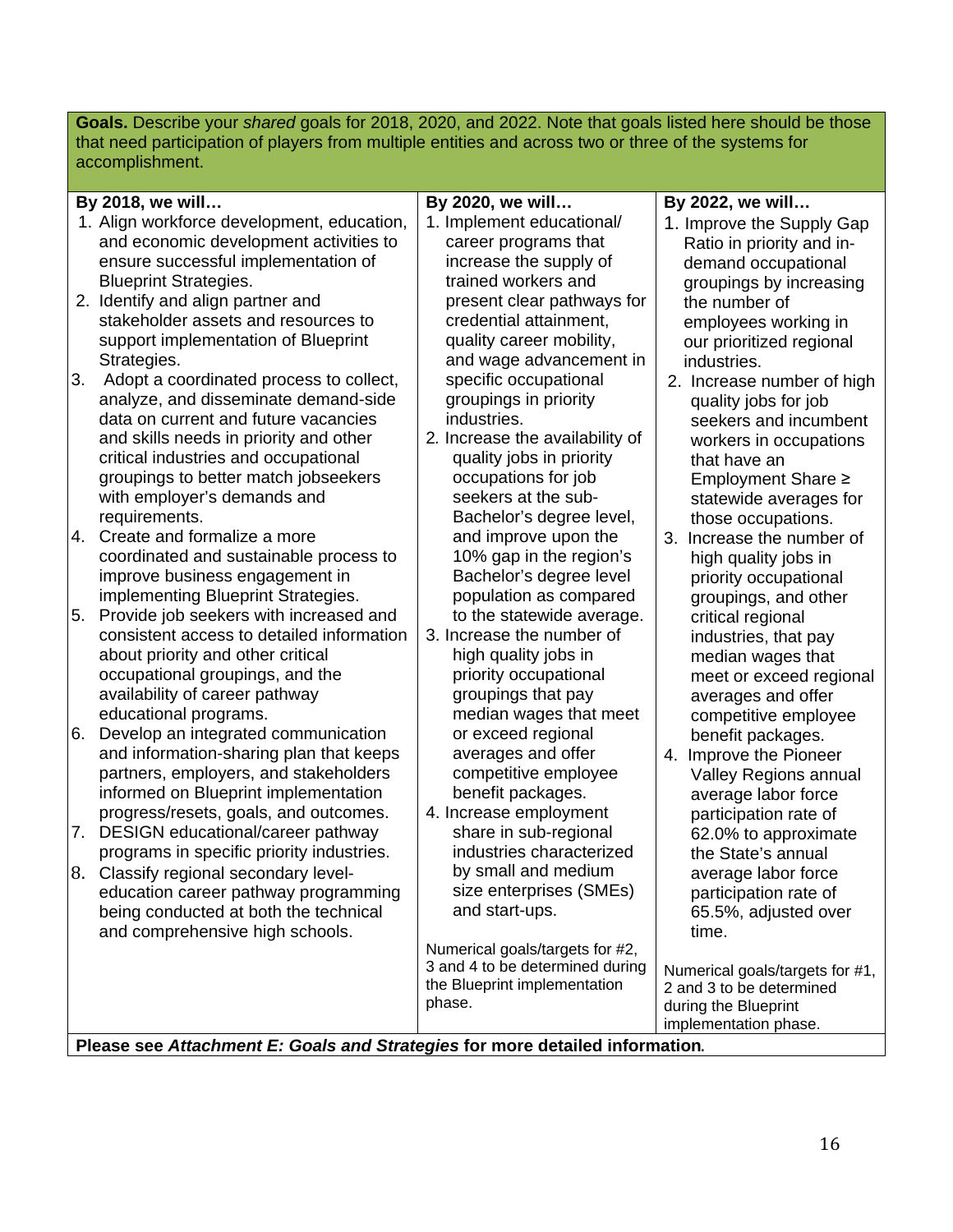**Goals.** Describe your *shared* goals for 2018, 2020, and 2022. Note that goals listed here should be those that need participation of players from multiple entities and across two or three of the systems for accomplishment.

| By 2018, we will… | By 2020, we will… | By 2022, we will… |
|---|---|---|
| 1. Align workforce development, education, and economic development activities to ensure successful implementation of Blueprint Strategies.<br>2. Identify and align partner and stakeholder assets and resources to support implementation of Blueprint Strategies.<br>3. Adopt a coordinated process to collect, analyze, and disseminate demand-side data on current and future vacancies and skills needs in priority and other critical industries and occupational groupings to better match jobseekers with employer's demands and requirements.<br>4. Create and formalize a more coordinated and sustainable process to improve business engagement in implementing Blueprint Strategies.<br>5. Provide job seekers with increased and consistent access to detailed information about priority and other critical occupational groupings, and the availability of career pathway educational programs.<br>6. Develop an integrated communication and information-sharing plan that keeps partners, employers, and stakeholders informed on Blueprint implementation progress/resets, goals, and outcomes.<br>7. DESIGN educational/career pathway programs in specific priority industries.<br>8. Classify regional secondary level-education career pathway programming being conducted at both the technical and comprehensive high schools. | 1. Implement educational/ career programs that increase the supply of trained workers and present clear pathways for credential attainment, quality career mobility, and wage advancement in specific occupational groupings in priority industries.<br>2. Increase the availability of quality jobs in priority occupations for job seekers at the sub-Bachelor's degree level, and improve upon the 10% gap in the region's Bachelor's degree level population as compared to the statewide average.<br>3. Increase the number of high quality jobs in priority occupational groupings that pay median wages that meet or exceed regional averages and offer competitive employee benefit packages.<br>4. Increase employment share in sub-regional industries characterized by small and medium size enterprises (SMEs) and start-ups.<br><br>Numerical goals/targets for #2, 3 and 4 to be determined during the Blueprint implementation phase. | 1. Improve the Supply Gap Ratio in priority and in-demand occupational groupings by increasing the number of employees working in our prioritized regional industries.<br>2. Increase number of high quality jobs for job seekers and incumbent workers in occupations that have an Employment Share ≥ statewide averages for those occupations.<br>3. Increase the number of high quality jobs in priority occupational groupings, and other critical regional industries, that pay median wages that meet or exceed regional averages and offer competitive employee benefit packages.<br>4. Improve the Pioneer Valley Regions annual average labor force participation rate of 62.0% to approximate the State's annual average labor force participation rate of 65.5%, adjusted over time.<br><br>Numerical goals/targets for #1, 2 and 3 to be determined during the Blueprint implementation phase. |

**Please see *Attachment E: Goals and Strategies* for more detailed information.**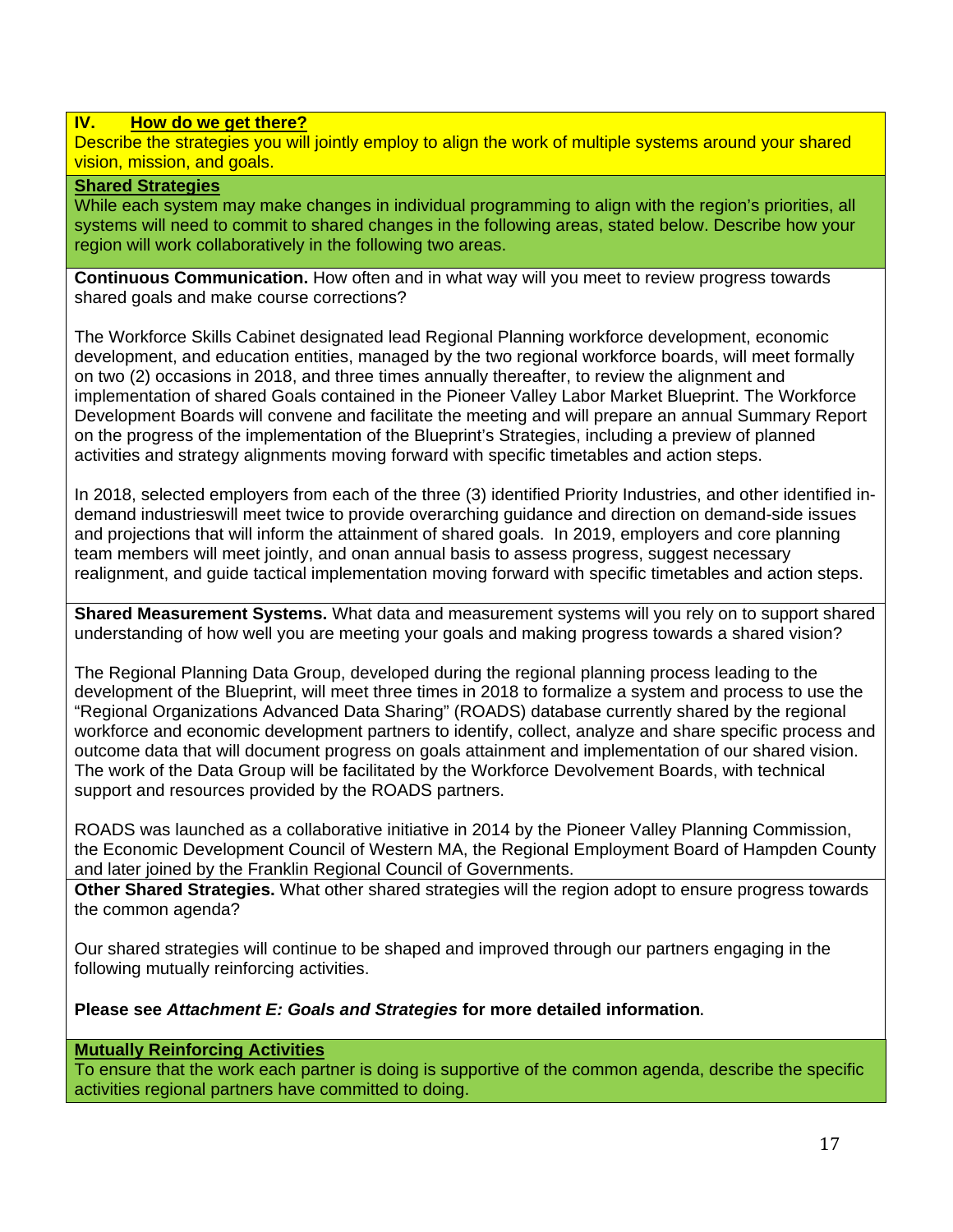## IV. How do we get there?

Describe the strategies you will jointly employ to align the work of multiple systems around your shared vision, mission, and goals.

### Shared Strategies

While each system may make changes in individual programming to align with the region's priorities, all systems will need to commit to shared changes in the following areas, stated below. Describe how your region will work collaboratively in the following two areas.

**Continuous Communication.** How often and in what way will you meet to review progress towards shared goals and make course corrections?

The Workforce Skills Cabinet designated lead Regional Planning workforce development, economic development, and education entities, managed by the two regional workforce boards, will meet formally on two (2) occasions in 2018, and three times annually thereafter, to review the alignment and implementation of shared Goals contained in the Pioneer Valley Labor Market Blueprint. The Workforce Development Boards will convene and facilitate the meeting and will prepare an annual Summary Report on the progress of the implementation of the Blueprint's Strategies, including a preview of planned activities and strategy alignments moving forward with specific timetables and action steps.

In 2018, selected employers from each of the three (3) identified Priority Industries, and other identified in-demand industrieswill meet twice to provide overarching guidance and direction on demand-side issues and projections that will inform the attainment of shared goals. In 2019, employers and core planning team members will meet jointly, and onan annual basis to assess progress, suggest necessary realignment, and guide tactical implementation moving forward with specific timetables and action steps.

**Shared Measurement Systems.** What data and measurement systems will you rely on to support shared understanding of how well you are meeting your goals and making progress towards a shared vision?

The Regional Planning Data Group, developed during the regional planning process leading to the development of the Blueprint, will meet three times in 2018 to formalize a system and process to use the "Regional Organizations Advanced Data Sharing" (ROADS) database currently shared by the regional workforce and economic development partners to identify, collect, analyze and share specific process and outcome data that will document progress on goals attainment and implementation of our shared vision. The work of the Data Group will be facilitated by the Workforce Devolvement Boards, with technical support and resources provided by the ROADS partners.

ROADS was launched as a collaborative initiative in 2014 by the Pioneer Valley Planning Commission, the Economic Development Council of Western MA, the Regional Employment Board of Hampden County and later joined by the Franklin Regional Council of Governments.

**Other Shared Strategies.** What other shared strategies will the region adopt to ensure progress towards the common agenda?

Our shared strategies will continue to be shaped and improved through our partners engaging in the following mutually reinforcing activities.

**Please see *Attachment E: Goals and Strategies* for more detailed information.**

### Mutually Reinforcing Activities

To ensure that the work each partner is doing is supportive of the common agenda, describe the specific activities regional partners have committed to doing.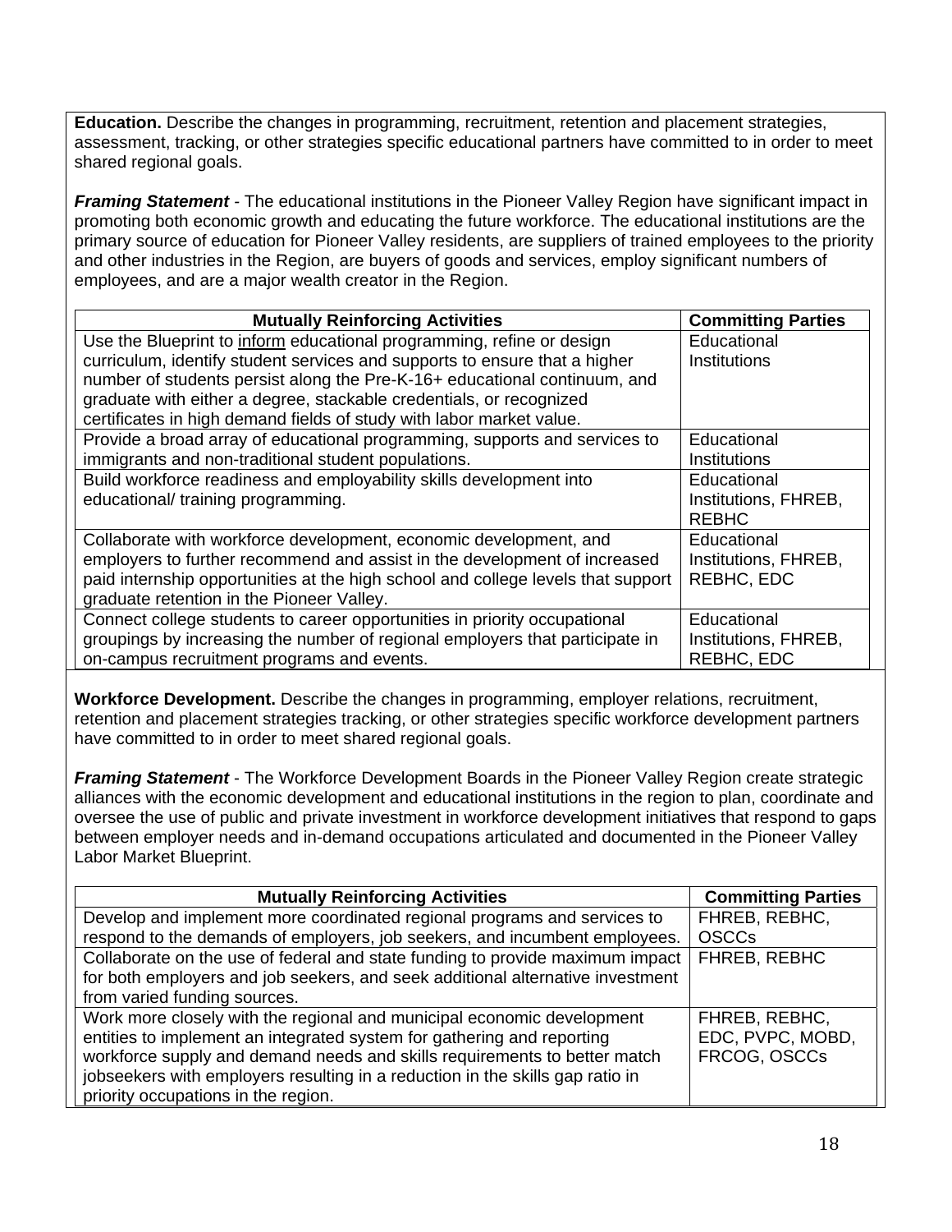**Education.** Describe the changes in programming, recruitment, retention and placement strategies, assessment, tracking, or other strategies specific educational partners have committed to in order to meet shared regional goals.

***Framing Statement*** - The educational institutions in the Pioneer Valley Region have significant impact in promoting both economic growth and educating the future workforce. The educational institutions are the primary source of education for Pioneer Valley residents, are suppliers of trained employees to the priority and other industries in the Region, are buyers of goods and services, employ significant numbers of employees, and are a major wealth creator in the Region.

| Mutually Reinforcing Activities | Committing Parties |
|---|---|
| Use the Blueprint to <u>inform</u> educational programming, refine or design curriculum, identify student services and supports to ensure that a higher number of students persist along the Pre-K-16+ educational continuum, and graduate with either a degree, stackable credentials, or recognized certificates in high demand fields of study with labor market value. | Educational Institutions |
| Provide a broad array of educational programming, supports and services to immigrants and non-traditional student populations. | Educational Institutions |
| Build workforce readiness and employability skills development into educational/ training programming. | Educational Institutions, FHREB, REBHC |
| Collaborate with workforce development, economic development, and employers to further recommend and assist in the development of increased paid internship opportunities at the high school and college levels that support graduate retention in the Pioneer Valley. | Educational Institutions, FHREB, REBHC, EDC |
| Connect college students to career opportunities in priority occupational groupings by increasing the number of regional employers that participate in on-campus recruitment programs and events. | Educational Institutions, FHREB, REBHC, EDC |

**Workforce Development.** Describe the changes in programming, employer relations, recruitment, retention and placement strategies tracking, or other strategies specific workforce development partners have committed to in order to meet shared regional goals.

***Framing Statement*** - The Workforce Development Boards in the Pioneer Valley Region create strategic alliances with the economic development and educational institutions in the region to plan, coordinate and oversee the use of public and private investment in workforce development initiatives that respond to gaps between employer needs and in-demand occupations articulated and documented in the Pioneer Valley Labor Market Blueprint.

| Mutually Reinforcing Activities | Committing Parties |
|---|---|
| Develop and implement more coordinated regional programs and services to respond to the demands of employers, job seekers, and incumbent employees. | FHREB, REBHC, OSCCs |
| Collaborate on the use of federal and state funding to provide maximum impact for both employers and job seekers, and seek additional alternative investment from varied funding sources. | FHREB, REBHC |
| Work more closely with the regional and municipal economic development entities to implement an integrated system for gathering and reporting workforce supply and demand needs and skills requirements to better match jobseekers with employers resulting in a reduction in the skills gap ratio in priority occupations in the region. | FHREB, REBHC, EDC, PVPC, MOBD, FRCOG, OSCCs |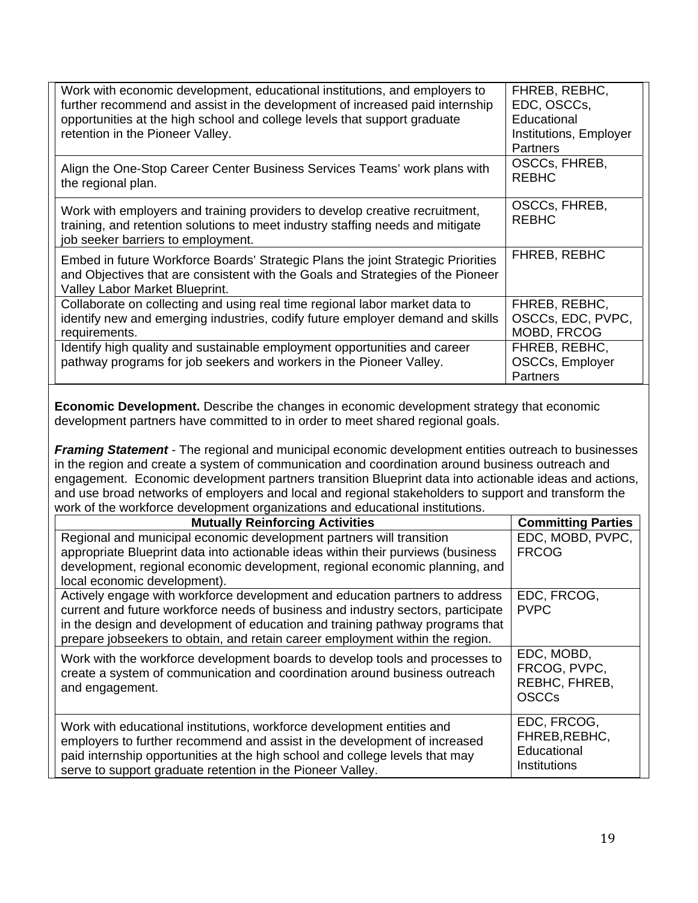| | |
|---|---|
| Work with economic development, educational institutions, and employers to further recommend and assist in the development of increased paid internship opportunities at the high school and college levels that support graduate retention in the Pioneer Valley. | FHREB, REBHC, EDC, OSCCs, Educational Institutions, Employer Partners |
| Align the One-Stop Career Center Business Services Teams' work plans with the regional plan. | OSCCs, FHREB, REBHC |
| Work with employers and training providers to develop creative recruitment, training, and retention solutions to meet industry staffing needs and mitigate job seeker barriers to employment. | OSCCs, FHREB, REBHC |
| Embed in future Workforce Boards' Strategic Plans the joint Strategic Priorities and Objectives that are consistent with the Goals and Strategies of the Pioneer Valley Labor Market Blueprint. | FHREB, REBHC |
| Collaborate on collecting and using real time regional labor market data to identify new and emerging industries, codify future employer demand and skills requirements. | FHREB, REBHC, OSCCs, EDC, PVPC, MOBD, FRCOG |
| Identify high quality and sustainable employment opportunities and career pathway programs for job seekers and workers in the Pioneer Valley. | FHREB, REBHC, OSCCs, Employer Partners |

**Economic Development.** Describe the changes in economic development strategy that economic development partners have committed to in order to meet shared regional goals.

***Framing Statement*** - The regional and municipal economic development entities outreach to businesses in the region and create a system of communication and coordination around business outreach and engagement. Economic development partners transition Blueprint data into actionable ideas and actions, and use broad networks of employers and local and regional stakeholders to support and transform the work of the workforce development organizations and educational institutions.

| Mutually Reinforcing Activities | Committing Parties |
|---|---|
| Regional and municipal economic development partners will transition appropriate Blueprint data into actionable ideas within their purviews (business development, regional economic development, regional economic planning, and local economic development). | EDC, MOBD, PVPC, FRCOG |
| Actively engage with workforce development and education partners to address current and future workforce needs of business and industry sectors, participate in the design and development of education and training pathway programs that prepare jobseekers to obtain, and retain career employment within the region. | EDC, FRCOG, PVPC |
| Work with the workforce development boards to develop tools and processes to create a system of communication and coordination around business outreach and engagement. | EDC, MOBD, FRCOG, PVPC, REBHC, FHREB, OSCCs |
| Work with educational institutions, workforce development entities and employers to further recommend and assist in the development of increased paid internship opportunities at the high school and college levels that may serve to support graduate retention in the Pioneer Valley. | EDC, FRCOG, FHREB,REBHC, Educational Institutions |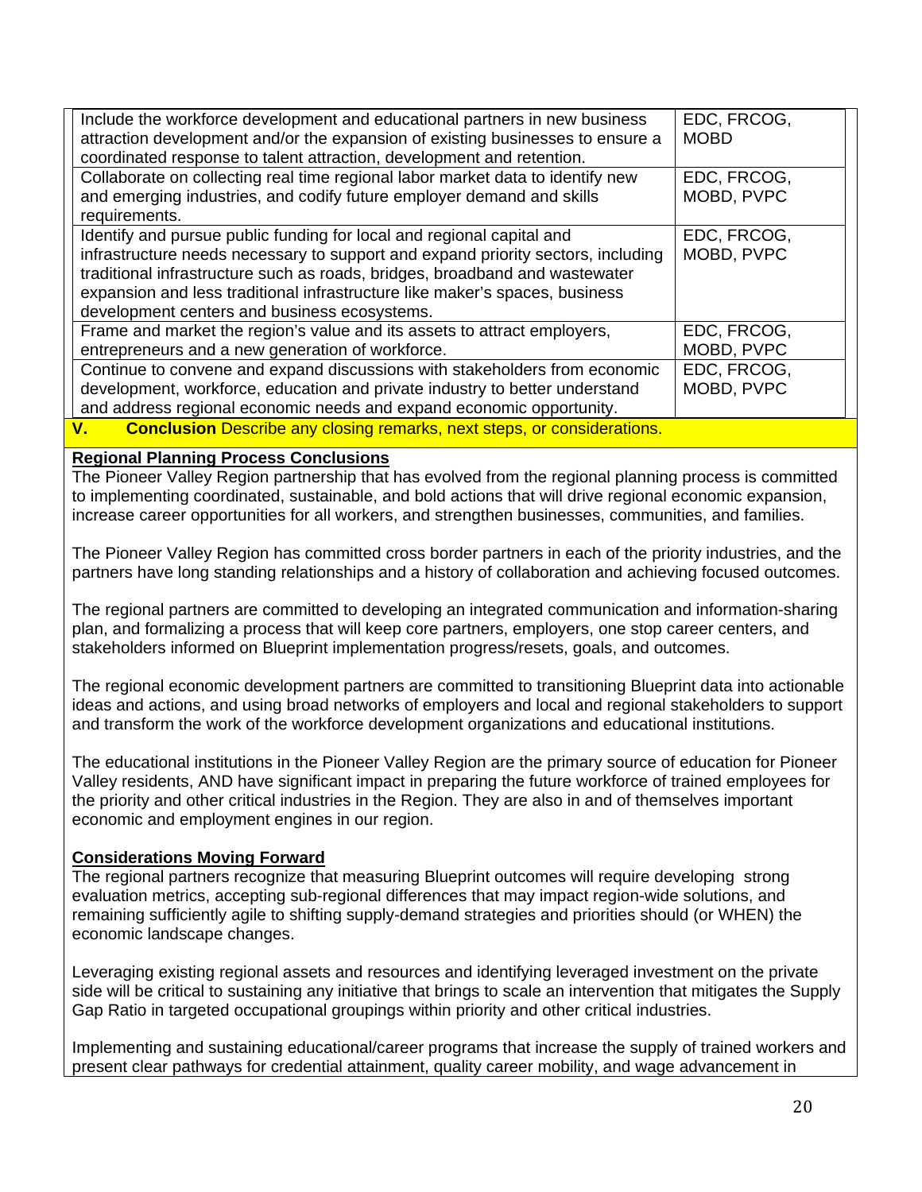| | |
|---|---|
| Include the workforce development and educational partners in new business attraction development and/or the expansion of existing businesses to ensure a coordinated response to talent attraction, development and retention. | EDC, FRCOG, MOBD |
| Collaborate on collecting real time regional labor market data to identify new and emerging industries, and codify future employer demand and skills requirements. | EDC, FRCOG, MOBD, PVPC |
| Identify and pursue public funding for local and regional capital and infrastructure needs necessary to support and expand priority sectors, including traditional infrastructure such as roads, bridges, broadband and wastewater expansion and less traditional infrastructure like maker's spaces, business development centers and business ecosystems. | EDC, FRCOG, MOBD, PVPC |
| Frame and market the region's value and its assets to attract employers, entrepreneurs and a new generation of workforce. | EDC, FRCOG, MOBD, PVPC |
| Continue to convene and expand discussions with stakeholders from economic development, workforce, education and private industry to better understand and address regional economic needs and expand economic opportunity. | EDC, FRCOG, MOBD, PVPC |

## V. **Conclusion** Describe any closing remarks, next steps, or considerations.

**Regional Planning Process Conclusions**

The Pioneer Valley Region partnership that has evolved from the regional planning process is committed to implementing coordinated, sustainable, and bold actions that will drive regional economic expansion, increase career opportunities for all workers, and strengthen businesses, communities, and families.

The Pioneer Valley Region has committed cross border partners in each of the priority industries, and the partners have long standing relationships and a history of collaboration and achieving focused outcomes.

The regional partners are committed to developing an integrated communication and information-sharing plan, and formalizing a process that will keep core partners, employers, one stop career centers, and stakeholders informed on Blueprint implementation progress/resets, goals, and outcomes.

The regional economic development partners are committed to transitioning Blueprint data into actionable ideas and actions, and using broad networks of employers and local and regional stakeholders to support and transform the work of the workforce development organizations and educational institutions.

The educational institutions in the Pioneer Valley Region are the primary source of education for Pioneer Valley residents, AND have significant impact in preparing the future workforce of trained employees for the priority and other critical industries in the Region. They are also in and of themselves important economic and employment engines in our region.

**Considerations Moving Forward**

The regional partners recognize that measuring Blueprint outcomes will require developing strong evaluation metrics, accepting sub-regional differences that may impact region-wide solutions, and remaining sufficiently agile to shifting supply-demand strategies and priorities should (or WHEN) the economic landscape changes.

Leveraging existing regional assets and resources and identifying leveraged investment on the private side will be critical to sustaining any initiative that brings to scale an intervention that mitigates the Supply Gap Ratio in targeted occupational groupings within priority and other critical industries.

Implementing and sustaining educational/career programs that increase the supply of trained workers and present clear pathways for credential attainment, quality career mobility, and wage advancement in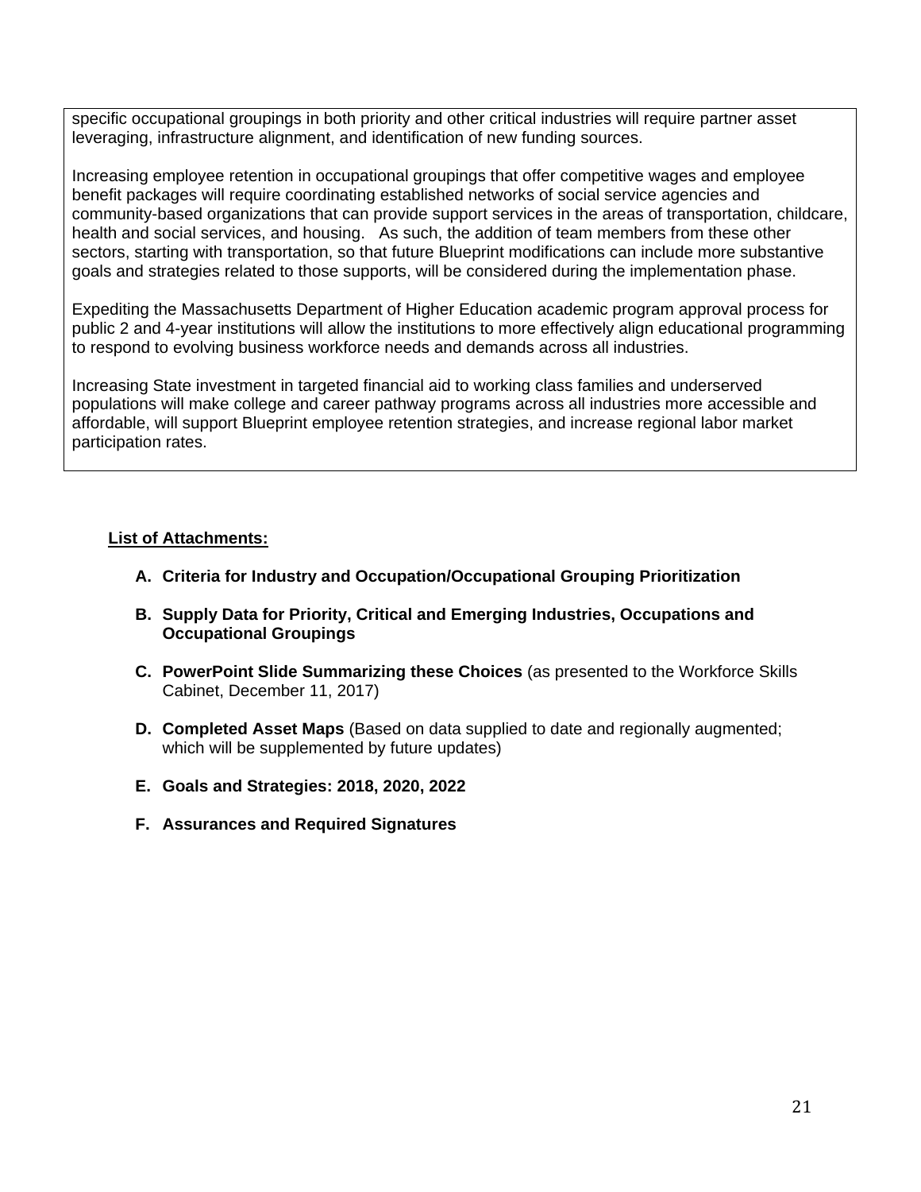specific occupational groupings in both priority and other critical industries will require partner asset leveraging, infrastructure alignment, and identification of new funding sources.

Increasing employee retention in occupational groupings that offer competitive wages and employee benefit packages will require coordinating established networks of social service agencies and community-based organizations that can provide support services in the areas of transportation, childcare, health and social services, and housing. As such, the addition of team members from these other sectors, starting with transportation, so that future Blueprint modifications can include more substantive goals and strategies related to those supports, will be considered during the implementation phase.

Expediting the Massachusetts Department of Higher Education academic program approval process for public 2 and 4-year institutions will allow the institutions to more effectively align educational programming to respond to evolving business workforce needs and demands across all industries.

Increasing State investment in targeted financial aid to working class families and underserved populations will make college and career pathway programs across all industries more accessible and affordable, will support Blueprint employee retention strategies, and increase regional labor market participation rates.

**List of Attachments:**

A. **Criteria for Industry and Occupation/Occupational Grouping Prioritization**

B. **Supply Data for Priority, Critical and Emerging Industries, Occupations and Occupational Groupings**

C. **PowerPoint Slide Summarizing these Choices** (as presented to the Workforce Skills Cabinet, December 11, 2017)

D. **Completed Asset Maps** (Based on data supplied to date and regionally augmented; which will be supplemented by future updates)

E. **Goals and Strategies: 2018, 2020, 2022**

F. **Assurances and Required Signatures**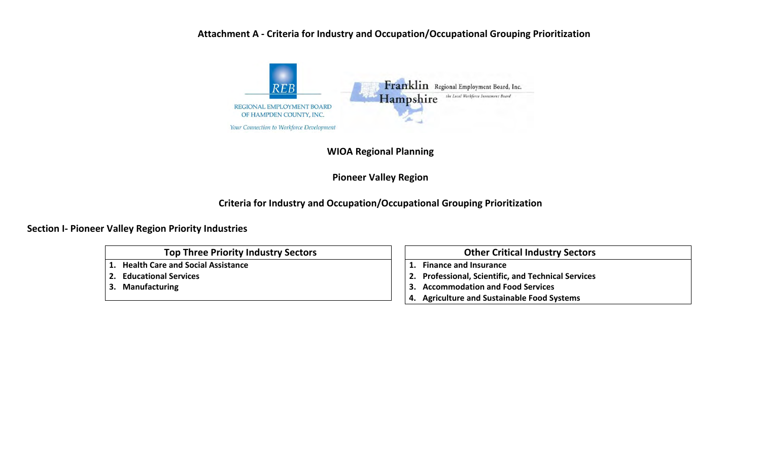# Attachment A - Criteria for Industry and Occupation/Occupational Grouping Prioritization

REGIONAL EMPLOYMENT BOARD OF HAMPDEN COUNTY, INC.

*Your Connection to Workforce Development*

Franklin Hampshire Regional Employment Board, Inc.

*the Local Workforce Investment Board*

## WIOA Regional Planning

## Pioneer Valley Region

## Criteria for Industry and Occupation/Occupational Grouping Prioritization

### Section I- Pioneer Valley Region Priority Industries

| Top Three Priority Industry Sectors |
|---|
| 1. Health Care and Social Assistance |
| 2. Educational Services |
| 3. Manufacturing |

| Other Critical Industry Sectors |
|---|
| 1. Finance and Insurance |
| 2. Professional, Scientific, and Technical Services |
| 3. Accommodation and Food Services |
| 4. Agriculture and Sustainable Food Systems |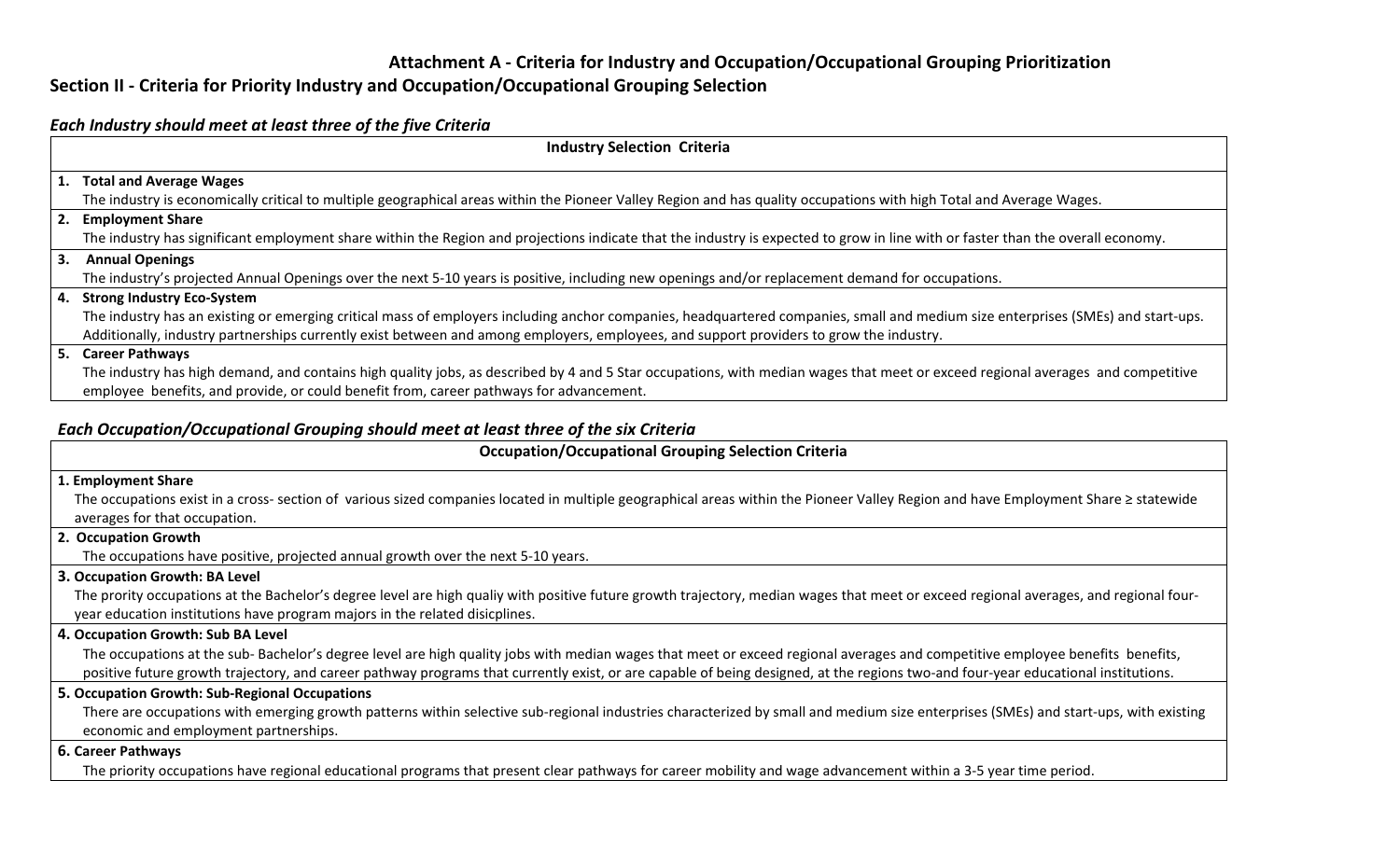# Attachment A - Criteria for Industry and Occupation/Occupational Grouping Prioritization

## Section II - Criteria for Priority Industry and Occupation/Occupational Grouping Selection

### *Each Industry should meet at least three of the five Criteria*

| Industry Selection Criteria |
|---|
| **1. Total and Average Wages**<br>The industry is economically critical to multiple geographical areas within the Pioneer Valley Region and has quality occupations with high Total and Average Wages. |
| **2. Employment Share**<br>The industry has significant employment share within the Region and projections indicate that the industry is expected to grow in line with or faster than the overall economy. |
| **3. Annual Openings**<br>The industry's projected Annual Openings over the next 5-10 years is positive, including new openings and/or replacement demand for occupations. |
| **4. Strong Industry Eco-System**<br>The industry has an existing or emerging critical mass of employers including anchor companies, headquartered companies, small and medium size enterprises (SMEs) and start-ups. Additionally, industry partnerships currently exist between and among employers, employees, and support providers to grow the industry. |
| **5. Career Pathways**<br>The industry has high demand, and contains high quality jobs, as described by 4 and 5 Star occupations, with median wages that meet or exceed regional averages and competitive employee benefits, and provide, or could benefit from, career pathways for advancement. |

### *Each Occupation/Occupational Grouping should meet at least three of the six Criteria*

| Occupation/Occupational Grouping Selection Criteria |
|---|
| **1. Employment Share**<br>The occupations exist in a cross- section of various sized companies located in multiple geographical areas within the Pioneer Valley Region and have Employment Share ≥ statewide averages for that occupation. |
| **2. Occupation Growth**<br>The occupations have positive, projected annual growth over the next 5-10 years. |
| **3. Occupation Growth: BA Level**<br>The prority occupations at the Bachelor's degree level are high qualiy with positive future growth trajectory, median wages that meet or exceed regional averages, and regional four-year education institutions have program majors in the related disicplines. |
| **4. Occupation Growth: Sub BA Level**<br>The occupations at the sub- Bachelor's degree level are high quality jobs with median wages that meet or exceed regional averages and competitive employee benefits benefits, positive future growth trajectory, and career pathway programs that currently exist, or are capable of being designed, at the regions two-and four-year educational institutions. |
| **5. Occupation Growth: Sub-Regional Occupations**<br>There are occupations with emerging growth patterns within selective sub-regional industries characterized by small and medium size enterprises (SMEs) and start-ups, with existing economic and employment partnerships. |
| **6. Career Pathways**<br>The priority occupations have regional educational programs that present clear pathways for career mobility and wage advancement within a 3-5 year time period. |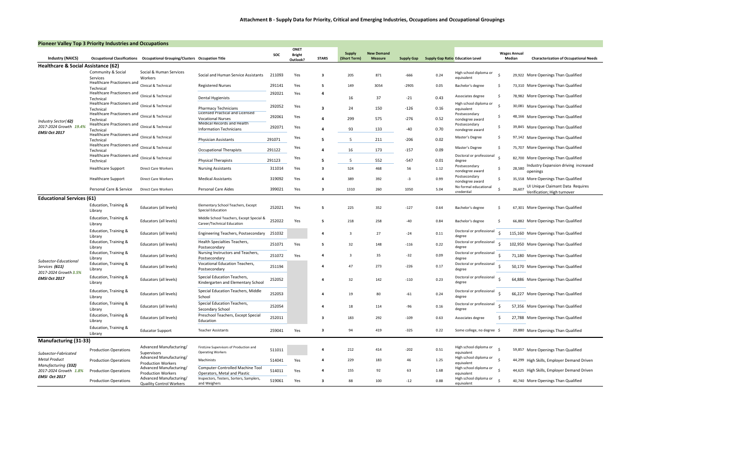# Attachment B - Supply Data for Priority, Critical and Emerging Industries, Occupations and Occupational Groupings

## Pioneer Valley Top 3 Priority Industries and Occupations

| Industry (NAICS) | Occupational Classifications | Occupational Grouping/Clusters | Occupation Title | SOC | ONET Bright Outlook? | STARS | Supply (Short Term) | New Demand Measure | Supply Gap | Supply Gap Ratio | Education Level | Wages Annual Median | Characterization of Occupational Needs |
|---|---|---|---|---|---|---|---|---|---|---|---|---|---|
| **Healthcare & Social Assistance (62)** | | | | | | | | | | | | | |
| Industry Sector (62) 2017-2024 Growth 19.4% EMSI Oct 2017 | Community & Social Services | Social & Human Services Workers | Social and Human Service Assistants | 211093 | Yes | 3 | 205 | 871 | -666 | 0.24 | High school diploma or equivalent | $ 29,922 | More Openings Than Qualified |
| | Healthcare Practioners and Technical | Clinical & Technical | Registered Nurses | 291141 | Yes | 5 | 149 | 3054 | -2905 | 0.05 | Bachelor's degree | $ 73,310 | More Openings Than Qualified |
| | Healthcare Practioners and Technical | Clinical & Technical | Dental Hygienists | 292021 | Yes | 4 | 16 | 37 | -21 | 0.43 | Associates degree | $ 78,982 | More Openings Than Qualified |
| | Healthcare Practioners and Technical | Clinical & Technical | Pharmacy Technicians | 292052 | Yes | 3 | 24 | 150 | -126 | 0.16 | High school diploma or equivalent | $ 30,081 | More Openings Than Qualified |
| | Healthcare Practioners and Technical | Clinical & Technical | Licensed Practical and Licensed Vocational Nurses | 292061 | Yes | 4 | 299 | 575 | -276 | 0.52 | Postsecondary nondegree award | $ 48,166 | More Openings Than Qualified |
| | Healthcare Practioners and Technical | Clinical & Technical | Medical Records and Health Information Technicians | 292071 | Yes | 4 | 93 | 133 | -40 | 0.70 | Postsecondary nondegree award | $ 39,845 | More Openings Than Qualified |
| | Healthcare Practioners and Technical | Clinical & Technical | Physician Assistants | 291071 | Yes | 5 | 5 | 211 | -206 | 0.02 | Master's Degree | $ 97,142 | More Openings Than Qualified |
| | Healthcare Practioners and Technical | Clinical & Technical | Occupational Therapists | 291122 | Yes | 4 | 16 | 173 | -157 | 0.09 | Master's Degree | $ 75,707 | More Openings Than Qualified |
| | Healthcare Practioners and Technical | Clinical & Technical | Physical Therapists | 291123 | Yes | 5 | 5 | 552 | -547 | 0.01 | Doctoral or professional degree | $ 82,700 | More Openings Than Qualified |
| | Healthcare Support | Direct Care Workers | Nursing Assistants | 311014 | Yes | 3 | 524 | 468 | 56 | 1.12 | Postsecondary nondegree award | $ 28,580 | Industry Expansion driving increased openings |
| | Healthcare Support | Direct Care Workers | Medical Assistants | 319092 | Yes | 4 | 389 | 392 | -3 | 0.99 | Postsecondary nondegree award | $ 35,558 | More Openings Than Qualified |
| | Personal Care & Service | Direct Care Workers | Personal Care Aides | 399021 | Yes | 3 | 1310 | 260 | 1050 | 5.04 | No formal educational credential | $ 26,607 | UI Unique Claimant Data Requires Verification; High turnover |
| **Educational Services (61)** | | | | | | | | | | | | | |
| Subsector-Educational Services (611) 2017-2024 Growth 3.5% EMSI Oct 2017 | Education, Training & Library | Educators (all levels) | Elementary School Teachers, Except Special Education | 252021 | Yes | 5 | 225 | 352 | -127 | 0.64 | Bachelor's degree | $ 67,301 | More Openings Than Qualified |
| | Education, Training & Library | Educators (all levels) | Middle School Teachers, Except Special & Career/Technical Education | 252022 | Yes | 5 | 218 | 258 | -40 | 0.84 | Bachelor's degree | $ 66,882 | More Openings Than Qualified |
| | Education, Training & Library | Educators (all levels) | Engineering Teachers, Postsecondary | 251032 | | 4 | 3 | 27 | -24 | 0.11 | Doctoral or professional degree | $ 115,160 | More Openings Than Qualified |
| | Education, Training & Library | Educators (all levels) | Health Specialties Teachers, Postsecondary | 251071 | Yes | 5 | 32 | 148 | -116 | 0.22 | Doctoral or professional degree | $ 102,950 | More Openings Than Qualified |
| | Education, Training & Library | Educators (all levels) | Nursing Instructors and Teachers, Postsecondary | 251072 | Yes | 4 | 3 | 35 | -32 | 0.09 | Doctoral or professional degree | $ 71,180 | More Openings Than Qualified |
| | Education, Training & Library | Educators (all levels) | Vocational Education Teachers, Postsecondary | 251194 | | 4 | 47 | 273 | -226 | 0.17 | Doctoral or professional degree | $ 50,170 | More Openings Than Qualified |
| | Education, Training & Library | Educators (all levels) | Special Education Teachers, Kindergarten and Elementary School | 252052 | | 4 | 32 | 142 | -110 | 0.23 | Doctoral or professional degree | $ 64,886 | More Openings Than Qualified |
| | Education, Training & Library | Educators (all levels) | Special Education Teachers, Middle School | 252053 | | 4 | 19 | 80 | -61 | 0.24 | Doctoral or professional degree | $ 66,227 | More Openings Than Qualified |
| | Education, Training & Library | Educators (all levels) | Special Education Teachers, Secondary School | 252054 | | 4 | 18 | 114 | -96 | 0.16 | Doctoral or professional degree | $ 57,356 | More Openings Than Qualified |
| | Education, Training & Library | Educators (all levels) | Preschool Teachers, Except Special Education | 252011 | | 3 | 183 | 292 | -109 | 0.63 | Associates degree | $ 27,788 | More Openings Than Qualified |
| | Education, Training & Library | Educator Support | Teacher Assistants | 259041 | Yes | 3 | 94 | 419 | -325 | 0.22 | Some college, no degree | $ 29,880 | More Openings Than Qualified |
| **Manufacturing (31-33)** | | | | | | | | | | | | | |
| Subsector-Fabricated Metal Product Manufacturing (332) 2017-2024 Growth 1.8% EMSI Oct 2017 | Production Operations | Advanced Manufacturing/ Supervisors | FirstLine Supervisors of Production and Operating Workers | 511011 | | 4 | 212 | 414 | -202 | 0.51 | High school diploma or equivalent | $ 59,857 | More Openings Than Qualified |
| | Production Operations | Advanced Manufacturing/ Production Workers | Machinists | 514041 | Yes | 4 | 229 | 183 | 46 | 1.25 | High school diploma or equivalent | $ 44,299 | High Skills, Employer Demand Driven |
| | Production Operations | Advanced Manufacturing/ Production Workers | Computer-Controlled Machine Tool Operators, Metal and Plastic | 514011 | Yes | 4 | 155 | 92 | 63 | 1.68 | High school diploma or equivalent | $ 44,625 | High Skills, Employer Demand Driven |
| | Production Operations | Advanced Manufacturing/ Quaility Control Workers | Inspectors, Testers, Sorters, Samplers, and Weighers | 519061 | Yes | 3 | 88 | 100 | -12 | 0.88 | High school diploma or equivalent | $ 40,740 | More Openings Than Qualified |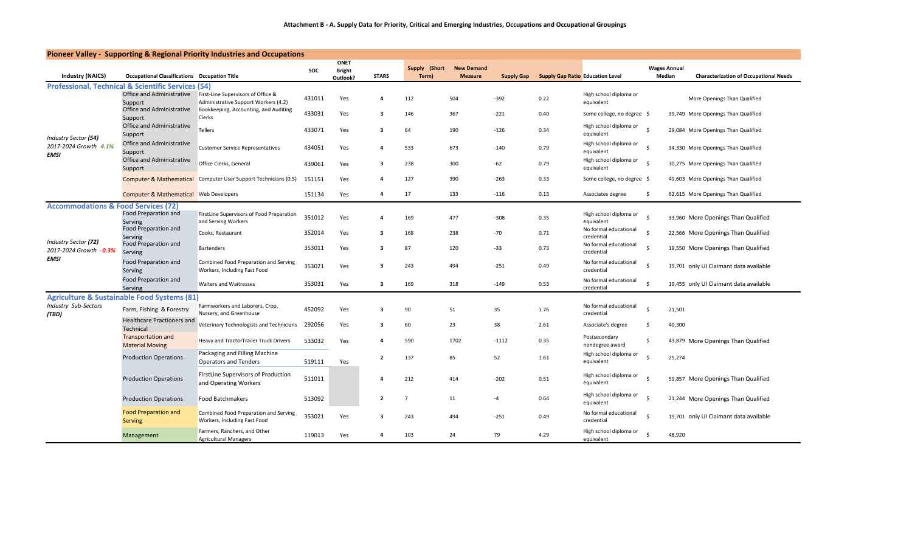**Attachment B - A. Supply Data for Priority, Critical and Emerging Industries, Occupations and Occupational Groupings**

**Pioneer Valley - Supporting & Regional Priority Industries and Occupations**

| Industry (NAICS) | Occupational Classifications | Occupation Title | SOC | ONET Bright Outlook? | STARS | Supply (Short Term) | New Demand Measure | Supply Gap | Supply Gap Ratio | Education Level | Wages Annual Median | Characterization of Occupational Needs |
|---|---|---|---|---|---|---|---|---|---|---|---|---|
| **Professional, Technical & Scientific Services (54)** | | | | | | | | | | | | |
| *Industry Sector (54) 2017-2024 Growth 4.1% EMSI* | Office and Administrative Support | First-Line Supervisors of Office & Administrative Support Workers (4.2) | 431011 | Yes | 4 | 112 | 504 | -392 | 0.22 | High school diploma or equivalent | | More Openings Than Qualified |
| | Office and Administrative Support | Bookkeeping, Accounting, and Auditing Clerks | 433031 | Yes | 3 | 146 | 367 | -221 | 0.40 | Some college, no degree | $ 39,749 | More Openings Than Qualified |
| | Office and Administrative Support | Tellers | 433071 | Yes | 3 | 64 | 190 | -126 | 0.34 | High school diploma or equivalent | $ 29,084 | More Openings Than Qualified |
| | Office and Administrative Support | Customer Service Representatives | 434051 | Yes | 4 | 533 | 673 | -140 | 0.79 | High school diploma or equivalent | $ 34,330 | More Openings Than Qualified |
| | Office and Administrative Support | Office Clerks, General | 439061 | Yes | 3 | 238 | 300 | -62 | 0.79 | High school diploma or equivalent | $ 30,275 | More Openings Than Qualified |
| | Computer & Mathematical | Computer User Support Technicians (0.5) | 151151 | Yes | 4 | 127 | 390 | -263 | 0.33 | Some college, no degree | $ 49,603 | More Openings Than Qualified |
| | Computer & Mathematical | Web Developers | 151134 | Yes | 4 | 17 | 133 | -116 | 0.13 | Associates degree | $ 62,615 | More Openings Than Qualified |
| **Accommodations & Food Services (72)** | | | | | | | | | | | | |
| *Industry Sector (72) 2017-2024 Growth -0.3% EMSI* | Food Preparation and Serving | FirstLine Supervisors of Food Preparation and Serving Workers | 351012 | Yes | 4 | 169 | 477 | -308 | 0.35 | High school diploma or equivalent | $ 33,960 | More Openings Than Qualified |
| | Food Preparation and Serving | Cooks, Restaurant | 352014 | Yes | 3 | 168 | 238 | -70 | 0.71 | No formal educational credential | $ 22,566 | More Openings Than Qualified |
| | Food Preparation and Serving | Bartenders | 353011 | Yes | 3 | 87 | 120 | -33 | 0.73 | No formal educational credential | $ 19,550 | More Openings Than Qualified |
| | Food Preparation and Serving | Combined Food Preparation and Serving Workers, Including Fast Food | 353021 | Yes | 3 | 243 | 494 | -251 | 0.49 | No formal educational credential | $ 19,701 | only UI Claimant data available |
| | Food Preparation and Serving | Waiters and Waitresses | 353031 | Yes | 3 | 169 | 318 | -149 | 0.53 | No formal educational credential | $ 19,455 | only UI Claimant data available |
| **Agriculture & Sustainable Food Systems (81)** | | | | | | | | | | | | |
| *Industry Sub-Sectors (TBD)* | Farm, Fishing & Forestry | Farmworkers and Laborers, Crop, Nursery, and Greenhouse | 452092 | Yes | 3 | 90 | 51 | 35 | 1.76 | No formal educational credential | $ 21,501 | |
| | Healthcare Practioners and Technical | Veterinary Technologists and Technicians | 292056 | Yes | 3 | 60 | 23 | 38 | 2.61 | Associate's degree | $ 40,300 | |
| | Transportation and Material Moving | Heavy and TractorTrailer Truck Drivers | 533032 | Yes | 4 | 590 | 1702 | -1112 | 0.35 | Postsecondary nondegree award | $ 43,879 | More Openings Than Qualified |
| | Production Operations | Packaging and Filling Machine Operators and Tenders | 519111 | Yes | 2 | 137 | 85 | 52 | 1.61 | High school diploma or equivalent | $ 25,274 | |
| | Production Operations | FirstLine Supervisors of Production and Operating Workers | 511011 | | 4 | 212 | 414 | -202 | 0.51 | High school diploma or equivalent | $ 59,857 | More Openings Than Qualified |
| | Production Operations | Food Batchmakers | 513092 | | 2 | 7 | 11 | -4 | 0.64 | High school diploma or equivalent | $ 21,244 | More Openings Than Qualified |
| | Food Preparation and Serving | Combined Food Preparation and Serving Workers, Including Fast Food | 353021 | Yes | 3 | 243 | 494 | -251 | 0.49 | No formal educational credential | $ 19,701 | only UI Claimant data available |
| | Management | Farmers, Ranchers, and Other Agricultural Managers | 119013 | Yes | 4 | 103 | 24 | 79 | 4.29 | High school diploma or equivalent | $ 48,920 | |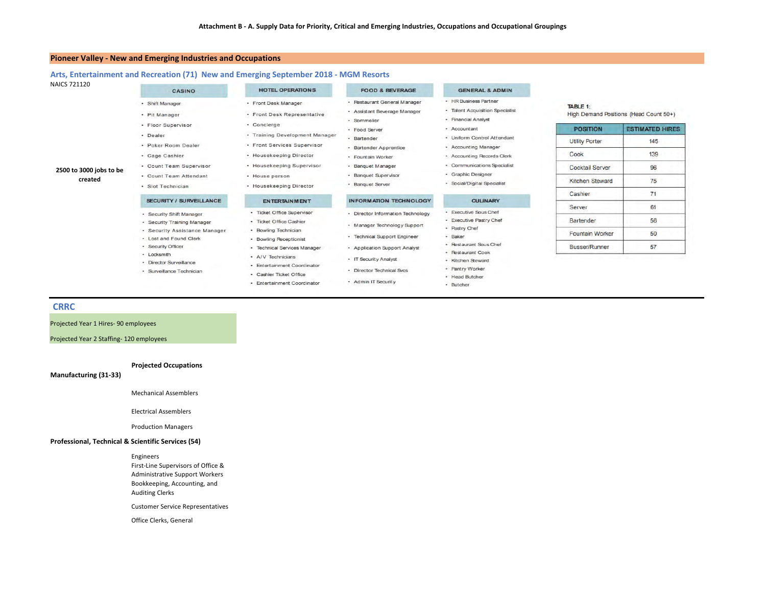Attachment B - A. Supply Data for Priority, Critical and Emerging Industries, Occupations and Occupational Groupings

## Pioneer Valley - New and Emerging Industries and Occupations

### Arts, Entertainment and Recreation (71) New and Emerging September 2018 - MGM Resorts

NAICS 721120

**2500 to 3000 jobs to be created**

**CASINO**
- Shift Manager
- Pit Manager
- Floor Supervisor
- Dealer
- Poker Room Dealer
- Cage Cashier
- Count Team Supervisor
- Count Team Attendant
- Slot Technician

**HOTEL OPERATIONS**
- Front Desk Manager
- Front Desk Representative
- Concierge
- Training Development Manager
- Front Services Supervisor
- Housekeeping Director
- Housekeeping Supervisor
- House person
- Housekeeping Director

**FOOD & BEVERAGE**
- Restaurant General Manager
- Assistant Beverage Manager
- Sommelier
- Food Server
- Bartender
- Bartender Apprentice
- Fountain Worker
- Banquet Manager
- Banquet Supervisor
- Banquet Server

**GENERAL & ADMIN**
- HR Business Partner
- Talent Acquisition Specialist
- Financial Analyst
- Accountant
- Uniform Control Attendant
- Accounting Manager
- Accounting Records Clerk
- Communications Specialist
- Graphic Designer
- Social/Digital Specialist

**SECURITY / SURVEILLANCE**
- Security Shift Manager
- Security Training Manager
- Security Assistance Manager
- Lost and Found Clerk
- Security Officer
- Locksmith
- Director Surveillance
- Surveillance Technician

**ENTERTAINMENT**
- Ticket Office Supervisor
- Ticket Office Cashier
- Bowling Technician
- Bowling Receptionist
- Technical Services Manager
- A/V Technicians
- Entertainment Coordinator
- Cashier Ticket Office
- Entertainment Coordinator

**INFORMATION TECHNOLOGY**
- Director Information Technology
- Manager Technology Support
- Technical Support Engineer
- Application Support Analyst
- IT Security Analyst
- Director Technical Svcs
- Admin IT Security

**CULINARY**
- Executive Sous Chef
- Executive Pastry Chef
- Pastry Chef
- Baker
- Restaurant Sous Chef
- Restaurant Cook
- Kitchen Steward
- Pantry Worker
- Head Butcher
- Butcher

**TABLE 1:**
High Demand Positions (Head Count 50+)

| POSITION | ESTIMATED HIRES |
|---|---|
| Utility Porter | 145 |
| Cook | 139 |
| Cocktail Server | 96 |
| Kitchen Steward | 75 |
| Cashier | 71 |
| Server | 61 |
| Bartender | 58 |
| Fountain Worker | 50 |
| Busser/Runner | 57 |

---

### CRRC

Projected Year 1 Hires- 90 employees

Projected Year 2 Staffing- 120 employees

| | Projected Occupations |
|---|---|
| **Manufacturing (31-33)** | |
| | Mechanical Assemblers |
| | Electrical Assemblers |
| | Production Managers |
| **Professional, Technical & Scientific Services (54)** | |
| | Engineers |
| | First-Line Supervisors of Office & Administrative Support Workers |
| | Bookkeeping, Accounting, and Auditing Clerks |
| | Customer Service Representatives |
| | Office Clerks, General |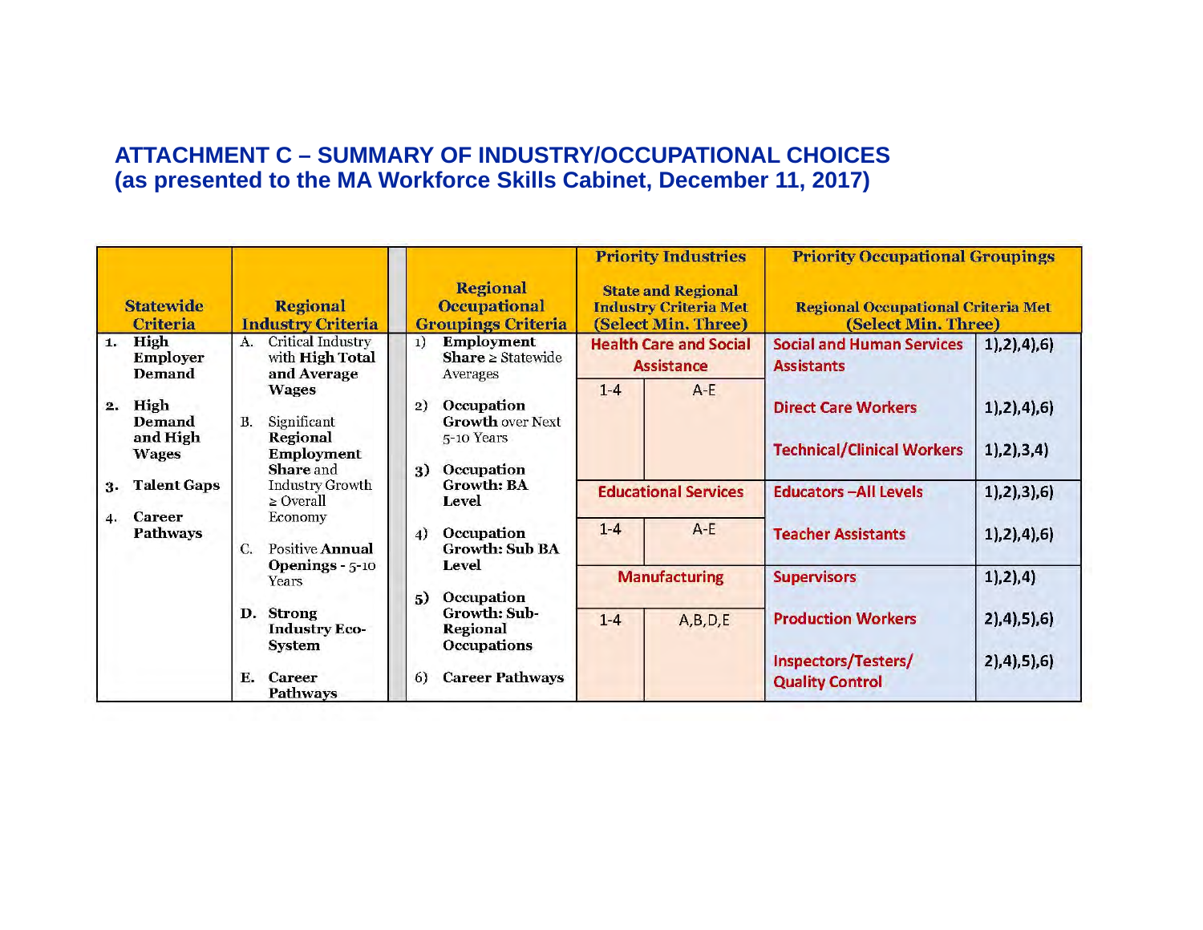## ATTACHMENT C – SUMMARY OF INDUSTRY/OCCUPATIONAL CHOICES
## (as presented to the MA Workforce Skills Cabinet, December 11, 2017)

| Statewide Criteria | Regional Industry Criteria | Regional Occupational Groupings Criteria | Priority Industries<br>State and Regional Industry Criteria Met (Select Min. Three) | | | Priority Occupational Groupings<br>Regional Occupational Criteria Met (Select Min. Three) | |
|---|---|---|---|---|---|---|---|
| 1. **High Employer Demand**<br>2. **High Demand and High Wages**<br>3. **Talent Gaps**<br>4. **Career Pathways** | A. Critical Industry with **High Total and Average Wages**<br>B. Significant **Regional Employment Share** and Industry Growth ≥ Overall Economy<br>C. Positive Annual **Openings** - 5-10 Years<br>D. **Strong Industry Eco-System**<br>E. **Career Pathways** | 1) **Employment Share** ≥ Statewide Averages<br>2) **Occupation Growth** over Next 5-10 Years<br>3) **Occupation Growth: BA Level**<br>4) **Occupation Growth: Sub BA Level**<br>5) **Occupation Growth: Sub-Regional Occupations**<br>6) **Career Pathways** | **Health Care and Social Assistance** | | | **Social and Human Services Assistants** | 1),2),4),6) |
| | | | | 1-4 | A-E | **Direct Care Workers** | 1),2),4),6) |
| | | | | | | **Technical/Clinical Workers** | 1),2),3,4) |
| | | | **Educational Services** | | | **Educators –All Levels** | 1),2),3),6) |
| | | | | 1-4 | A-E | **Teacher Assistants** | 1),2),4),6) |
| | | | **Manufacturing** | | | **Supervisors** | 1),2),4) |
| | | | | 1-4 | A,B,D,E | **Production Workers** | 2),4),5),6) |
| | | | | | | **Inspectors/Testers/ Quality Control** | 2),4),5),6) |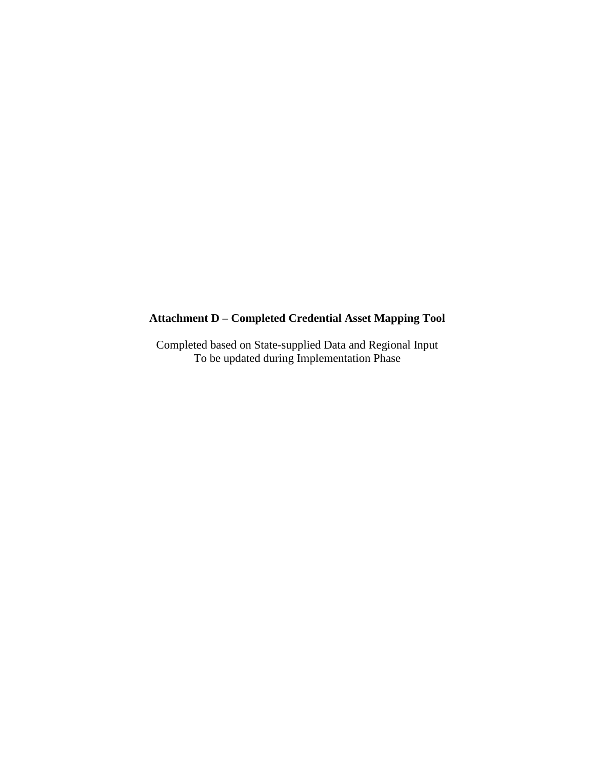**Attachment D – Completed Credential Asset Mapping Tool**

Completed based on State-supplied Data and Regional Input
To be updated during Implementation Phase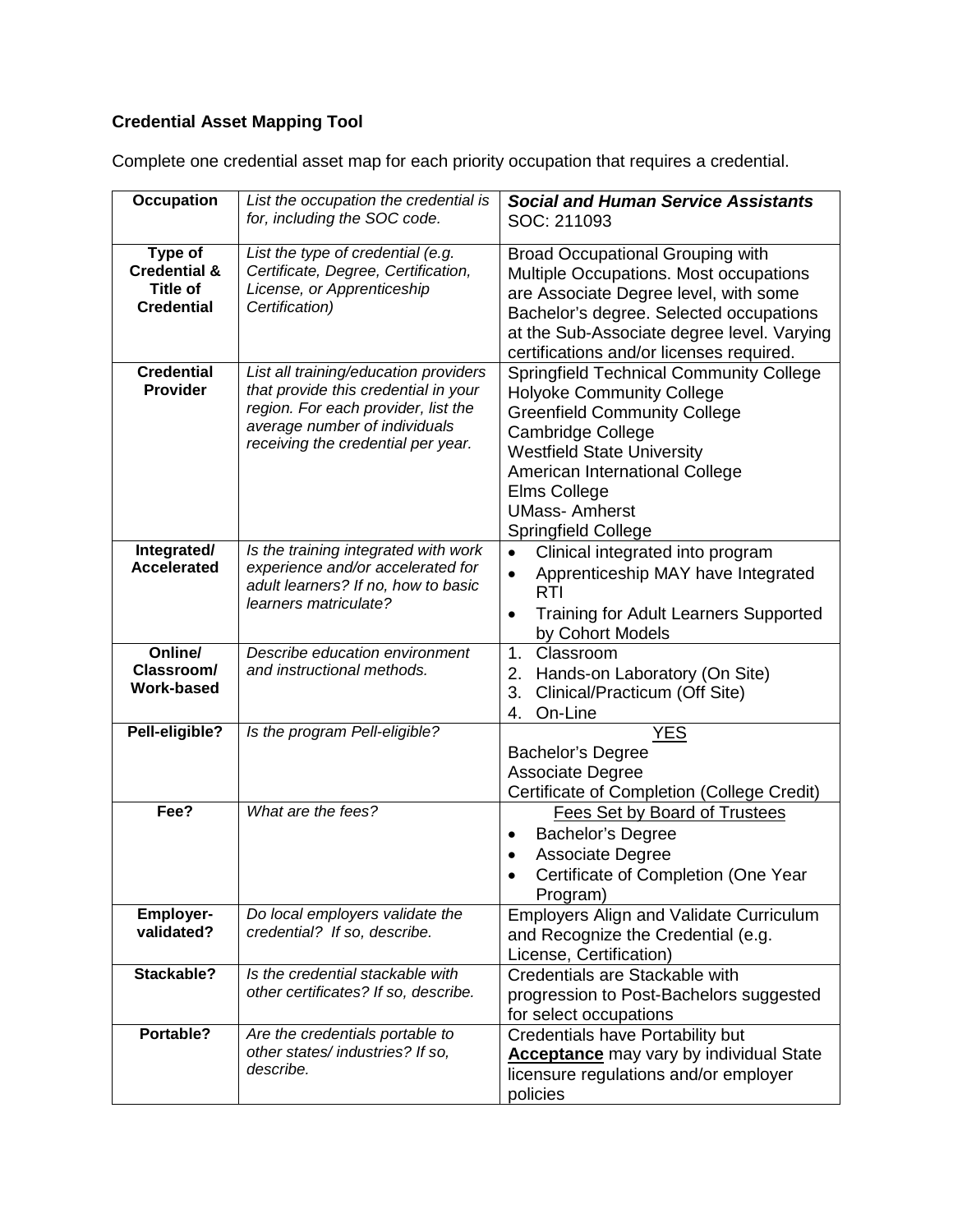**Credential Asset Mapping Tool**

Complete one credential asset map for each priority occupation that requires a credential.

| **Occupation** | *List the occupation the credential is for, including the SOC code.* | ***Social and Human Service Assistants*** SOC: 211093 |
|---|---|---|
| **Type of Credential & Title of Credential** | *List the type of credential (e.g. Certificate, Degree, Certification, License, or Apprenticeship Certification)* | Broad Occupational Grouping with Multiple Occupations. Most occupations are Associate Degree level, with some Bachelor's degree. Selected occupations at the Sub-Associate degree level. Varying certifications and/or licenses required. |
| **Credential Provider** | *List all training/education providers that provide this credential in your region. For each provider, list the average number of individuals receiving the credential per year.* | Springfield Technical Community College<br>Holyoke Community College<br>Greenfield Community College<br>Cambridge College<br>Westfield State University<br>American International College<br>Elms College<br>UMass- Amherst<br>Springfield College |
| **Integrated/ Accelerated** | *Is the training integrated with work experience and/or accelerated for adult learners? If no, how to basic learners matriculate?* | • Clinical integrated into program<br>• Apprenticeship MAY have Integrated RTI<br>• Training for Adult Learners Supported by Cohort Models |
| **Online/ Classroom/ Work-based** | *Describe education environment and instructional methods.* | 1. Classroom<br>2. Hands-on Laboratory (On Site)<br>3. Clinical/Practicum (Off Site)<br>4. On-Line |
| **Pell-eligible?** | *Is the program Pell-eligible?* | YES<br>Bachelor's Degree<br>Associate Degree<br>Certificate of Completion (College Credit) |
| **Fee?** | *What are the fees?* | Fees Set by Board of Trustees<br>• Bachelor's Degree<br>• Associate Degree<br>• Certificate of Completion (One Year Program) |
| **Employer-validated?** | *Do local employers validate the credential? If so, describe.* | Employers Align and Validate Curriculum and Recognize the Credential (e.g. License, Certification) |
| **Stackable?** | *Is the credential stackable with other certificates? If so, describe.* | Credentials are Stackable with progression to Post-Bachelors suggested for select occupations |
| **Portable?** | *Are the credentials portable to other states/ industries? If so, describe.* | Credentials have Portability but **Acceptance** may vary by individual State licensure regulations and/or employer policies |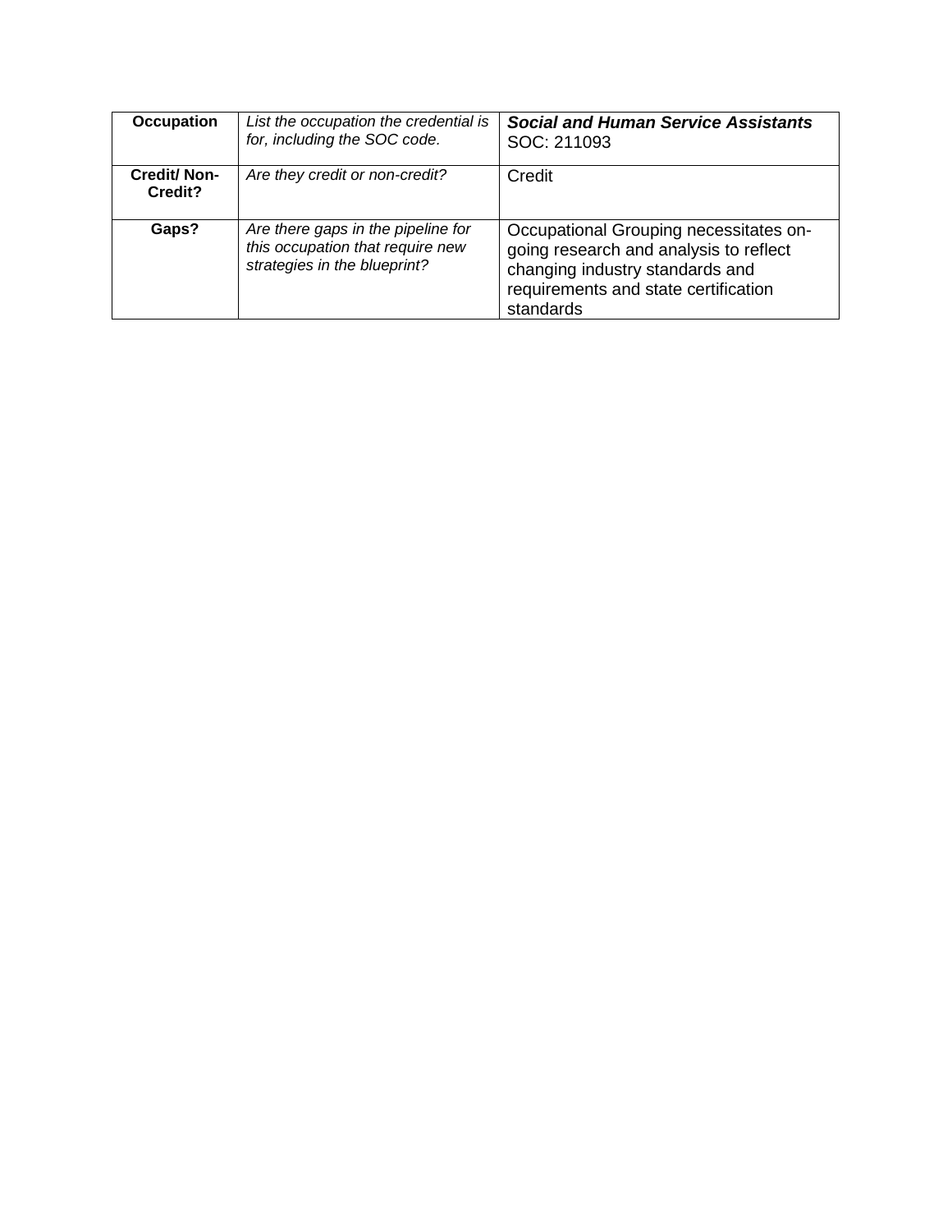| **Occupation** | *List the occupation the credential is for, including the SOC code.* | ***Social and Human Service Assistants*** SOC: 211093 |
|---|---|---|
| **Credit/ Non-Credit?** | *Are they credit or non-credit?* | Credit |
| **Gaps?** | *Are there gaps in the pipeline for this occupation that require new strategies in the blueprint?* | Occupational Grouping necessitates on-going research and analysis to reflect changing industry standards and requirements and state certification standards |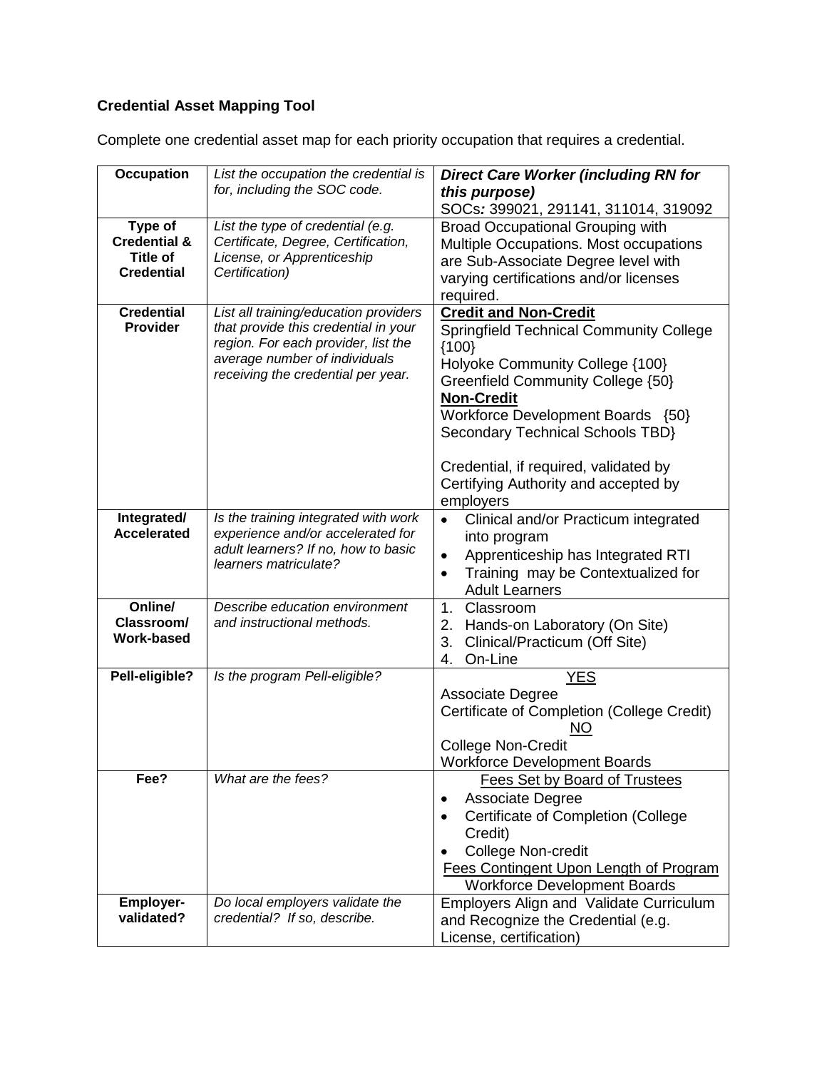**Credential Asset Mapping Tool**

Complete one credential asset map for each priority occupation that requires a credential.

| **Occupation** | *List the occupation the credential is for, including the SOC code.* | ***Direct Care Worker (including RN for this purpose)***<br>SOCs***:*** 399021, 291141, 311014, 319092 |
|---|---|---|
| **Type of Credential & Title of Credential** | *List the type of credential (e.g. Certificate, Degree, Certification, License, or Apprenticeship Certification)* | Broad Occupational Grouping with Multiple Occupations. Most occupations are Sub-Associate Degree level with varying certifications and/or licenses required. |
| **Credential Provider** | *List all training/education providers that provide this credential in your region. For each provider, list the average number of individuals receiving the credential per year.* | **Credit and Non-Credit**<br>Springfield Technical Community College {100}<br>Holyoke Community College {100}<br>Greenfield Community College {50}<br>**Non-Credit**<br>Workforce Development Boards {50}<br>Secondary Technical Schools TBD}<br><br>Credential, if required, validated by Certifying Authority and accepted by employers |
| **Integrated/ Accelerated** | *Is the training integrated with work experience and/or accelerated for adult learners? If no, how to basic learners matriculate?* | • Clinical and/or Practicum integrated into program<br>• Apprenticeship has Integrated RTI<br>• Training may be Contextualized for Adult Learners |
| **Online/ Classroom/ Work-based** | *Describe education environment and instructional methods.* | 1. Classroom<br>2. Hands-on Laboratory (On Site)<br>3. Clinical/Practicum (Off Site)<br>4. On-Line |
| **Pell-eligible?** | *Is the program Pell-eligible?* | YES<br>Associate Degree<br>Certificate of Completion (College Credit)<br>NO<br>College Non-Credit<br>Workforce Development Boards |
| **Fee?** | *What are the fees?* | Fees Set by Board of Trustees<br>• Associate Degree<br>• Certificate of Completion (College Credit)<br>• College Non-credit<br>Fees Contingent Upon Length of Program<br>Workforce Development Boards |
| **Employer-validated?** | *Do local employers validate the credential? If so, describe.* | Employers Align and Validate Curriculum and Recognize the Credential (e.g. License, certification) |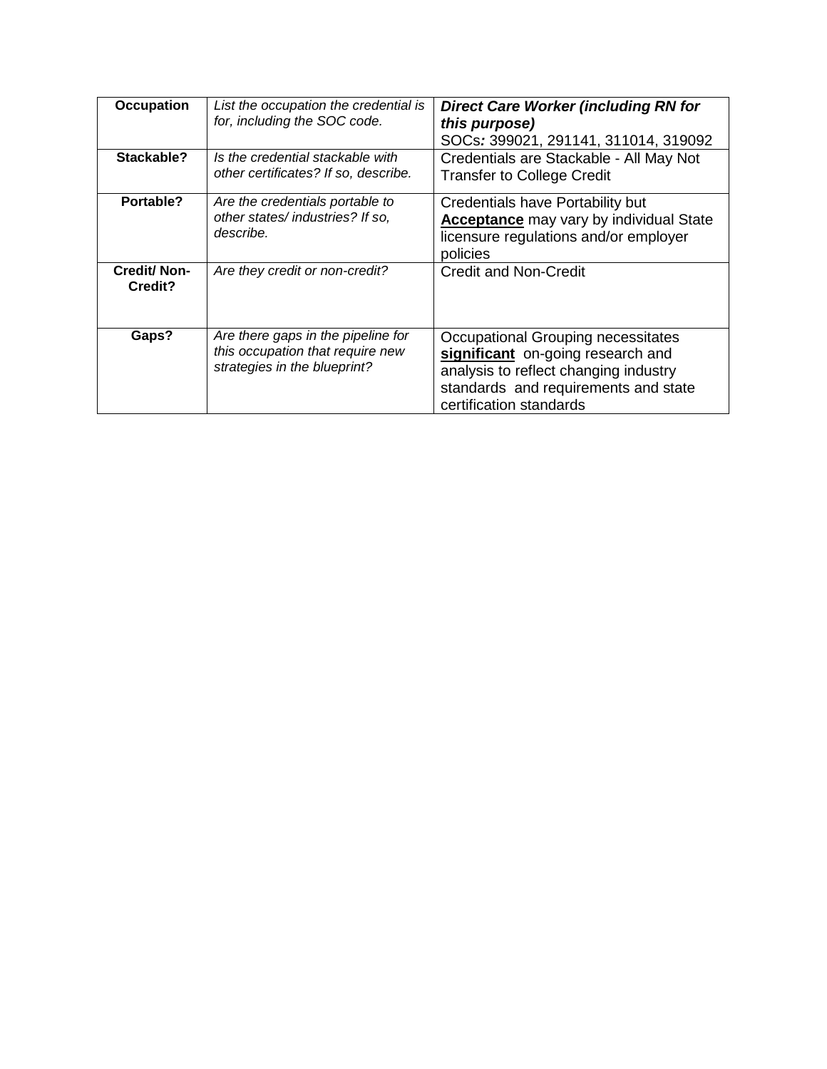| **Occupation** | *List the occupation the credential is for, including the SOC code.* | ***Direct Care Worker (including RN for this purpose)*** SOCs***:*** 399021, 291141, 311014, 319092 |
|---|---|---|
| **Stackable?** | *Is the credential stackable with other certificates? If so, describe.* | Credentials are Stackable - All May Not Transfer to College Credit |
| **Portable?** | *Are the credentials portable to other states/ industries? If so, describe.* | Credentials have Portability but **Acceptance** may vary by individual State licensure regulations and/or employer policies |
| **Credit/ Non-Credit?** | *Are they credit or non-credit?* | Credit and Non-Credit |
| **Gaps?** | *Are there gaps in the pipeline for this occupation that require new strategies in the blueprint?* | Occupational Grouping necessitates **significant** on-going research and analysis to reflect changing industry standards and requirements and state certification standards |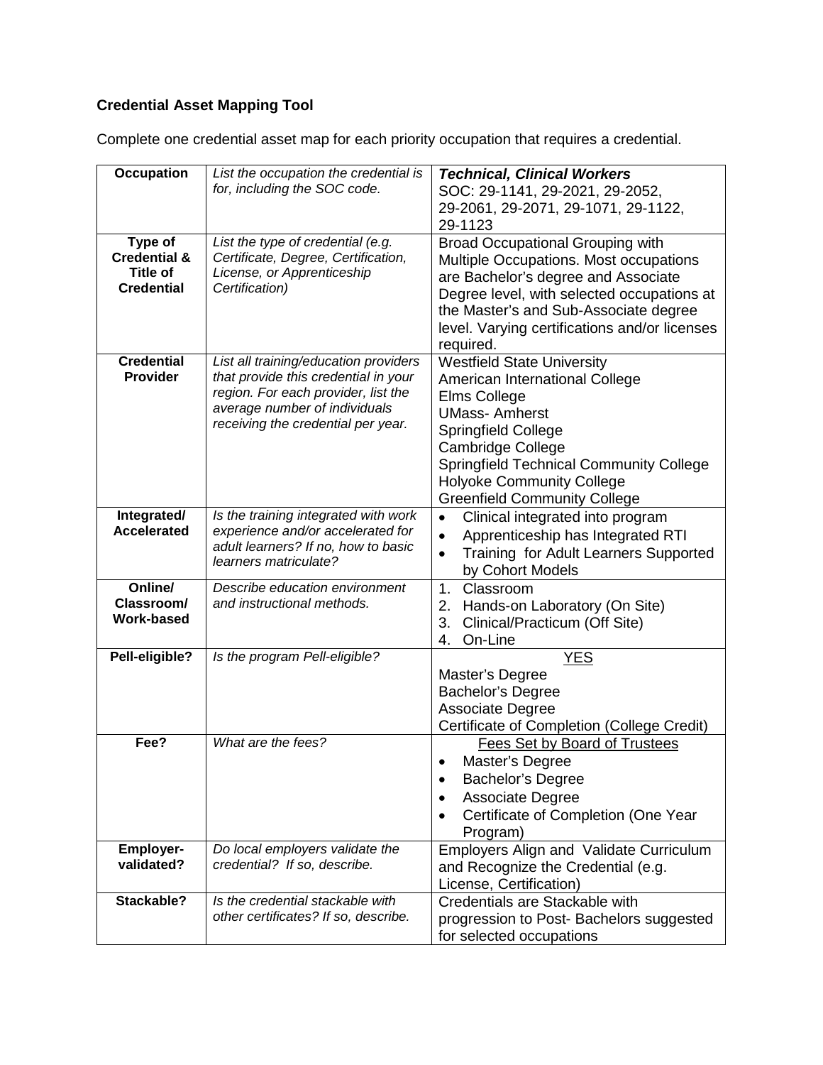**Credential Asset Mapping Tool**

Complete one credential asset map for each priority occupation that requires a credential.

| **Occupation** | *List the occupation the credential is for, including the SOC code.* | ***Technical, Clinical Workers***<br>SOC: 29-1141, 29-2021, 29-2052, 29-2061, 29-2071, 29-1071, 29-1122, 29-1123 |
|---|---|---|
| **Type of Credential & Title of Credential** | *List the type of credential (e.g. Certificate, Degree, Certification, License, or Apprenticeship Certification)* | Broad Occupational Grouping with Multiple Occupations. Most occupations are Bachelor's degree and Associate Degree level, with selected occupations at the Master's and Sub-Associate degree level. Varying certifications and/or licenses required. |
| **Credential Provider** | *List all training/education providers that provide this credential in your region. For each provider, list the average number of individuals receiving the credential per year.* | Westfield State University<br>American International College<br>Elms College<br>UMass- Amherst<br>Springfield College<br>Cambridge College<br>Springfield Technical Community College<br>Holyoke Community College<br>Greenfield Community College |
| **Integrated/ Accelerated** | *Is the training integrated with work experience and/or accelerated for adult learners? If no, how to basic learners matriculate?* | • Clinical integrated into program<br>• Apprenticeship has Integrated RTI<br>• Training for Adult Learners Supported by Cohort Models |
| **Online/ Classroom/ Work-based** | *Describe education environment and instructional methods.* | 1. Classroom<br>2. Hands-on Laboratory (On Site)<br>3. Clinical/Practicum (Off Site)<br>4. On-Line |
| **Pell-eligible?** | *Is the program Pell-eligible?* | YES<br>Master's Degree<br>Bachelor's Degree<br>Associate Degree<br>Certificate of Completion (College Credit) |
| **Fee?** | *What are the fees?* | Fees Set by Board of Trustees<br>• Master's Degree<br>• Bachelor's Degree<br>• Associate Degree<br>• Certificate of Completion (One Year Program) |
| **Employer-validated?** | *Do local employers validate the credential? If so, describe.* | Employers Align and Validate Curriculum and Recognize the Credential (e.g. License, Certification) |
| **Stackable?** | *Is the credential stackable with other certificates? If so, describe.* | Credentials are Stackable with progression to Post- Bachelors suggested for selected occupations |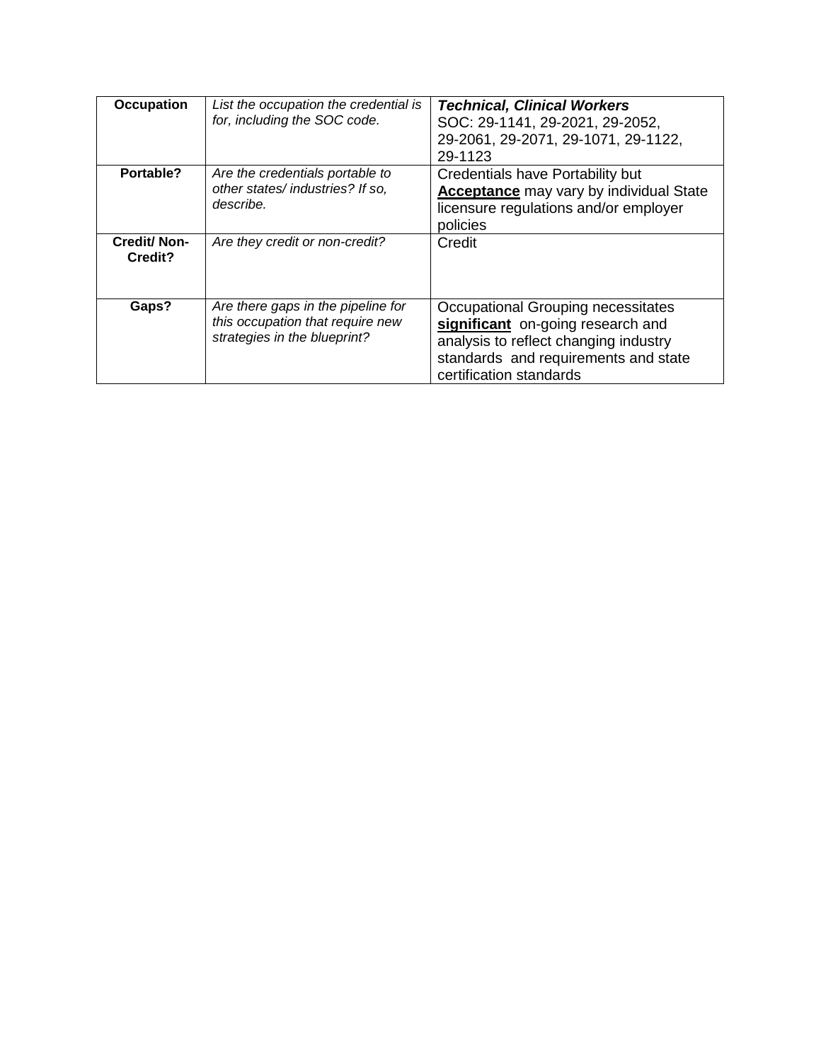| **Occupation** | *List the occupation the credential is for, including the SOC code.* | ***Technical, Clinical Workers*** SOC: 29-1141, 29-2021, 29-2052, 29-2061, 29-2071, 29-1071, 29-1122, 29-1123 |
|---|---|---|
| **Portable?** | *Are the credentials portable to other states/ industries? If so, describe.* | Credentials have Portability but **Acceptance** may vary by individual State licensure regulations and/or employer policies |
| **Credit/ Non-Credit?** | *Are they credit or non-credit?* | Credit |
| **Gaps?** | *Are there gaps in the pipeline for this occupation that require new strategies in the blueprint?* | Occupational Grouping necessitates **significant** on-going research and analysis to reflect changing industry standards and requirements and state certification standards |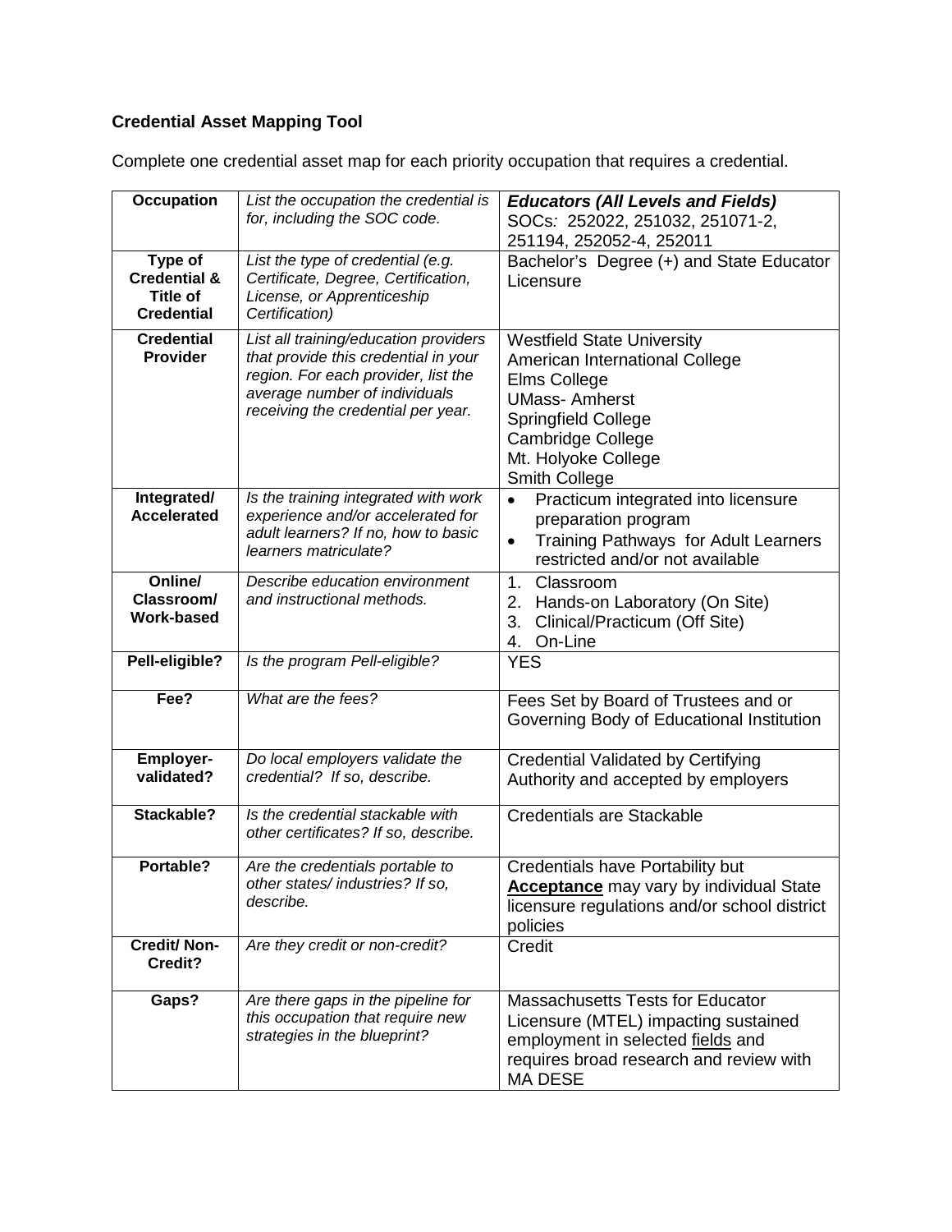**Credential Asset Mapping Tool**

Complete one credential asset map for each priority occupation that requires a credential.

| **Occupation** | *List the occupation the credential is for, including the SOC code.* | ***Educators (All Levels and Fields)*** SOCs*:* 252022, 251032, 251071-2, 251194, 252052-4, 252011 |
|---|---|---|
| **Type of Credential & Title of Credential** | *List the type of credential (e.g. Certificate, Degree, Certification, License, or Apprenticeship Certification)* | Bachelor's Degree (+) and State Educator Licensure |
| **Credential Provider** | *List all training/education providers that provide this credential in your region. For each provider, list the average number of individuals receiving the credential per year.* | Westfield State University<br>American International College<br>Elms College<br>UMass- Amherst<br>Springfield College<br>Cambridge College<br>Mt. Holyoke College<br>Smith College |
| **Integrated/ Accelerated** | *Is the training integrated with work experience and/or accelerated for adult learners? If no, how to basic learners matriculate?* | • Practicum integrated into licensure preparation program<br>• Training Pathways for Adult Learners restricted and/or not available |
| **Online/ Classroom/ Work-based** | *Describe education environment and instructional methods.* | 1. Classroom<br>2. Hands-on Laboratory (On Site)<br>3. Clinical/Practicum (Off Site)<br>4. On-Line |
| **Pell-eligible?** | *Is the program Pell-eligible?* | YES |
| **Fee?** | *What are the fees?* | Fees Set by Board of Trustees and or Governing Body of Educational Institution |
| **Employer-validated?** | *Do local employers validate the credential? If so, describe.* | Credential Validated by Certifying Authority and accepted by employers |
| **Stackable?** | *Is the credential stackable with other certificates? If so, describe.* | Credentials are Stackable |
| **Portable?** | *Are the credentials portable to other states/ industries? If so, describe.* | Credentials have Portability but **Acceptance** may vary by individual State licensure regulations and/or school district policies |
| **Credit/ Non-Credit?** | *Are they credit or non-credit?* | Credit |
| **Gaps?** | *Are there gaps in the pipeline for this occupation that require new strategies in the blueprint?* | Massachusetts Tests for Educator Licensure (MTEL) impacting sustained employment in selected fields and requires broad research and review with MA DESE |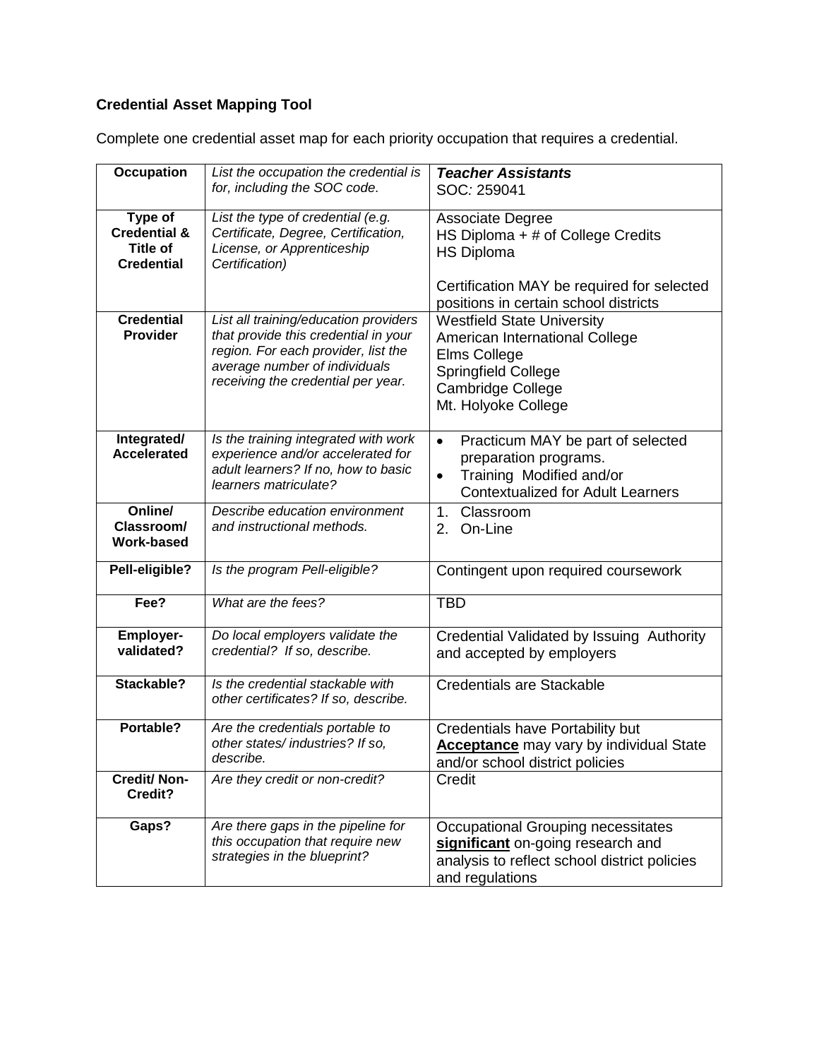**Credential Asset Mapping Tool**

Complete one credential asset map for each priority occupation that requires a credential.

| **Occupation** | *List the occupation the credential is for, including the SOC code.* | ***Teacher Assistants*** <br> SOC*:* 259041 |
|---|---|---|
| **Type of Credential & Title of Credential** | *List the type of credential (e.g. Certificate, Degree, Certification, License, or Apprenticeship Certification)* | Associate Degree <br> HS Diploma + # of College Credits <br> HS Diploma <br><br> Certification MAY be required for selected positions in certain school districts |
| **Credential Provider** | *List all training/education providers that provide this credential in your region. For each provider, list the average number of individuals receiving the credential per year.* | Westfield State University <br> American International College <br> Elms College <br> Springfield College <br> Cambridge College <br> Mt. Holyoke College |
| **Integrated/ Accelerated** | *Is the training integrated with work experience and/or accelerated for adult learners? If no, how to basic learners matriculate?* | • Practicum MAY be part of selected preparation programs. <br> • Training Modified and/or Contextualized for Adult Learners |
| **Online/ Classroom/ Work-based** | *Describe education environment and instructional methods.* | 1. Classroom <br> 2. On-Line |
| **Pell-eligible?** | *Is the program Pell-eligible?* | Contingent upon required coursework |
| **Fee?** | *What are the fees?* | TBD |
| **Employer-validated?** | *Do local employers validate the credential? If so, describe.* | Credential Validated by Issuing Authority and accepted by employers |
| **Stackable?** | *Is the credential stackable with other certificates? If so, describe.* | Credentials are Stackable |
| **Portable?** | *Are the credentials portable to other states/ industries? If so, describe.* | Credentials have Portability but **Acceptance** may vary by individual State and/or school district policies |
| **Credit/ Non-Credit?** | *Are they credit or non-credit?* | Credit |
| **Gaps?** | *Are there gaps in the pipeline for this occupation that require new strategies in the blueprint?* | Occupational Grouping necessitates **significant** on-going research and analysis to reflect school district policies and regulations |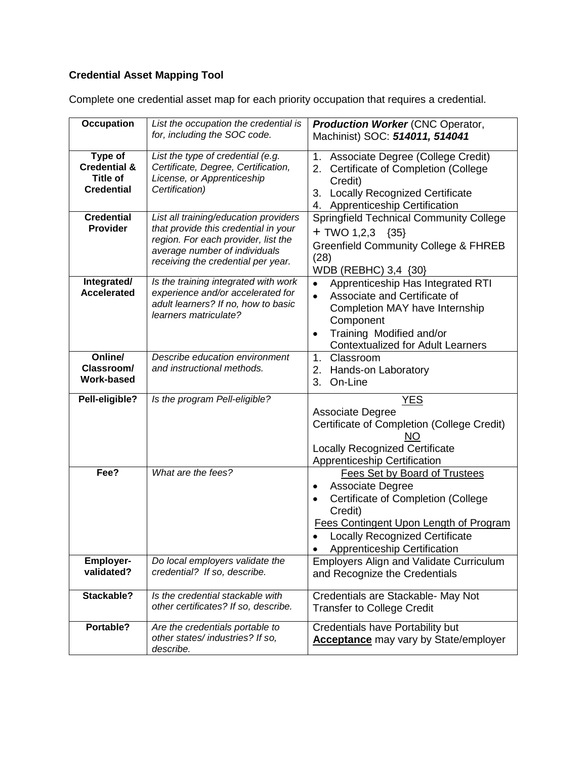**Credential Asset Mapping Tool**

Complete one credential asset map for each priority occupation that requires a credential.

| Occupation | *List the occupation the credential is for, including the SOC code.* | ***Production Worker*** (CNC Operator, Machinist) SOC: ***514011, 514041*** |
|---|---|---|
| **Type of Credential & Title of Credential** | *List the type of credential (e.g. Certificate, Degree, Certification, License, or Apprenticeship Certification)* | 1. Associate Degree (College Credit)<br>2. Certificate of Completion (College Credit)<br>3. Locally Recognized Certificate<br>4. Apprenticeship Certification |
| **Credential Provider** | *List all training/education providers that provide this credential in your region. For each provider, list the average number of individuals receiving the credential per year.* | Springfield Technical Community College + TWO 1,2,3 {35}<br>Greenfield Community College & FHREB (28)<br>WDB (REBHC) 3,4 {30} |
| **Integrated/ Accelerated** | *Is the training integrated with work experience and/or accelerated for adult learners? If no, how to basic learners matriculate?* | • Apprenticeship Has Integrated RTI<br>• Associate and Certificate of Completion MAY have Internship Component<br>• Training Modified and/or Contextualized for Adult Learners |
| **Online/ Classroom/ Work-based** | *Describe education environment and instructional methods.* | 1. Classroom<br>2. Hands-on Laboratory<br>3. On-Line |
| **Pell-eligible?** | *Is the program Pell-eligible?* | <u>YES</u><br>Associate Degree<br>Certificate of Completion (College Credit)<br><u>NO</u><br>Locally Recognized Certificate<br>Apprenticeship Certification |
| **Fee?** | *What are the fees?* | <u>Fees Set by Board of Trustees</u><br>• Associate Degree<br>• Certificate of Completion (College Credit)<br><u>Fees Contingent Upon Length of Program</u><br>• Locally Recognized Certificate<br>• Apprenticeship Certification |
| **Employer-validated?** | *Do local employers validate the credential? If so, describe.* | Employers Align and Validate Curriculum and Recognize the Credentials |
| **Stackable?** | *Is the credential stackable with other certificates? If so, describe.* | Credentials are Stackable- May Not Transfer to College Credit |
| **Portable?** | *Are the credentials portable to other states/ industries? If so, describe.* | Credentials have Portability but **<u>Acceptance</u>** may vary by State/employer |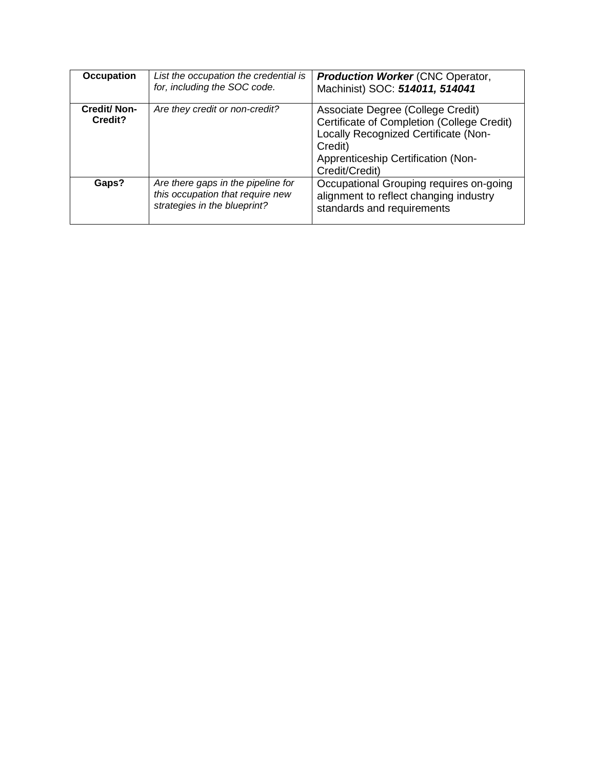| **Occupation** | *List the occupation the credential is for, including the SOC code.* | ***Production Worker*** (CNC Operator, Machinist) SOC: ***514011, 514041*** |
|---|---|---|
| **Credit/ Non-Credit?** | *Are they credit or non-credit?* | Associate Degree (College Credit)<br>Certificate of Completion (College Credit)<br>Locally Recognized Certificate (Non-Credit)<br>Apprenticeship Certification (Non-Credit/Credit) |
| **Gaps?** | *Are there gaps in the pipeline for this occupation that require new strategies in the blueprint?* | Occupational Grouping requires on-going alignment to reflect changing industry standards and requirements |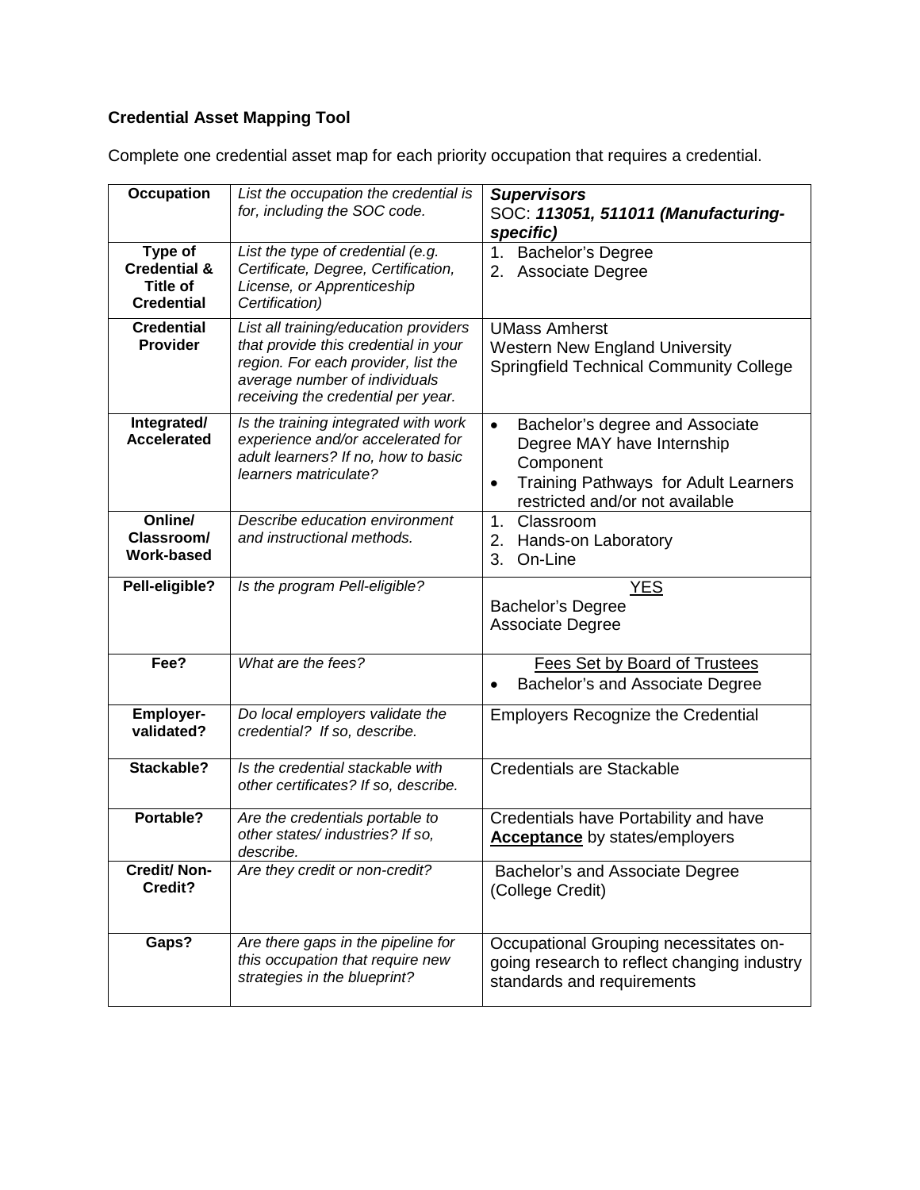**Credential Asset Mapping Tool**

Complete one credential asset map for each priority occupation that requires a credential.

| **Occupation** | *List the occupation the credential is for, including the SOC code.* | ***Supervisors*** <br> SOC: ***113051, 511011 (Manufacturing-specific)*** |
|---|---|---|
| **Type of Credential & Title of Credential** | *List the type of credential (e.g. Certificate, Degree, Certification, License, or Apprenticeship Certification)* | 1. Bachelor's Degree <br> 2. Associate Degree |
| **Credential Provider** | *List all training/education providers that provide this credential in your region. For each provider, list the average number of individuals receiving the credential per year.* | UMass Amherst <br> Western New England University <br> Springfield Technical Community College |
| **Integrated/ Accelerated** | *Is the training integrated with work experience and/or accelerated for adult learners? If no, how to basic learners matriculate?* | • Bachelor's degree and Associate Degree MAY have Internship Component <br> • Training Pathways for Adult Learners restricted and/or not available |
| **Online/ Classroom/ Work-based** | *Describe education environment and instructional methods.* | 1. Classroom <br> 2. Hands-on Laboratory <br> 3. On-Line |
| **Pell-eligible?** | *Is the program Pell-eligible?* | <u>YES</u> <br> Bachelor's Degree <br> Associate Degree |
| **Fee?** | *What are the fees?* | <u>Fees Set by Board of Trustees</u> <br> • Bachelor's and Associate Degree |
| **Employer-validated?** | *Do local employers validate the credential? If so, describe.* | Employers Recognize the Credential |
| **Stackable?** | *Is the credential stackable with other certificates? If so, describe.* | Credentials are Stackable |
| **Portable?** | *Are the credentials portable to other states/ industries? If so, describe.* | Credentials have Portability and have **<u>Acceptance</u>** by states/employers |
| **Credit/ Non-Credit?** | *Are they credit or non-credit?* | Bachelor's and Associate Degree (College Credit) |
| **Gaps?** | *Are there gaps in the pipeline for this occupation that require new strategies in the blueprint?* | Occupational Grouping necessitates on-going research to reflect changing industry standards and requirements |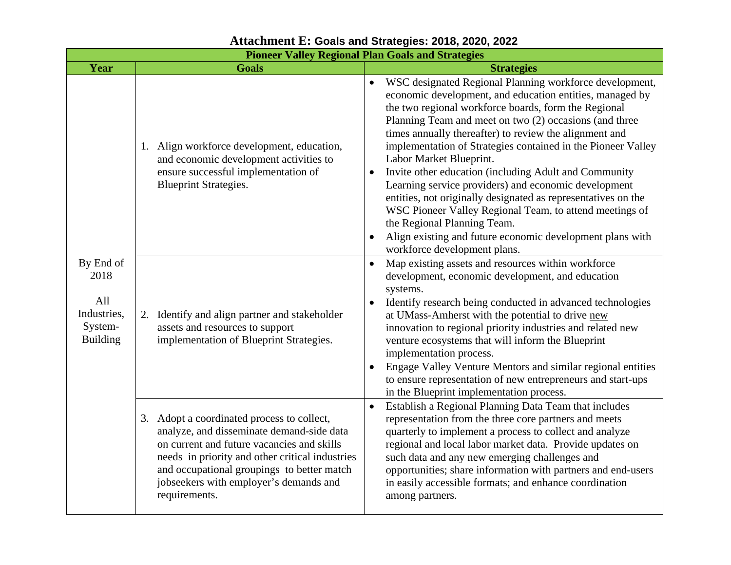# Attachment E: Goals and Strategies: 2018, 2020, 2022

| Pioneer Valley Regional Plan Goals and Strategies | | |
|---|---|---|
| **Year** | **Goals** | **Strategies** |
| By End of 2018<br><br>All Industries, System-Building | 1. Align workforce development, education, and economic development activities to ensure successful implementation of Blueprint Strategies. | • WSC designated Regional Planning workforce development, economic development, and education entities, managed by the two regional workforce boards, form the Regional Planning Team and meet on two (2) occasions (and three times annually thereafter) to review the alignment and implementation of Strategies contained in the Pioneer Valley Labor Market Blueprint.<br>• Invite other education (including Adult and Community Learning service providers) and economic development entities, not originally designated as representatives on the WSC Pioneer Valley Regional Team, to attend meetings of the Regional Planning Team.<br>• Align existing and future economic development plans with workforce development plans. |
| | 2. Identify and align partner and stakeholder assets and resources to support implementation of Blueprint Strategies. | • Map existing assets and resources within workforce development, economic development, and education systems.<br>• Identify research being conducted in advanced technologies at UMass-Amherst with the potential to drive new innovation to regional priority industries and related new venture ecosystems that will inform the Blueprint implementation process.<br>• Engage Valley Venture Mentors and similar regional entities to ensure representation of new entrepreneurs and start-ups in the Blueprint implementation process. |
| | 3. Adopt a coordinated process to collect, analyze, and disseminate demand-side data on current and future vacancies and skills needs in priority and other critical industries and occupational groupings to better match jobseekers with employer's demands and requirements. | • Establish a Regional Planning Data Team that includes representation from the three core partners and meets quarterly to implement a process to collect and analyze regional and local labor market data. Provide updates on such data and any new emerging challenges and opportunities; share information with partners and end-users in easily accessible formats; and enhance coordination among partners. |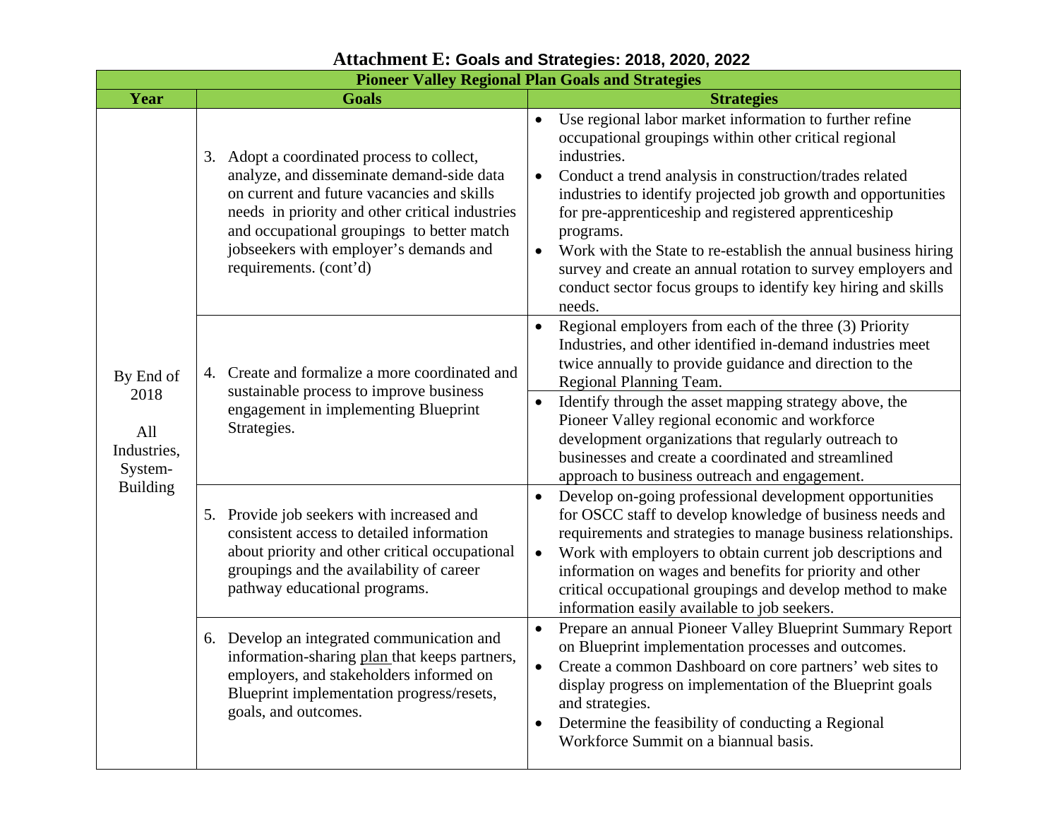# Attachment E: Goals and Strategies: 2018, 2020, 2022

| Pioneer Valley Regional Plan Goals and Strategies | | |
|---|---|---|
| **Year** | **Goals** | **Strategies** |
| By End of 2018<br><br>All Industries, System-Building | 3. Adopt a coordinated process to collect, analyze, and disseminate demand-side data on current and future vacancies and skills needs in priority and other critical industries and occupational groupings to better match jobseekers with employer's demands and requirements. (cont'd) | • Use regional labor market information to further refine occupational groupings within other critical regional industries.<br>• Conduct a trend analysis in construction/trades related industries to identify projected job growth and opportunities for pre-apprenticeship and registered apprenticeship programs.<br>• Work with the State to re-establish the annual business hiring survey and create an annual rotation to survey employers and conduct sector focus groups to identify key hiring and skills needs. |
| | 4. Create and formalize a more coordinated and sustainable process to improve business engagement in implementing Blueprint Strategies. | • Regional employers from each of the three (3) Priority Industries, and other identified in-demand industries meet twice annually to provide guidance and direction to the Regional Planning Team. |
| | | • Identify through the asset mapping strategy above, the Pioneer Valley regional economic and workforce development organizations that regularly outreach to businesses and create a coordinated and streamlined approach to business outreach and engagement. |
| | 5. Provide job seekers with increased and consistent access to detailed information about priority and other critical occupational groupings and the availability of career pathway educational programs. | • Develop on-going professional development opportunities for OSCC staff to develop knowledge of business needs and requirements and strategies to manage business relationships.<br>• Work with employers to obtain current job descriptions and information on wages and benefits for priority and other critical occupational groupings and develop method to make information easily available to job seekers. |
| | 6. Develop an integrated communication and information-sharing plan that keeps partners, employers, and stakeholders informed on Blueprint implementation progress/resets, goals, and outcomes. | • Prepare an annual Pioneer Valley Blueprint Summary Report on Blueprint implementation processes and outcomes.<br>• Create a common Dashboard on core partners' web sites to display progress on implementation of the Blueprint goals and strategies.<br>• Determine the feasibility of conducting a Regional Workforce Summit on a biannual basis. |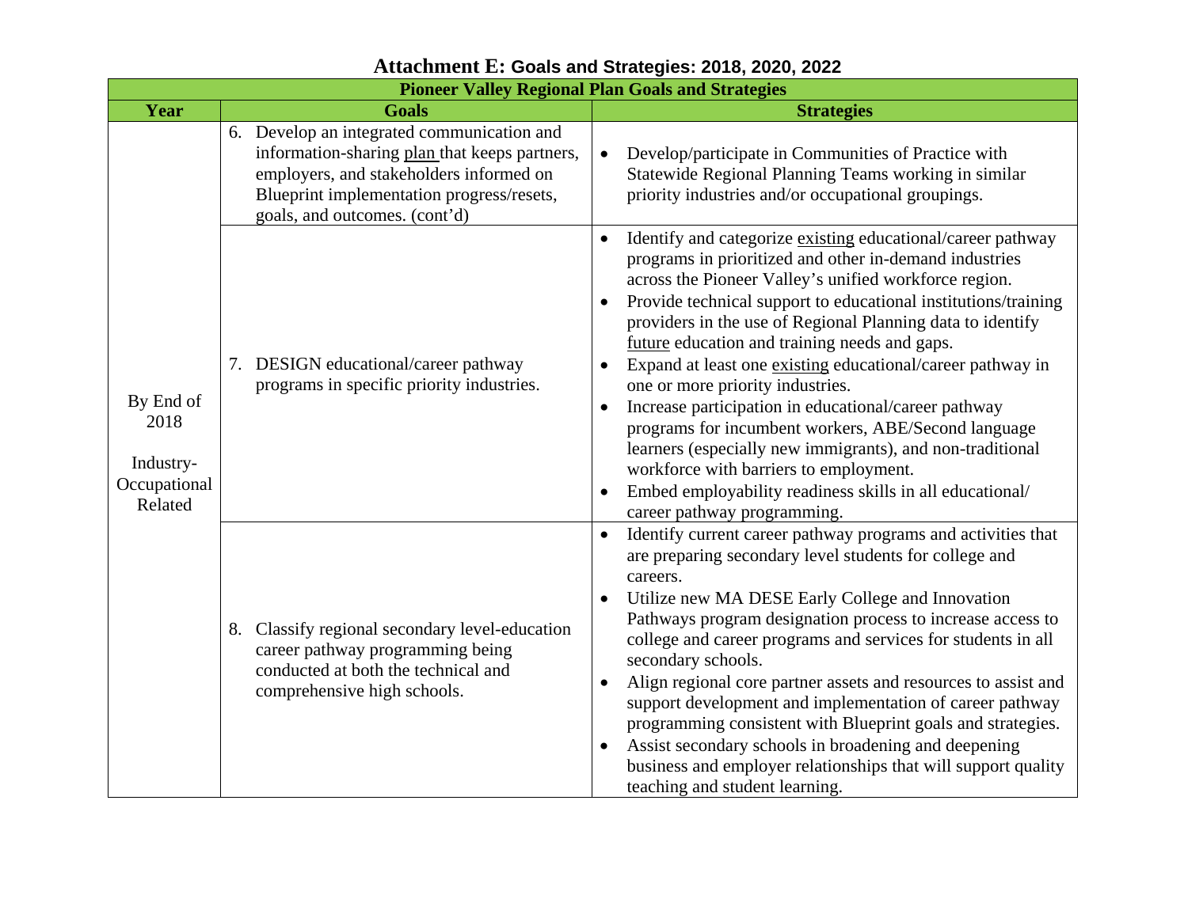# Attachment E: Goals and Strategies: 2018, 2020, 2022

| Pioneer Valley Regional Plan Goals and Strategies | | |
|---|---|---|
| **Year** | **Goals** | **Strategies** |
| By End of 2018<br><br>Industry-Occupational Related | 6. Develop an integrated communication and information-sharing plan that keeps partners, employers, and stakeholders informed on Blueprint implementation progress/resets, goals, and outcomes. (cont'd) | • Develop/participate in Communities of Practice with Statewide Regional Planning Teams working in similar priority industries and/or occupational groupings. |
| | 7. DESIGN educational/career pathway programs in specific priority industries. | • Identify and categorize existing educational/career pathway programs in prioritized and other in-demand industries across the Pioneer Valley's unified workforce region.<br>• Provide technical support to educational institutions/training providers in the use of Regional Planning data to identify future education and training needs and gaps.<br>• Expand at least one existing educational/career pathway in one or more priority industries.<br>• Increase participation in educational/career pathway programs for incumbent workers, ABE/Second language learners (especially new immigrants), and non-traditional workforce with barriers to employment.<br>• Embed employability readiness skills in all educational/ career pathway programming. |
| | 8. Classify regional secondary level-education career pathway programming being conducted at both the technical and comprehensive high schools. | • Identify current career pathway programs and activities that are preparing secondary level students for college and careers.<br>• Utilize new MA DESE Early College and Innovation Pathways program designation process to increase access to college and career programs and services for students in all secondary schools.<br>• Align regional core partner assets and resources to assist and support development and implementation of career pathway programming consistent with Blueprint goals and strategies.<br>• Assist secondary schools in broadening and deepening business and employer relationships that will support quality teaching and student learning. |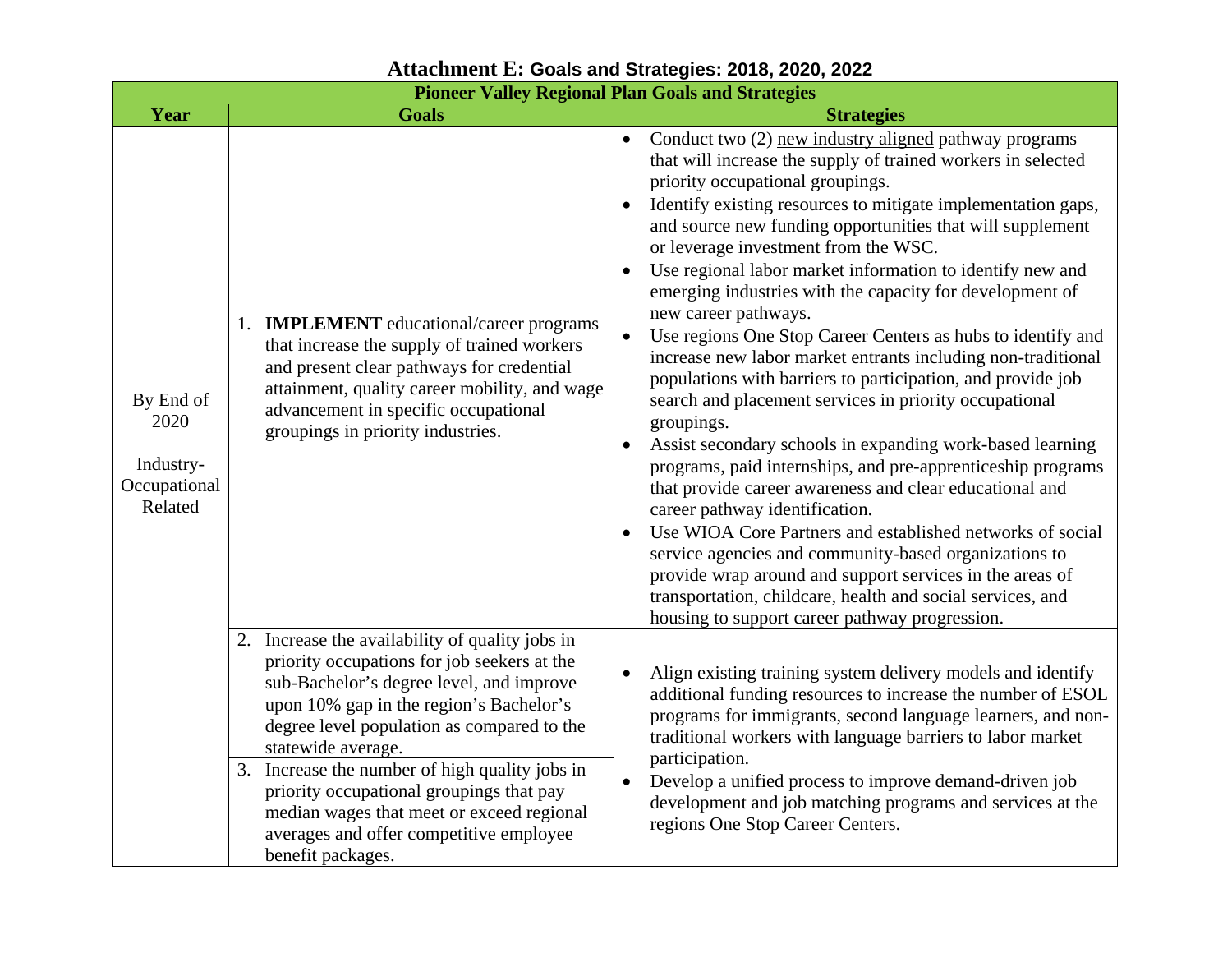# Attachment E: Goals and Strategies: 2018, 2020, 2022

| Pioneer Valley Regional Plan Goals and Strategies | | |
|---|---|---|
| **Year** | **Goals** | **Strategies** |
| By End of 2020<br><br>Industry-Occupational Related | 1. **IMPLEMENT** educational/career programs that increase the supply of trained workers and present clear pathways for credential attainment, quality career mobility, and wage advancement in specific occupational groupings in priority industries. | • Conduct two (2) new industry aligned pathway programs that will increase the supply of trained workers in selected priority occupational groupings.<br>• Identify existing resources to mitigate implementation gaps, and source new funding opportunities that will supplement or leverage investment from the WSC.<br>• Use regional labor market information to identify new and emerging industries with the capacity for development of new career pathways.<br>• Use regions One Stop Career Centers as hubs to identify and increase new labor market entrants including non-traditional populations with barriers to participation, and provide job search and placement services in priority occupational groupings.<br>• Assist secondary schools in expanding work-based learning programs, paid internships, and pre-apprenticeship programs that provide career awareness and clear educational and career pathway identification.<br>• Use WIOA Core Partners and established networks of social service agencies and community-based organizations to provide wrap around and support services in the areas of transportation, childcare, health and social services, and housing to support career pathway progression. |
| | 2. Increase the availability of quality jobs in priority occupations for job seekers at the sub-Bachelor's degree level, and improve upon 10% gap in the region's Bachelor's degree level population as compared to the statewide average.<br><br>3. Increase the number of high quality jobs in priority occupational groupings that pay median wages that meet or exceed regional averages and offer competitive employee benefit packages. | • Align existing training system delivery models and identify additional funding resources to increase the number of ESOL programs for immigrants, second language learners, and non-traditional workers with language barriers to labor market participation.<br>• Develop a unified process to improve demand-driven job development and job matching programs and services at the regions One Stop Career Centers. |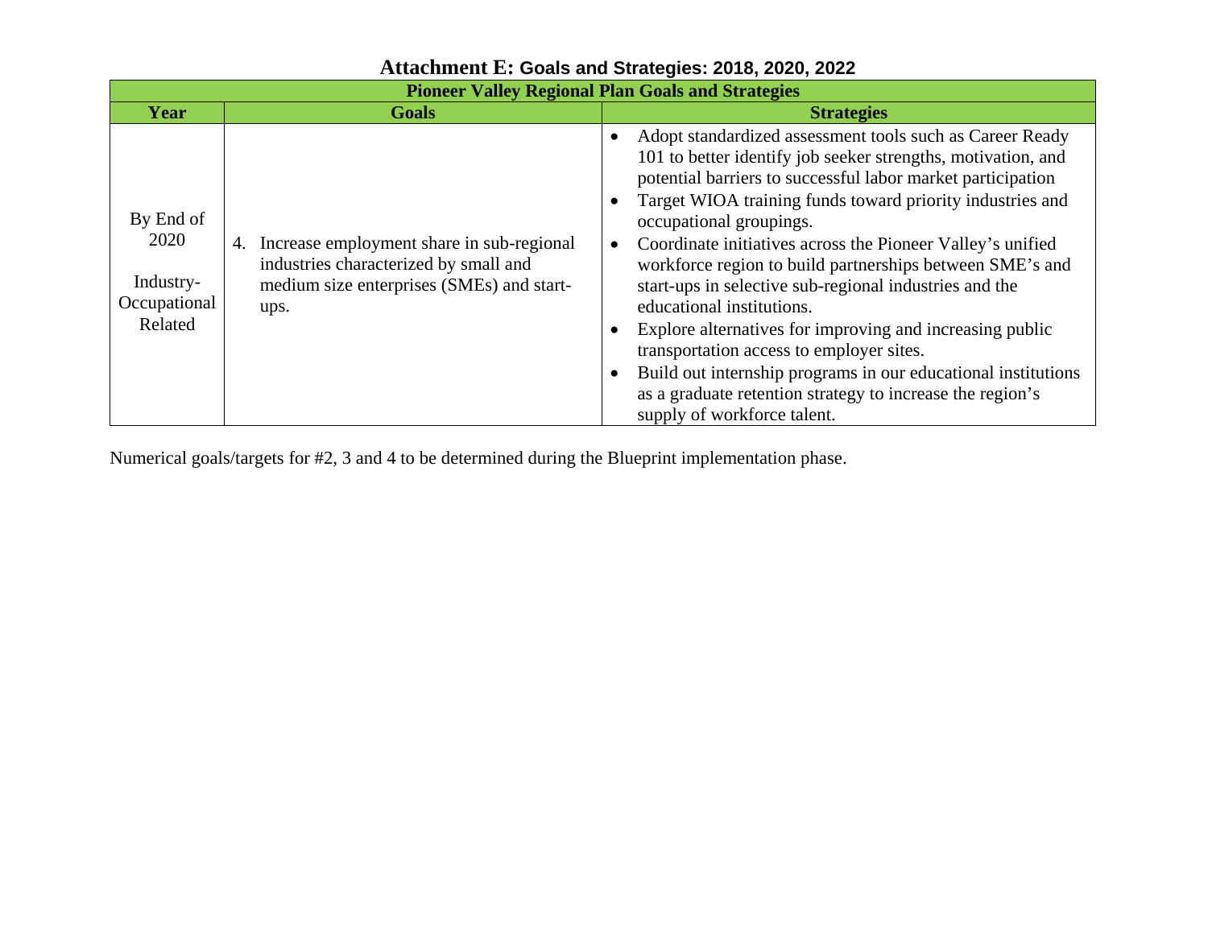# Attachment E: Goals and Strategies: 2018, 2020, 2022

| Pioneer Valley Regional Plan Goals and Strategies | | |
|---|---|---|
| **Year** | **Goals** | **Strategies** |
| By End of 2020<br><br>Industry-Occupational Related | 4. Increase employment share in sub-regional industries characterized by small and medium size enterprises (SMEs) and start-ups. | • Adopt standardized assessment tools such as Career Ready 101 to better identify job seeker strengths, motivation, and potential barriers to successful labor market participation<br>• Target WIOA training funds toward priority industries and occupational groupings.<br>• Coordinate initiatives across the Pioneer Valley's unified workforce region to build partnerships between SME's and start-ups in selective sub-regional industries and the educational institutions.<br>• Explore alternatives for improving and increasing public transportation access to employer sites.<br>• Build out internship programs in our educational institutions as a graduate retention strategy to increase the region's supply of workforce talent. |

Numerical goals/targets for #2, 3 and 4 to be determined during the Blueprint implementation phase.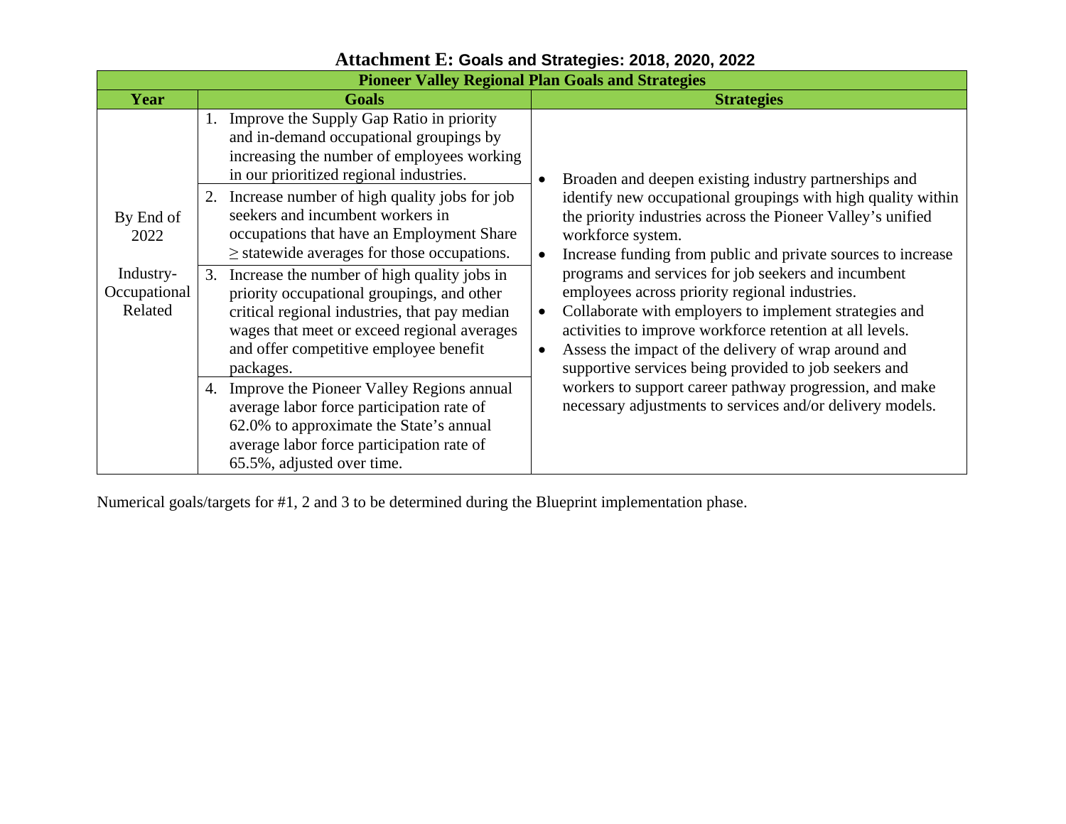# Attachment E: Goals and Strategies: 2018, 2020, 2022

| Pioneer Valley Regional Plan Goals and Strategies | | |
|---|---|---|
| **Year** | **Goals** | **Strategies** |
| By End of 2022<br><br>Industry-Occupational Related | 1. Improve the Supply Gap Ratio in priority and in-demand occupational groupings by increasing the number of employees working in our prioritized regional industries.<br>2. Increase number of high quality jobs for job seekers and incumbent workers in occupations that have an Employment Share ≥ statewide averages for those occupations.<br>3. Increase the number of high quality jobs in priority occupational groupings, and other critical regional industries, that pay median wages that meet or exceed regional averages and offer competitive employee benefit packages.<br>4. Improve the Pioneer Valley Regions annual average labor force participation rate of 62.0% to approximate the State's annual average labor force participation rate of 65.5%, adjusted over time. | • Broaden and deepen existing industry partnerships and identify new occupational groupings with high quality within the priority industries across the Pioneer Valley's unified workforce system.<br>• Increase funding from public and private sources to increase programs and services for job seekers and incumbent employees across priority regional industries.<br>• Collaborate with employers to implement strategies and activities to improve workforce retention at all levels.<br>• Assess the impact of the delivery of wrap around and supportive services being provided to job seekers and workers to support career pathway progression, and make necessary adjustments to services and/or delivery models. |

Numerical goals/targets for #1, 2 and 3 to be determined during the Blueprint implementation phase.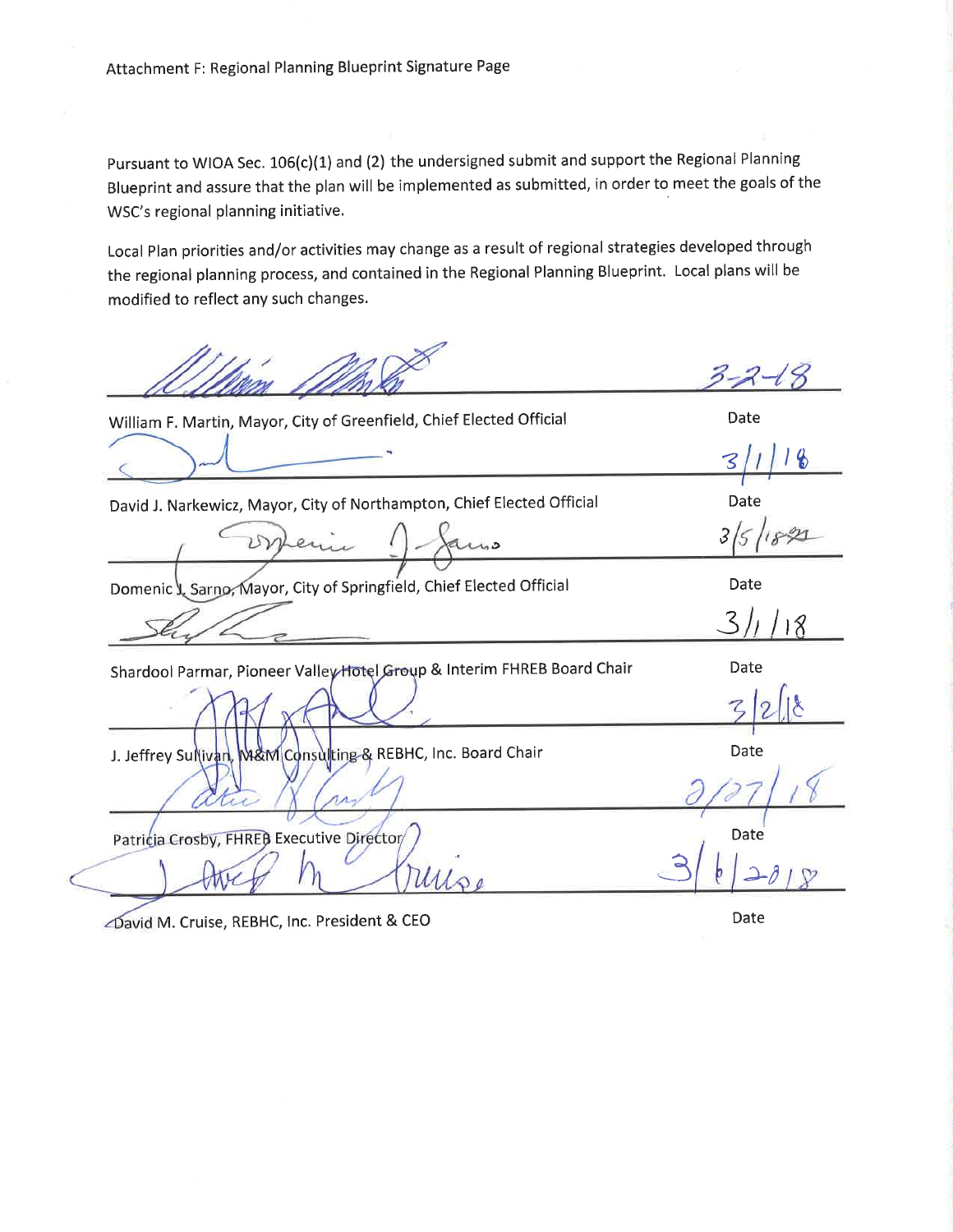Attachment F: Regional Planning Blueprint Signature Page

Pursuant to WIOA Sec. 106(c)(1) and (2) the undersigned submit and support the Regional Planning Blueprint and assure that the plan will be implemented as submitted, in order to meet the goals of the WSC's regional planning initiative.

Local Plan priorities and/or activities may change as a result of regional strategies developed through the regional planning process, and contained in the Regional Planning Blueprint. Local plans will be modified to reflect any such changes.

| | |
|---|---|
| 3-2-18 | |
| William F. Martin, Mayor, City of Greenfield, Chief Elected Official | Date |
| 3/1/18 | |
| David J. Narkewicz, Mayor, City of Northampton, Chief Elected Official | Date |
| 3/5/18 | |
| Domenic J. Sarno, Mayor, City of Springfield, Chief Elected Official | Date |
| 3/1/18 | |
| Shardool Parmar, Pioneer Valley Hotel Group & Interim FHREB Board Chair | Date |
| 3/2/18 | |
| J. Jeffrey Sullivan, M&M Consulting & REBHC, Inc. Board Chair | Date |
| 2/27/18 | |
| Patricia Crosby, FHREB Executive Director | Date |
| 3/6/2018 | |
| David M. Cruise, REBHC, Inc. President & CEO | Date |